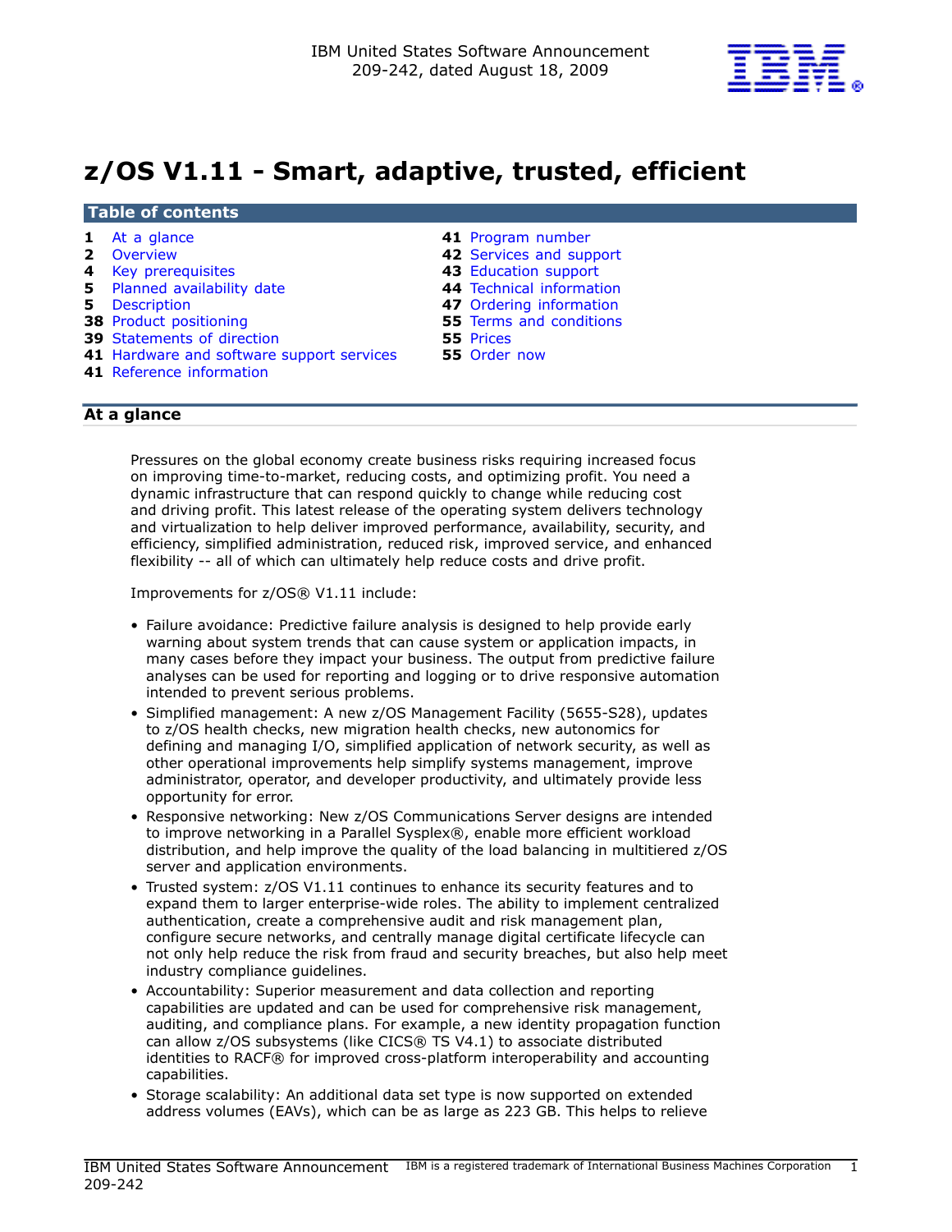IBM United States Software Announcement
209-242, dated August 18, 2009

# z/OS V1.11 - Smart, adaptive, trusted, efficient

## Table of contents

| | | | |
|---|---|---|---|
| **1** | At a glance | **41** | Program number |
| **2** | Overview | **42** | Services and support |
| **4** | Key prerequisites | **43** | Education support |
| **5** | Planned availability date | **44** | Technical information |
| **5** | Description | **47** | Ordering information |
| **38** | Product positioning | **55** | Terms and conditions |
| **39** | Statements of direction | **55** | Prices |
| **41** | Hardware and software support services | **55** | Order now |
| **41** | Reference information | | |

## At a glance

Pressures on the global economy create business risks requiring increased focus on improving time-to-market, reducing costs, and optimizing profit. You need a dynamic infrastructure that can respond quickly to change while reducing cost and driving profit. This latest release of the operating system delivers technology and virtualization to help deliver improved performance, availability, security, and efficiency, simplified administration, reduced risk, improved service, and enhanced flexibility -- all of which can ultimately help reduce costs and drive profit.

Improvements for z/OS® V1.11 include:

- Failure avoidance: Predictive failure analysis is designed to help provide early warning about system trends that can cause system or application impacts, in many cases before they impact your business. The output from predictive failure analyses can be used for reporting and logging or to drive responsive automation intended to prevent serious problems.
- Simplified management: A new z/OS Management Facility (5655-S28), updates to z/OS health checks, new migration health checks, new autonomics for defining and managing I/O, simplified application of network security, as well as other operational improvements help simplify systems management, improve administrator, operator, and developer productivity, and ultimately provide less opportunity for error.
- Responsive networking: New z/OS Communications Server designs are intended to improve networking in a Parallel Sysplex®, enable more efficient workload distribution, and help improve the quality of the load balancing in multitiered z/OS server and application environments.
- Trusted system: z/OS V1.11 continues to enhance its security features and to expand them to larger enterprise-wide roles. The ability to implement centralized authentication, create a comprehensive audit and risk management plan, configure secure networks, and centrally manage digital certificate lifecycle can not only help reduce the risk from fraud and security breaches, but also help meet industry compliance guidelines.
- Accountability: Superior measurement and data collection and reporting capabilities are updated and can be used for comprehensive risk management, auditing, and compliance plans. For example, a new identity propagation function can allow z/OS subsystems (like CICS® TS V4.1) to associate distributed identities to RACF® for improved cross-platform interoperability and accounting capabilities.
- Storage scalability: An additional data set type is now supported on extended address volumes (EAVs), which can be as large as 223 GB. This helps to relieve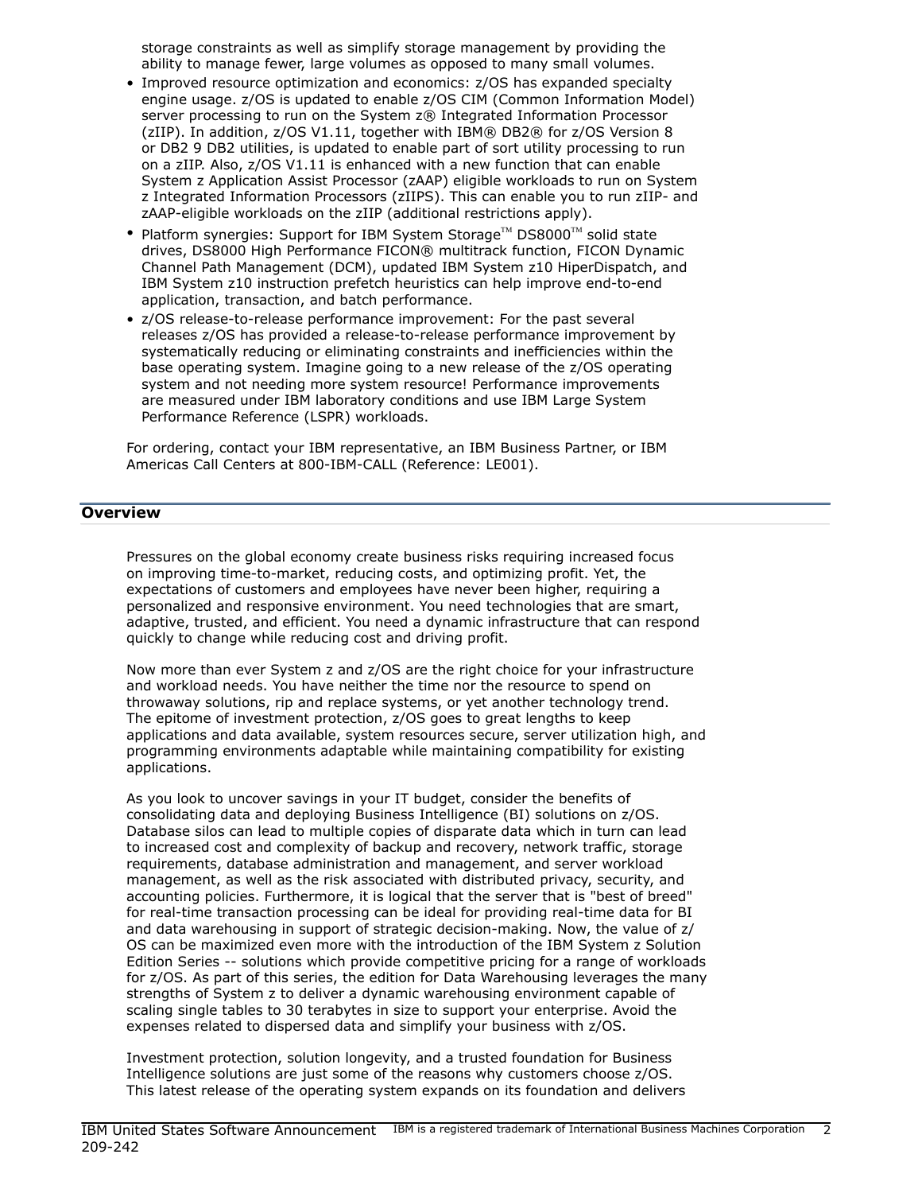storage constraints as well as simplify storage management by providing the ability to manage fewer, large volumes as opposed to many small volumes.

- Improved resource optimization and economics: z/OS has expanded specialty engine usage. z/OS is updated to enable z/OS CIM (Common Information Model) server processing to run on the System z® Integrated Information Processor (zIIP). In addition, z/OS V1.11, together with IBM® DB2® for z/OS Version 8 or DB2 9 DB2 utilities, is updated to enable part of sort utility processing to run on a zIIP. Also, z/OS V1.11 is enhanced with a new function that can enable System z Application Assist Processor (zAAP) eligible workloads to run on System z Integrated Information Processors (zIIPS). This can enable you to run zIIP- and zAAP-eligible workloads on the zIIP (additional restrictions apply).
- Platform synergies: Support for IBM System Storage™ DS8000™ solid state drives, DS8000 High Performance FICON® multitrack function, FICON Dynamic Channel Path Management (DCM), updated IBM System z10 HiperDispatch, and IBM System z10 instruction prefetch heuristics can help improve end-to-end application, transaction, and batch performance.
- z/OS release-to-release performance improvement: For the past several releases z/OS has provided a release-to-release performance improvement by systematically reducing or eliminating constraints and inefficiencies within the base operating system. Imagine going to a new release of the z/OS operating system and not needing more system resource! Performance improvements are measured under IBM laboratory conditions and use IBM Large System Performance Reference (LSPR) workloads.

For ordering, contact your IBM representative, an IBM Business Partner, or IBM Americas Call Centers at 800-IBM-CALL (Reference: LE001).

## Overview

Pressures on the global economy create business risks requiring increased focus on improving time-to-market, reducing costs, and optimizing profit. Yet, the expectations of customers and employees have never been higher, requiring a personalized and responsive environment. You need technologies that are smart, adaptive, trusted, and efficient. You need a dynamic infrastructure that can respond quickly to change while reducing cost and driving profit.

Now more than ever System z and z/OS are the right choice for your infrastructure and workload needs. You have neither the time nor the resource to spend on throwaway solutions, rip and replace systems, or yet another technology trend. The epitome of investment protection, z/OS goes to great lengths to keep applications and data available, system resources secure, server utilization high, and programming environments adaptable while maintaining compatibility for existing applications.

As you look to uncover savings in your IT budget, consider the benefits of consolidating data and deploying Business Intelligence (BI) solutions on z/OS. Database silos can lead to multiple copies of disparate data which in turn can lead to increased cost and complexity of backup and recovery, network traffic, storage requirements, database administration and management, and server workload management, as well as the risk associated with distributed privacy, security, and accounting policies. Furthermore, it is logical that the server that is "best of breed" for real-time transaction processing can be ideal for providing real-time data for BI and data warehousing in support of strategic decision-making. Now, the value of z/OS can be maximized even more with the introduction of the IBM System z Solution Edition Series -- solutions which provide competitive pricing for a range of workloads for z/OS. As part of this series, the edition for Data Warehousing leverages the many strengths of System z to deliver a dynamic warehousing environment capable of scaling single tables to 30 terabytes in size to support your enterprise. Avoid the expenses related to dispersed data and simplify your business with z/OS.

Investment protection, solution longevity, and a trusted foundation for Business Intelligence solutions are just some of the reasons why customers choose z/OS. This latest release of the operating system expands on its foundation and delivers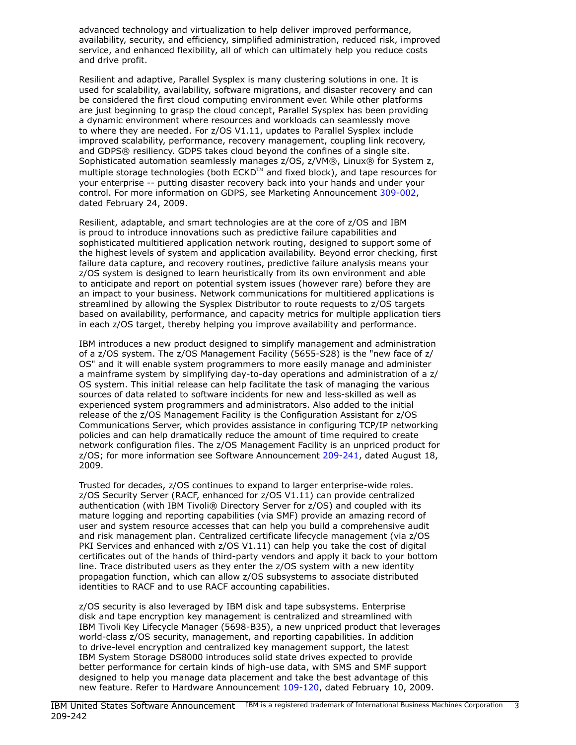advanced technology and virtualization to help deliver improved performance, availability, security, and efficiency, simplified administration, reduced risk, improved service, and enhanced flexibility, all of which can ultimately help you reduce costs and drive profit.

Resilient and adaptive, Parallel Sysplex is many clustering solutions in one. It is used for scalability, availability, software migrations, and disaster recovery and can be considered the first cloud computing environment ever. While other platforms are just beginning to grasp the cloud concept, Parallel Sysplex has been providing a dynamic environment where resources and workloads can seamlessly move to where they are needed. For z/OS V1.11, updates to Parallel Sysplex include improved scalability, performance, recovery management, coupling link recovery, and GDPS® resiliency. GDPS takes cloud beyond the confines of a single site. Sophisticated automation seamlessly manages z/OS, z/VM®, Linux® for System z, multiple storage technologies (both ECKD™ and fixed block), and tape resources for your enterprise -- putting disaster recovery back into your hands and under your control. For more information on GDPS, see Marketing Announcement 309-002, dated February 24, 2009.

Resilient, adaptable, and smart technologies are at the core of z/OS and IBM is proud to introduce innovations such as predictive failure capabilities and sophisticated multitiered application network routing, designed to support some of the highest levels of system and application availability. Beyond error checking, first failure data capture, and recovery routines, predictive failure analysis means your z/OS system is designed to learn heuristically from its own environment and able to anticipate and report on potential system issues (however rare) before they are an impact to your business. Network communications for multitiered applications is streamlined by allowing the Sysplex Distributor to route requests to z/OS targets based on availability, performance, and capacity metrics for multiple application tiers in each z/OS target, thereby helping you improve availability and performance.

IBM introduces a new product designed to simplify management and administration of a z/OS system. The z/OS Management Facility (5655-S28) is the "new face of z/OS" and it will enable system programmers to more easily manage and administer a mainframe system by simplifying day-to-day operations and administration of a z/OS system. This initial release can help facilitate the task of managing the various sources of data related to software incidents for new and less-skilled as well as experienced system programmers and administrators. Also added to the initial release of the z/OS Management Facility is the Configuration Assistant for z/OS Communications Server, which provides assistance in configuring TCP/IP networking policies and can help dramatically reduce the amount of time required to create network configuration files. The z/OS Management Facility is an unpriced product for z/OS; for more information see Software Announcement 209-241, dated August 18, 2009.

Trusted for decades, z/OS continues to expand to larger enterprise-wide roles. z/OS Security Server (RACF, enhanced for z/OS V1.11) can provide centralized authentication (with IBM Tivoli® Directory Server for z/OS) and coupled with its mature logging and reporting capabilities (via SMF) provide an amazing record of user and system resource accesses that can help you build a comprehensive audit and risk management plan. Centralized certificate lifecycle management (via z/OS PKI Services and enhanced with z/OS V1.11) can help you take the cost of digital certificates out of the hands of third-party vendors and apply it back to your bottom line. Trace distributed users as they enter the z/OS system with a new identity propagation function, which can allow z/OS subsystems to associate distributed identities to RACF and to use RACF accounting capabilities.

z/OS security is also leveraged by IBM disk and tape subsystems. Enterprise disk and tape encryption key management is centralized and streamlined with IBM Tivoli Key Lifecycle Manager (5698-B35), a new unpriced product that leverages world-class z/OS security, management, and reporting capabilities. In addition to drive-level encryption and centralized key management support, the latest IBM System Storage DS8000 introduces solid state drives expected to provide better performance for certain kinds of high-use data, with SMS and SMF support designed to help you manage data placement and take the best advantage of this new feature. Refer to Hardware Announcement 109-120, dated February 10, 2009.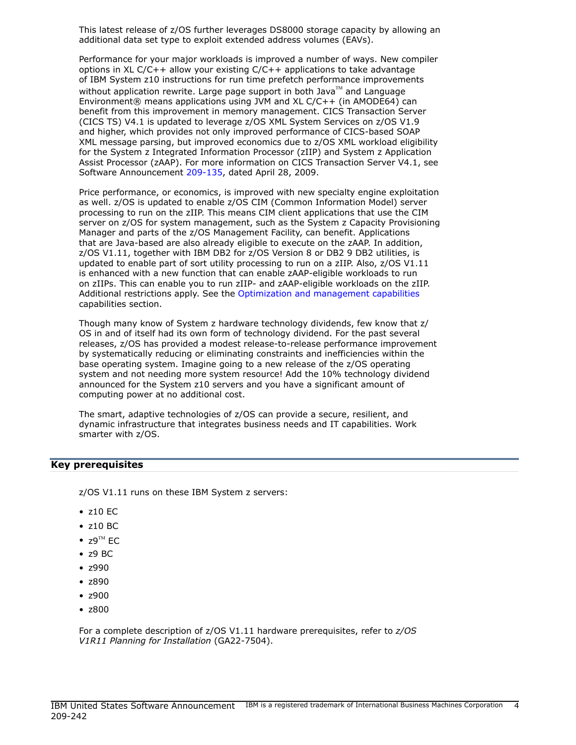This latest release of z/OS further leverages DS8000 storage capacity by allowing an additional data set type to exploit extended address volumes (EAVs).

Performance for your major workloads is improved a number of ways. New compiler options in XL C/C++ allow your existing C/C++ applications to take advantage of IBM System z10 instructions for run time prefetch performance improvements without application rewrite. Large page support in both Java™ and Language Environment® means applications using JVM and XL C/C++ (in AMODE64) can benefit from this improvement in memory management. CICS Transaction Server (CICS TS) V4.1 is updated to leverage z/OS XML System Services on z/OS V1.9 and higher, which provides not only improved performance of CICS-based SOAP XML message parsing, but improved economics due to z/OS XML workload eligibility for the System z Integrated Information Processor (zIIP) and System z Application Assist Processor (zAAP). For more information on CICS Transaction Server V4.1, see Software Announcement 209-135, dated April 28, 2009.

Price performance, or economics, is improved with new specialty engine exploitation as well. z/OS is updated to enable z/OS CIM (Common Information Model) server processing to run on the zIIP. This means CIM client applications that use the CIM server on z/OS for system management, such as the System z Capacity Provisioning Manager and parts of the z/OS Management Facility, can benefit. Applications that are Java-based are also already eligible to execute on the zAAP. In addition, z/OS V1.11, together with IBM DB2 for z/OS Version 8 or DB2 9 DB2 utilities, is updated to enable part of sort utility processing to run on a zIIP. Also, z/OS V1.11 is enhanced with a new function that can enable zAAP-eligible workloads to run on zIIPs. This can enable you to run zIIP- and zAAP-eligible workloads on the zIIP. Additional restrictions apply. See the Optimization and management capabilities capabilities section.

Though many know of System z hardware technology dividends, few know that z/OS in and of itself had its own form of technology dividend. For the past several releases, z/OS has provided a modest release-to-release performance improvement by systematically reducing or eliminating constraints and inefficiencies within the base operating system. Imagine going to a new release of the z/OS operating system and not needing more system resource! Add the 10% technology dividend announced for the System z10 servers and you have a significant amount of computing power at no additional cost.

The smart, adaptive technologies of z/OS can provide a secure, resilient, and dynamic infrastructure that integrates business needs and IT capabilities. Work smarter with z/OS.

## Key prerequisites

z/OS V1.11 runs on these IBM System z servers:

- z10 EC
- z10 BC
- z9™ EC
- z9 BC
- z990
- z890
- z900
- z800

For a complete description of z/OS V1.11 hardware prerequisites, refer to *z/OS V1R11 Planning for Installation* (GA22-7504).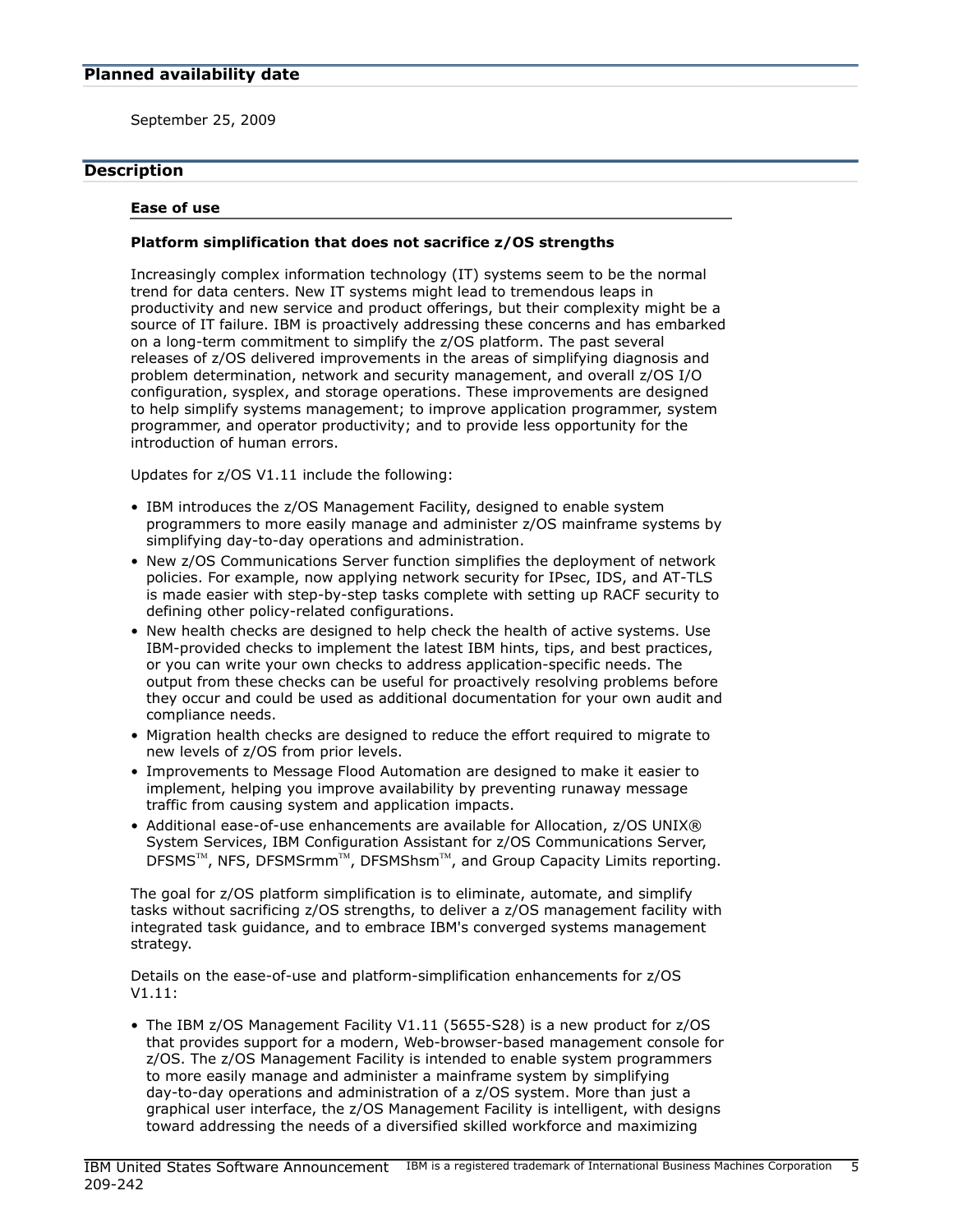## Planned availability date

September 25, 2009

## Description

### Ease of use

**Platform simplification that does not sacrifice z/OS strengths**

Increasingly complex information technology (IT) systems seem to be the normal trend for data centers. New IT systems might lead to tremendous leaps in productivity and new service and product offerings, but their complexity might be a source of IT failure. IBM is proactively addressing these concerns and has embarked on a long-term commitment to simplify the z/OS platform. The past several releases of z/OS delivered improvements in the areas of simplifying diagnosis and problem determination, network and security management, and overall z/OS I/O configuration, sysplex, and storage operations. These improvements are designed to help simplify systems management; to improve application programmer, system programmer, and operator productivity; and to provide less opportunity for the introduction of human errors.

Updates for z/OS V1.11 include the following:

- IBM introduces the z/OS Management Facility, designed to enable system programmers to more easily manage and administer z/OS mainframe systems by simplifying day-to-day operations and administration.
- New z/OS Communications Server function simplifies the deployment of network policies. For example, now applying network security for IPsec, IDS, and AT-TLS is made easier with step-by-step tasks complete with setting up RACF security to defining other policy-related configurations.
- New health checks are designed to help check the health of active systems. Use IBM-provided checks to implement the latest IBM hints, tips, and best practices, or you can write your own checks to address application-specific needs. The output from these checks can be useful for proactively resolving problems before they occur and could be used as additional documentation for your own audit and compliance needs.
- Migration health checks are designed to reduce the effort required to migrate to new levels of z/OS from prior levels.
- Improvements to Message Flood Automation are designed to make it easier to implement, helping you improve availability by preventing runaway message traffic from causing system and application impacts.
- Additional ease-of-use enhancements are available for Allocation, z/OS UNIX® System Services, IBM Configuration Assistant for z/OS Communications Server, DFSMS™, NFS, DFSMSrmm™, DFSMShsm™, and Group Capacity Limits reporting.

The goal for z/OS platform simplification is to eliminate, automate, and simplify tasks without sacrificing z/OS strengths, to deliver a z/OS management facility with integrated task guidance, and to embrace IBM's converged systems management strategy.

Details on the ease-of-use and platform-simplification enhancements for z/OS V1.11:

- The IBM z/OS Management Facility V1.11 (5655-S28) is a new product for z/OS that provides support for a modern, Web-browser-based management console for z/OS. The z/OS Management Facility is intended to enable system programmers to more easily manage and administer a mainframe system by simplifying day-to-day operations and administration of a z/OS system. More than just a graphical user interface, the z/OS Management Facility is intelligent, with designs toward addressing the needs of a diversified skilled workforce and maximizing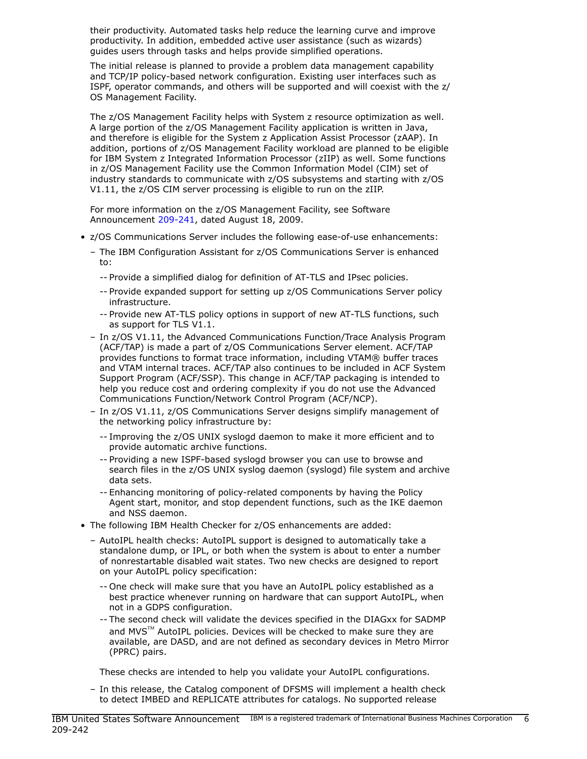their productivity. Automated tasks help reduce the learning curve and improve productivity. In addition, embedded active user assistance (such as wizards) guides users through tasks and helps provide simplified operations.

The initial release is planned to provide a problem data management capability and TCP/IP policy-based network configuration. Existing user interfaces such as ISPF, operator commands, and others will be supported and will coexist with the z/OS Management Facility.

The z/OS Management Facility helps with System z resource optimization as well. A large portion of the z/OS Management Facility application is written in Java, and therefore is eligible for the System z Application Assist Processor (zAAP). In addition, portions of z/OS Management Facility workload are planned to be eligible for IBM System z Integrated Information Processor (zIIP) as well. Some functions in z/OS Management Facility use the Common Information Model (CIM) set of industry standards to communicate with z/OS subsystems and starting with z/OS V1.11, the z/OS CIM server processing is eligible to run on the zIIP.

For more information on the z/OS Management Facility, see Software Announcement 209-241, dated August 18, 2009.

- z/OS Communications Server includes the following ease-of-use enhancements:
  - The IBM Configuration Assistant for z/OS Communications Server is enhanced to:
    - Provide a simplified dialog for definition of AT-TLS and IPsec policies.
    - Provide expanded support for setting up z/OS Communications Server policy infrastructure.
    - Provide new AT-TLS policy options in support of new AT-TLS functions, such as support for TLS V1.1.
  - In z/OS V1.11, the Advanced Communications Function/Trace Analysis Program (ACF/TAP) is made a part of z/OS Communications Server element. ACF/TAP provides functions to format trace information, including VTAM® buffer traces and VTAM internal traces. ACF/TAP also continues to be included in ACF System Support Program (ACF/SSP). This change in ACF/TAP packaging is intended to help you reduce cost and ordering complexity if you do not use the Advanced Communications Function/Network Control Program (ACF/NCP).
  - In z/OS V1.11, z/OS Communications Server designs simplify management of the networking policy infrastructure by:
    - Improving the z/OS UNIX syslogd daemon to make it more efficient and to provide automatic archive functions.
    - Providing a new ISPF-based syslogd browser you can use to browse and search files in the z/OS UNIX syslog daemon (syslogd) file system and archive data sets.
    - Enhancing monitoring of policy-related components by having the Policy Agent start, monitor, and stop dependent functions, such as the IKE daemon and NSS daemon.
- The following IBM Health Checker for z/OS enhancements are added:
  - AutoIPL health checks: AutoIPL support is designed to automatically take a standalone dump, or IPL, or both when the system is about to enter a number of nonrestartable disabled wait states. Two new checks are designed to report on your AutoIPL policy specification:
    - One check will make sure that you have an AutoIPL policy established as a best practice whenever running on hardware that can support AutoIPL, when not in a GDPS configuration.
    - The second check will validate the devices specified in the DIAGxx for SADMP and MVS™ AutoIPL policies. Devices will be checked to make sure they are available, are DASD, and are not defined as secondary devices in Metro Mirror (PPRC) pairs.

    These checks are intended to help you validate your AutoIPL configurations.
  - In this release, the Catalog component of DFSMS will implement a health check to detect IMBED and REPLICATE attributes for catalogs. No supported release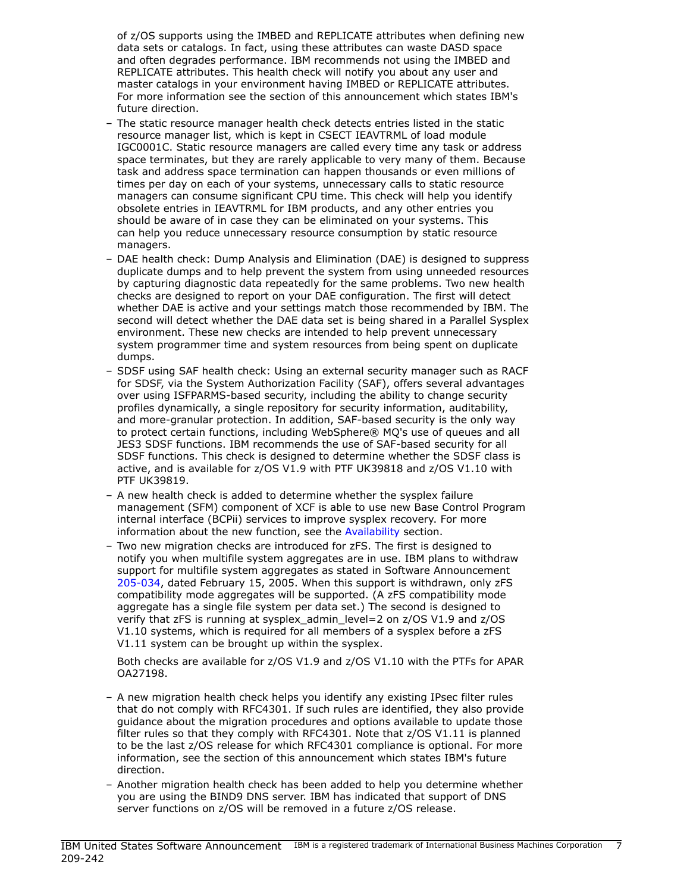of z/OS supports using the IMBED and REPLICATE attributes when defining new data sets or catalogs. In fact, using these attributes can waste DASD space and often degrades performance. IBM recommends not using the IMBED and REPLICATE attributes. This health check will notify you about any user and master catalogs in your environment having IMBED or REPLICATE attributes. For more information see the section of this announcement which states IBM's future direction.

- The static resource manager health check detects entries listed in the static resource manager list, which is kept in CSECT IEAVTRML of load module IGC0001C. Static resource managers are called every time any task or address space terminates, but they are rarely applicable to very many of them. Because task and address space termination can happen thousands or even millions of times per day on each of your systems, unnecessary calls to static resource managers can consume significant CPU time. This check will help you identify obsolete entries in IEAVTRML for IBM products, and any other entries you should be aware of in case they can be eliminated on your systems. This can help you reduce unnecessary resource consumption by static resource managers.
- DAE health check: Dump Analysis and Elimination (DAE) is designed to suppress duplicate dumps and to help prevent the system from using unneeded resources by capturing diagnostic data repeatedly for the same problems. Two new health checks are designed to report on your DAE configuration. The first will detect whether DAE is active and your settings match those recommended by IBM. The second will detect whether the DAE data set is being shared in a Parallel Sysplex environment. These new checks are intended to help prevent unnecessary system programmer time and system resources from being spent on duplicate dumps.
- SDSF using SAF health check: Using an external security manager such as RACF for SDSF, via the System Authorization Facility (SAF), offers several advantages over using ISFPARMS-based security, including the ability to change security profiles dynamically, a single repository for security information, auditability, and more-granular protection. In addition, SAF-based security is the only way to protect certain functions, including WebSphere® MQ's use of queues and all JES3 SDSF functions. IBM recommends the use of SAF-based security for all SDSF functions. This check is designed to determine whether the SDSF class is active, and is available for z/OS V1.9 with PTF UK39818 and z/OS V1.10 with PTF UK39819.
- A new health check is added to determine whether the sysplex failure management (SFM) component of XCF is able to use new Base Control Program internal interface (BCPii) services to improve sysplex recovery. For more information about the new function, see the Availability section.
- Two new migration checks are introduced for zFS. The first is designed to notify you when multifile system aggregates are in use. IBM plans to withdraw support for multifile system aggregates as stated in Software Announcement 205-034, dated February 15, 2005. When this support is withdrawn, only zFS compatibility mode aggregates will be supported. (A zFS compatibility mode aggregate has a single file system per data set.) The second is designed to verify that zFS is running at sysplex_admin_level=2 on z/OS V1.9 and z/OS V1.10 systems, which is required for all members of a sysplex before a zFS V1.11 system can be brought up within the sysplex.

  Both checks are available for z/OS V1.9 and z/OS V1.10 with the PTFs for APAR OA27198.
- A new migration health check helps you identify any existing IPsec filter rules that do not comply with RFC4301. If such rules are identified, they also provide guidance about the migration procedures and options available to update those filter rules so that they comply with RFC4301. Note that z/OS V1.11 is planned to be the last z/OS release for which RFC4301 compliance is optional. For more information, see the section of this announcement which states IBM's future direction.
- Another migration health check has been added to help you determine whether you are using the BIND9 DNS server. IBM has indicated that support of DNS server functions on z/OS will be removed in a future z/OS release.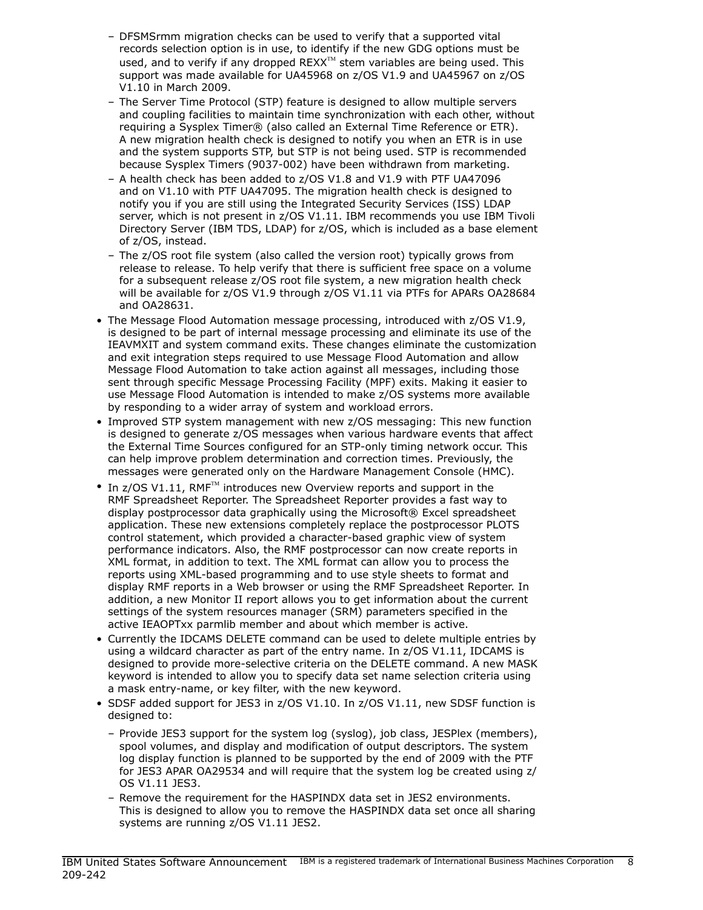- DFSMSrmm migration checks can be used to verify that a supported vital records selection option is in use, to identify if the new GDG options must be used, and to verify if any dropped REXX™ stem variables are being used. This support was made available for UA45968 on z/OS V1.9 and UA45967 on z/OS V1.10 in March 2009.
  - The Server Time Protocol (STP) feature is designed to allow multiple servers and coupling facilities to maintain time synchronization with each other, without requiring a Sysplex Timer® (also called an External Time Reference or ETR). A new migration health check is designed to notify you when an ETR is in use and the system supports STP, but STP is not being used. STP is recommended because Sysplex Timers (9037-002) have been withdrawn from marketing.
  - A health check has been added to z/OS V1.8 and V1.9 with PTF UA47096 and on V1.10 with PTF UA47095. The migration health check is designed to notify you if you are still using the Integrated Security Services (ISS) LDAP server, which is not present in z/OS V1.11. IBM recommends you use IBM Tivoli Directory Server (IBM TDS, LDAP) for z/OS, which is included as a base element of z/OS, instead.
  - The z/OS root file system (also called the version root) typically grows from release to release. To help verify that there is sufficient free space on a volume for a subsequent release z/OS root file system, a new migration health check will be available for z/OS V1.9 through z/OS V1.11 via PTFs for APARs OA28684 and OA28631.
- The Message Flood Automation message processing, introduced with z/OS V1.9, is designed to be part of internal message processing and eliminate its use of the IEAVMXIT and system command exits. These changes eliminate the customization and exit integration steps required to use Message Flood Automation and allow Message Flood Automation to take action against all messages, including those sent through specific Message Processing Facility (MPF) exits. Making it easier to use Message Flood Automation is intended to make z/OS systems more available by responding to a wider array of system and workload errors.
- Improved STP system management with new z/OS messaging: This new function is designed to generate z/OS messages when various hardware events that affect the External Time Sources configured for an STP-only timing network occur. This can help improve problem determination and correction times. Previously, the messages were generated only on the Hardware Management Console (HMC).
- In z/OS V1.11, RMF™ introduces new Overview reports and support in the RMF Spreadsheet Reporter. The Spreadsheet Reporter provides a fast way to display postprocessor data graphically using the Microsoft® Excel spreadsheet application. These new extensions completely replace the postprocessor PLOTS control statement, which provided a character-based graphic view of system performance indicators. Also, the RMF postprocessor can now create reports in XML format, in addition to text. The XML format can allow you to process the reports using XML-based programming and to use style sheets to format and display RMF reports in a Web browser or using the RMF Spreadsheet Reporter. In addition, a new Monitor II report allows you to get information about the current settings of the system resources manager (SRM) parameters specified in the active IEAOPTxx parmlib member and about which member is active.
- Currently the IDCAMS DELETE command can be used to delete multiple entries by using a wildcard character as part of the entry name. In z/OS V1.11, IDCAMS is designed to provide more-selective criteria on the DELETE command. A new MASK keyword is intended to allow you to specify data set name selection criteria using a mask entry-name, or key filter, with the new keyword.
- SDSF added support for JES3 in z/OS V1.10. In z/OS V1.11, new SDSF function is designed to:
  - Provide JES3 support for the system log (syslog), job class, JESPlex (members), spool volumes, and display and modification of output descriptors. The system log display function is planned to be supported by the end of 2009 with the PTF for JES3 APAR OA29534 and will require that the system log be created using z/OS V1.11 JES3.
  - Remove the requirement for the HASPINDX data set in JES2 environments. This is designed to allow you to remove the HASPINDX data set once all sharing systems are running z/OS V1.11 JES2.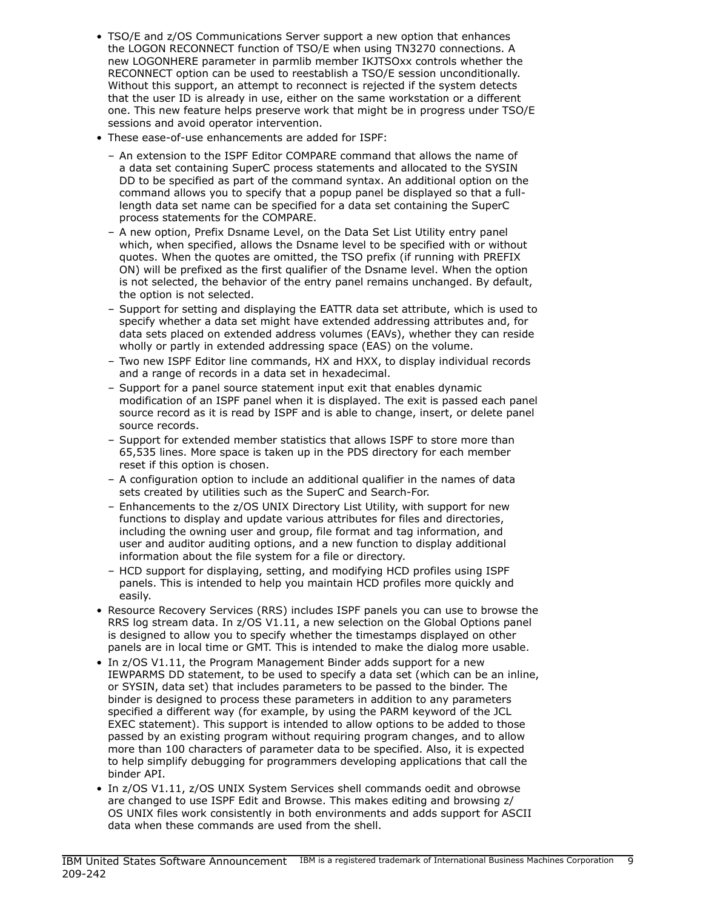- TSO/E and z/OS Communications Server support a new option that enhances the LOGON RECONNECT function of TSO/E when using TN3270 connections. A new LOGONHERE parameter in parmlib member IKJTSOxx controls whether the RECONNECT option can be used to reestablish a TSO/E session unconditionally. Without this support, an attempt to reconnect is rejected if the system detects that the user ID is already in use, either on the same workstation or a different one. This new feature helps preserve work that might be in progress under TSO/E sessions and avoid operator intervention.
- These ease-of-use enhancements are added for ISPF:
  - An extension to the ISPF Editor COMPARE command that allows the name of a data set containing SuperC process statements and allocated to the SYSIN DD to be specified as part of the command syntax. An additional option on the command allows you to specify that a popup panel be displayed so that a full-length data set name can be specified for a data set containing the SuperC process statements for the COMPARE.
  - A new option, Prefix Dsname Level, on the Data Set List Utility entry panel which, when specified, allows the Dsname level to be specified with or without quotes. When the quotes are omitted, the TSO prefix (if running with PREFIX ON) will be prefixed as the first qualifier of the Dsname level. When the option is not selected, the behavior of the entry panel remains unchanged. By default, the option is not selected.
  - Support for setting and displaying the EATTR data set attribute, which is used to specify whether a data set might have extended addressing attributes and, for data sets placed on extended address volumes (EAVs), whether they can reside wholly or partly in extended addressing space (EAS) on the volume.
  - Two new ISPF Editor line commands, HX and HXX, to display individual records and a range of records in a data set in hexadecimal.
  - Support for a panel source statement input exit that enables dynamic modification of an ISPF panel when it is displayed. The exit is passed each panel source record as it is read by ISPF and is able to change, insert, or delete panel source records.
  - Support for extended member statistics that allows ISPF to store more than 65,535 lines. More space is taken up in the PDS directory for each member reset if this option is chosen.
  - A configuration option to include an additional qualifier in the names of data sets created by utilities such as the SuperC and Search-For.
  - Enhancements to the z/OS UNIX Directory List Utility, with support for new functions to display and update various attributes for files and directories, including the owning user and group, file format and tag information, and user and auditor auditing options, and a new function to display additional information about the file system for a file or directory.
  - HCD support for displaying, setting, and modifying HCD profiles using ISPF panels. This is intended to help you maintain HCD profiles more quickly and easily.
- Resource Recovery Services (RRS) includes ISPF panels you can use to browse the RRS log stream data. In z/OS V1.11, a new selection on the Global Options panel is designed to allow you to specify whether the timestamps displayed on other panels are in local time or GMT. This is intended to make the dialog more usable.
- In z/OS V1.11, the Program Management Binder adds support for a new IEWPARMS DD statement, to be used to specify a data set (which can be an inline, or SYSIN, data set) that includes parameters to be passed to the binder. The binder is designed to process these parameters in addition to any parameters specified a different way (for example, by using the PARM keyword of the JCL EXEC statement). This support is intended to allow options to be added to those passed by an existing program without requiring program changes, and to allow more than 100 characters of parameter data to be specified. Also, it is expected to help simplify debugging for programmers developing applications that call the binder API.
- In z/OS V1.11, z/OS UNIX System Services shell commands oedit and obrowse are changed to use ISPF Edit and Browse. This makes editing and browsing z/OS UNIX files work consistently in both environments and adds support for ASCII data when these commands are used from the shell.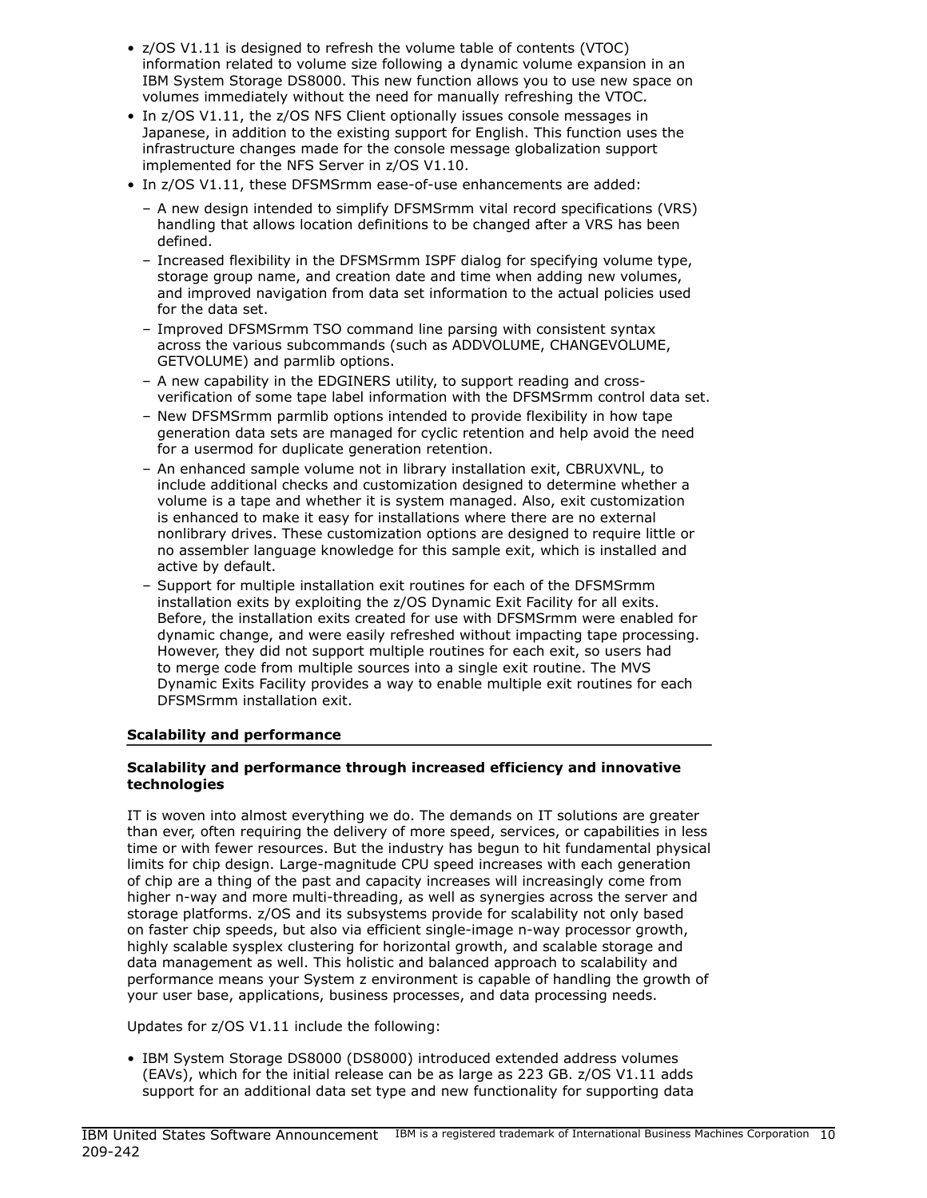- z/OS V1.11 is designed to refresh the volume table of contents (VTOC) information related to volume size following a dynamic volume expansion in an IBM System Storage DS8000. This new function allows you to use new space on volumes immediately without the need for manually refreshing the VTOC.
- In z/OS V1.11, the z/OS NFS Client optionally issues console messages in Japanese, in addition to the existing support for English. This function uses the infrastructure changes made for the console message globalization support implemented for the NFS Server in z/OS V1.10.
- In z/OS V1.11, these DFSMSrmm ease-of-use enhancements are added:
  - A new design intended to simplify DFSMSrmm vital record specifications (VRS) handling that allows location definitions to be changed after a VRS has been defined.
  - Increased flexibility in the DFSMSrmm ISPF dialog for specifying volume type, storage group name, and creation date and time when adding new volumes, and improved navigation from data set information to the actual policies used for the data set.
  - Improved DFSMSrmm TSO command line parsing with consistent syntax across the various subcommands (such as ADDVOLUME, CHANGEVOLUME, GETVOLUME) and parmlib options.
  - A new capability in the EDGINERS utility, to support reading and cross-verification of some tape label information with the DFSMSrmm control data set.
  - New DFSMSrmm parmlib options intended to provide flexibility in how tape generation data sets are managed for cyclic retention and help avoid the need for a usermod for duplicate generation retention.
  - An enhanced sample volume not in library installation exit, CBRUXVNL, to include additional checks and customization designed to determine whether a volume is a tape and whether it is system managed. Also, exit customization is enhanced to make it easy for installations where there are no external nonlibrary drives. These customization options are designed to require little or no assembler language knowledge for this sample exit, which is installed and active by default.
  - Support for multiple installation exit routines for each of the DFSMSrmm installation exits by exploiting the z/OS Dynamic Exit Facility for all exits. Before, the installation exits created for use with DFSMSrmm were enabled for dynamic change, and were easily refreshed without impacting tape processing. However, they did not support multiple routines for each exit, so users had to merge code from multiple sources into a single exit routine. The MVS Dynamic Exits Facility provides a way to enable multiple exit routines for each DFSMSrmm installation exit.

## Scalability and performance

### Scalability and performance through increased efficiency and innovative technologies

IT is woven into almost everything we do. The demands on IT solutions are greater than ever, often requiring the delivery of more speed, services, or capabilities in less time or with fewer resources. But the industry has begun to hit fundamental physical limits for chip design. Large-magnitude CPU speed increases with each generation of chip are a thing of the past and capacity increases will increasingly come from higher n-way and more multi-threading, as well as synergies across the server and storage platforms. z/OS and its subsystems provide for scalability not only based on faster chip speeds, but also via efficient single-image n-way processor growth, highly scalable sysplex clustering for horizontal growth, and scalable storage and data management as well. This holistic and balanced approach to scalability and performance means your System z environment is capable of handling the growth of your user base, applications, business processes, and data processing needs.

Updates for z/OS V1.11 include the following:

- IBM System Storage DS8000 (DS8000) introduced extended address volumes (EAVs), which for the initial release can be as large as 223 GB. z/OS V1.11 adds support for an additional data set type and new functionality for supporting data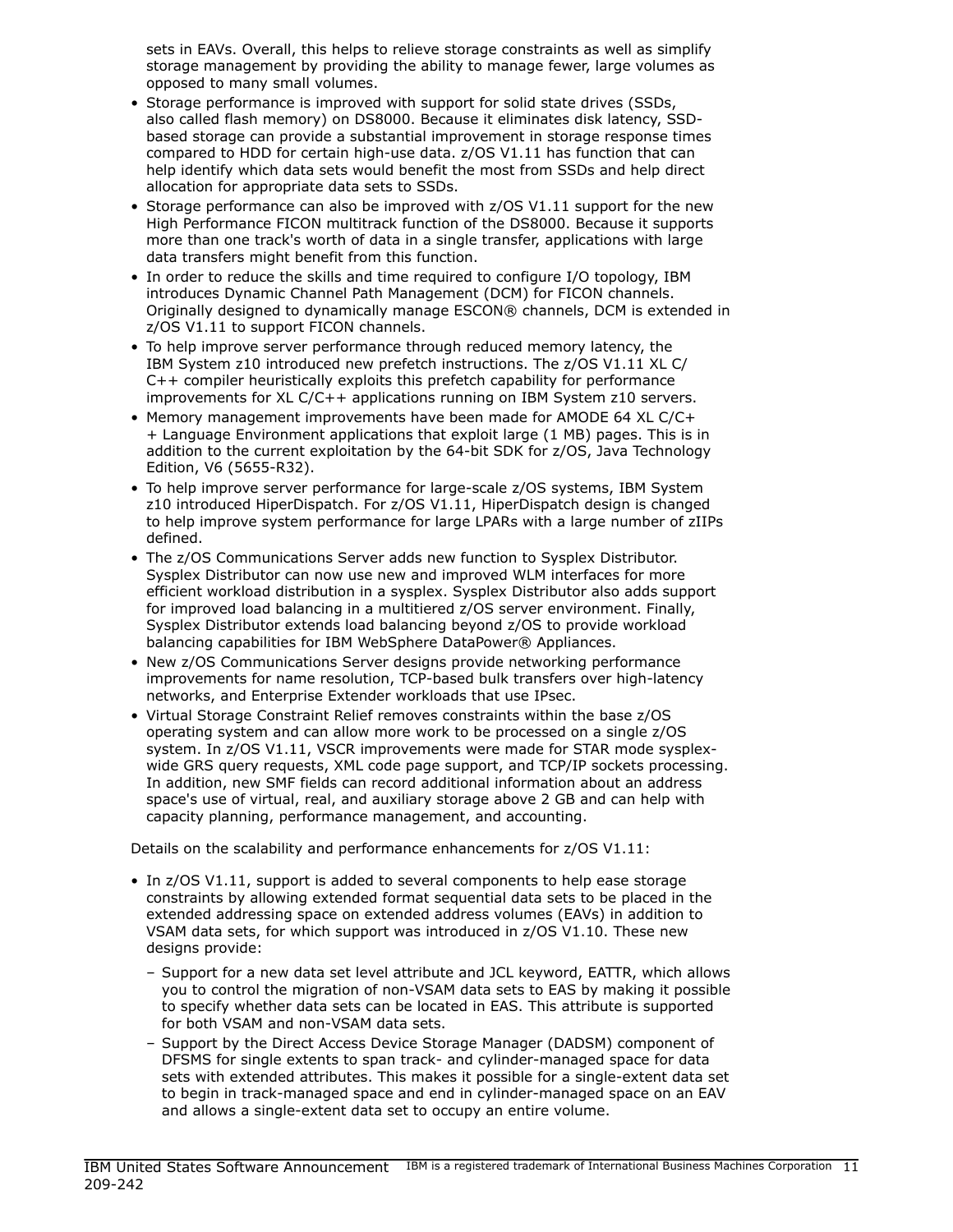sets in EAVs. Overall, this helps to relieve storage constraints as well as simplify storage management by providing the ability to manage fewer, large volumes as opposed to many small volumes.

- Storage performance is improved with support for solid state drives (SSDs, also called flash memory) on DS8000. Because it eliminates disk latency, SSD-based storage can provide a substantial improvement in storage response times compared to HDD for certain high-use data. z/OS V1.11 has function that can help identify which data sets would benefit the most from SSDs and help direct allocation for appropriate data sets to SSDs.
- Storage performance can also be improved with z/OS V1.11 support for the new High Performance FICON multitrack function of the DS8000. Because it supports more than one track's worth of data in a single transfer, applications with large data transfers might benefit from this function.
- In order to reduce the skills and time required to configure I/O topology, IBM introduces Dynamic Channel Path Management (DCM) for FICON channels. Originally designed to dynamically manage ESCON® channels, DCM is extended in z/OS V1.11 to support FICON channels.
- To help improve server performance through reduced memory latency, the IBM System z10 introduced new prefetch instructions. The z/OS V1.11 XL C/C++ compiler heuristically exploits this prefetch capability for performance improvements for XL C/C++ applications running on IBM System z10 servers.
- Memory management improvements have been made for AMODE 64 XL C/C++ Language Environment applications that exploit large (1 MB) pages. This is in addition to the current exploitation by the 64-bit SDK for z/OS, Java Technology Edition, V6 (5655-R32).
- To help improve server performance for large-scale z/OS systems, IBM System z10 introduced HiperDispatch. For z/OS V1.11, HiperDispatch design is changed to help improve system performance for large LPARs with a large number of zIIPs defined.
- The z/OS Communications Server adds new function to Sysplex Distributor. Sysplex Distributor can now use new and improved WLM interfaces for more efficient workload distribution in a sysplex. Sysplex Distributor also adds support for improved load balancing in a multitiered z/OS server environment. Finally, Sysplex Distributor extends load balancing beyond z/OS to provide workload balancing capabilities for IBM WebSphere DataPower® Appliances.
- New z/OS Communications Server designs provide networking performance improvements for name resolution, TCP-based bulk transfers over high-latency networks, and Enterprise Extender workloads that use IPsec.
- Virtual Storage Constraint Relief removes constraints within the base z/OS operating system and can allow more work to be processed on a single z/OS system. In z/OS V1.11, VSCR improvements were made for STAR mode sysplex-wide GRS query requests, XML code page support, and TCP/IP sockets processing. In addition, new SMF fields can record additional information about an address space's use of virtual, real, and auxiliary storage above 2 GB and can help with capacity planning, performance management, and accounting.

Details on the scalability and performance enhancements for z/OS V1.11:

- In z/OS V1.11, support is added to several components to help ease storage constraints by allowing extended format sequential data sets to be placed in the extended addressing space on extended address volumes (EAVs) in addition to VSAM data sets, for which support was introduced in z/OS V1.10. These new designs provide:
  - Support for a new data set level attribute and JCL keyword, EATTR, which allows you to control the migration of non-VSAM data sets to EAS by making it possible to specify whether data sets can be located in EAS. This attribute is supported for both VSAM and non-VSAM data sets.
  - Support by the Direct Access Device Storage Manager (DADSM) component of DFSMS for single extents to span track- and cylinder-managed space for data sets with extended attributes. This makes it possible for a single-extent data set to begin in track-managed space and end in cylinder-managed space on an EAV and allows a single-extent data set to occupy an entire volume.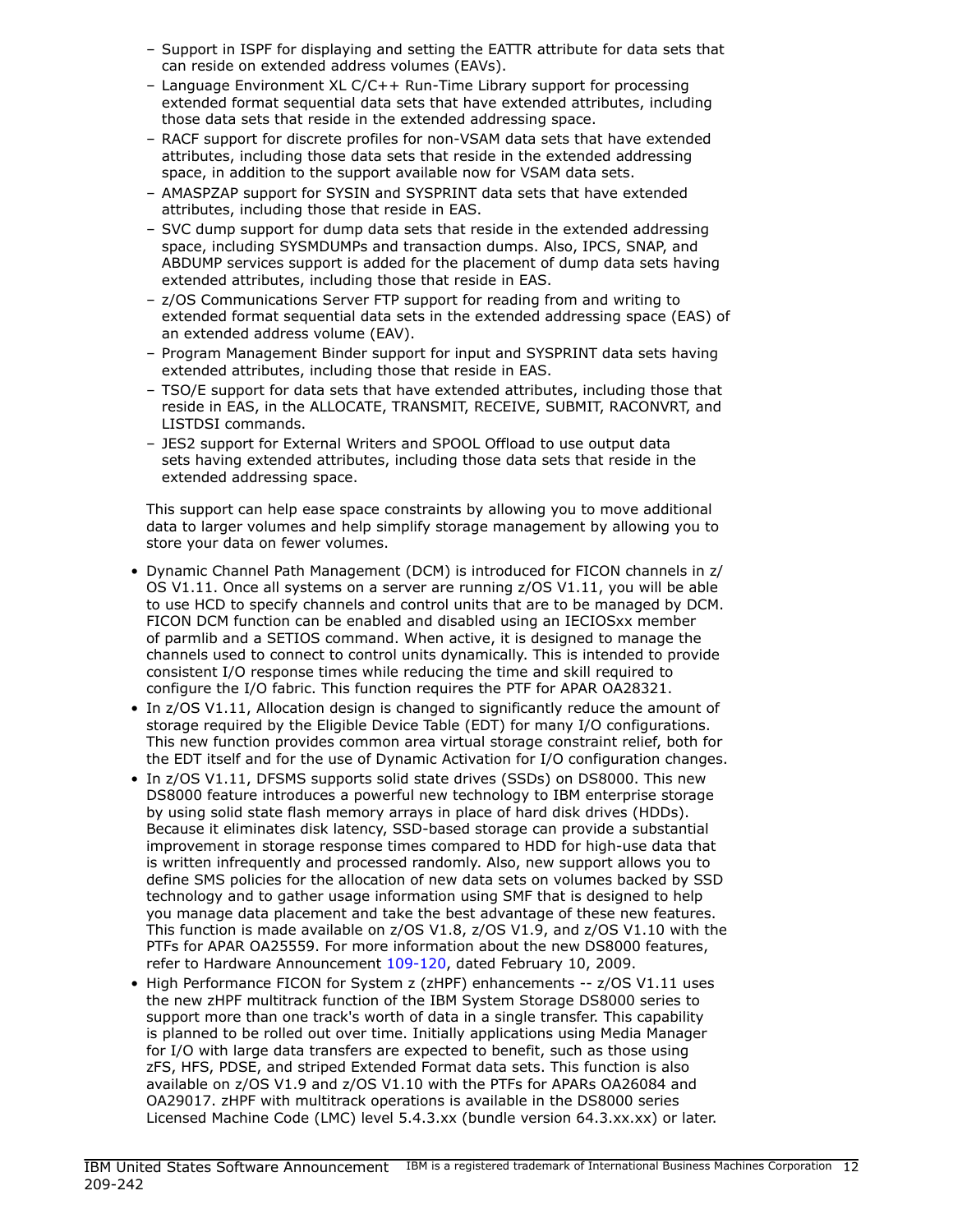- Support in ISPF for displaying and setting the EATTR attribute for data sets that can reside on extended address volumes (EAVs).
  - Language Environment XL C/C++ Run-Time Library support for processing extended format sequential data sets that have extended attributes, including those data sets that reside in the extended addressing space.
  - RACF support for discrete profiles for non-VSAM data sets that have extended attributes, including those data sets that reside in the extended addressing space, in addition to the support available now for VSAM data sets.
  - AMASPZAP support for SYSIN and SYSPRINT data sets that have extended attributes, including those that reside in EAS.
  - SVC dump support for dump data sets that reside in the extended addressing space, including SYSMDUMPs and transaction dumps. Also, IPCS, SNAP, and ABDUMP services support is added for the placement of dump data sets having extended attributes, including those that reside in EAS.
  - z/OS Communications Server FTP support for reading from and writing to extended format sequential data sets in the extended addressing space (EAS) of an extended address volume (EAV).
  - Program Management Binder support for input and SYSPRINT data sets having extended attributes, including those that reside in EAS.
  - TSO/E support for data sets that have extended attributes, including those that reside in EAS, in the ALLOCATE, TRANSMIT, RECEIVE, SUBMIT, RACONVRT, and LISTDSI commands.
  - JES2 support for External Writers and SPOOL Offload to use output data sets having extended attributes, including those data sets that reside in the extended addressing space.

  This support can help ease space constraints by allowing you to move additional data to larger volumes and help simplify storage management by allowing you to store your data on fewer volumes.

- Dynamic Channel Path Management (DCM) is introduced for FICON channels in z/OS V1.11. Once all systems on a server are running z/OS V1.11, you will be able to use HCD to specify channels and control units that are to be managed by DCM. FICON DCM function can be enabled and disabled using an IECIOSxx member of parmlib and a SETIOS command. When active, it is designed to manage the channels used to connect to control units dynamically. This is intended to provide consistent I/O response times while reducing the time and skill required to configure the I/O fabric. This function requires the PTF for APAR OA28321.
- In z/OS V1.11, Allocation design is changed to significantly reduce the amount of storage required by the Eligible Device Table (EDT) for many I/O configurations. This new function provides common area virtual storage constraint relief, both for the EDT itself and for the use of Dynamic Activation for I/O configuration changes.
- In z/OS V1.11, DFSMS supports solid state drives (SSDs) on DS8000. This new DS8000 feature introduces a powerful new technology to IBM enterprise storage by using solid state flash memory arrays in place of hard disk drives (HDDs). Because it eliminates disk latency, SSD-based storage can provide a substantial improvement in storage response times compared to HDD for high-use data that is written infrequently and processed randomly. Also, new support allows you to define SMS policies for the allocation of new data sets on volumes backed by SSD technology and to gather usage information using SMF that is designed to help you manage data placement and take the best advantage of these new features. This function is made available on z/OS V1.8, z/OS V1.9, and z/OS V1.10 with the PTFs for APAR OA25559. For more information about the new DS8000 features, refer to Hardware Announcement 109-120, dated February 10, 2009.
- High Performance FICON for System z (zHPF) enhancements -- z/OS V1.11 uses the new zHPF multitrack function of the IBM System Storage DS8000 series to support more than one track's worth of data in a single transfer. This capability is planned to be rolled out over time. Initially applications using Media Manager for I/O with large data transfers are expected to benefit, such as those using zFS, HFS, PDSE, and striped Extended Format data sets. This function is also available on z/OS V1.9 and z/OS V1.10 with the PTFs for APARs OA26084 and OA29017. zHPF with multitrack operations is available in the DS8000 series Licensed Machine Code (LMC) level 5.4.3.xx (bundle version 64.3.xx.xx) or later.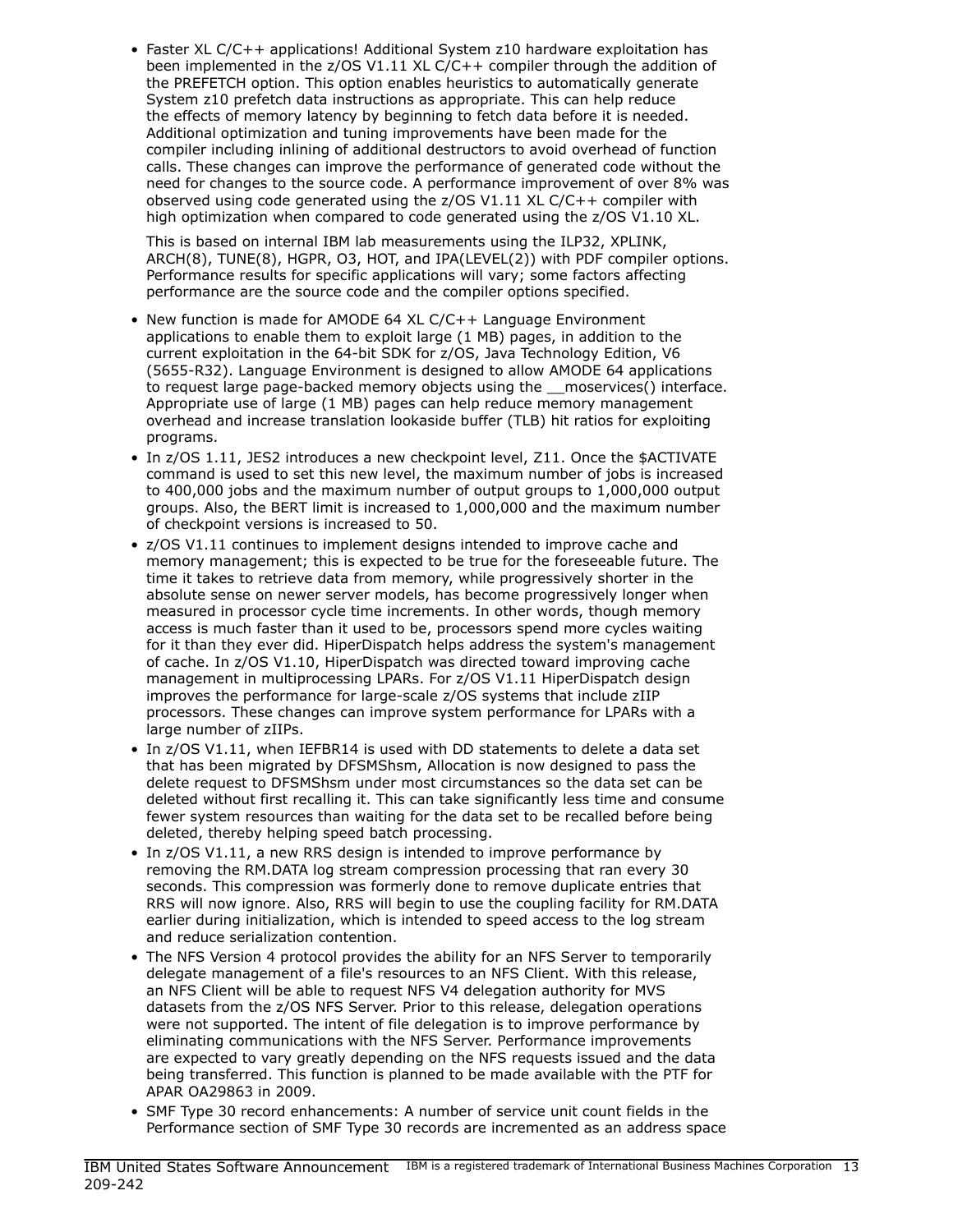- Faster XL C/C++ applications! Additional System z10 hardware exploitation has been implemented in the z/OS V1.11 XL C/C++ compiler through the addition of the PREFETCH option. This option enables heuristics to automatically generate System z10 prefetch data instructions as appropriate. This can help reduce the effects of memory latency by beginning to fetch data before it is needed. Additional optimization and tuning improvements have been made for the compiler including inlining of additional destructors to avoid overhead of function calls. These changes can improve the performance of generated code without the need for changes to the source code. A performance improvement of over 8% was observed using code generated using the z/OS V1.11 XL C/C++ compiler with high optimization when compared to code generated using the z/OS V1.10 XL.

  This is based on internal IBM lab measurements using the ILP32, XPLINK, ARCH(8), TUNE(8), HGPR, O3, HOT, and IPA(LEVEL(2)) with PDF compiler options. Performance results for specific applications will vary; some factors affecting performance are the source code and the compiler options specified.

- New function is made for AMODE 64 XL C/C++ Language Environment applications to enable them to exploit large (1 MB) pages, in addition to the current exploitation in the 64-bit SDK for z/OS, Java Technology Edition, V6 (5655-R32). Language Environment is designed to allow AMODE 64 applications to request large page-backed memory objects using the __moservices() interface. Appropriate use of large (1 MB) pages can help reduce memory management overhead and increase translation lookaside buffer (TLB) hit ratios for exploiting programs.
- In z/OS 1.11, JES2 introduces a new checkpoint level, Z11. Once the $ACTIVATE command is used to set this new level, the maximum number of jobs is increased to 400,000 jobs and the maximum number of output groups to 1,000,000 output groups. Also, the BERT limit is increased to 1,000,000 and the maximum number of checkpoint versions is increased to 50.
- z/OS V1.11 continues to implement designs intended to improve cache and memory management; this is expected to be true for the foreseeable future. The time it takes to retrieve data from memory, while progressively shorter in the absolute sense on newer server models, has become progressively longer when measured in processor cycle time increments. In other words, though memory access is much faster than it used to be, processors spend more cycles waiting for it than they ever did. HiperDispatch helps address the system's management of cache. In z/OS V1.10, HiperDispatch was directed toward improving cache management in multiprocessing LPARs. For z/OS V1.11 HiperDispatch design improves the performance for large-scale z/OS systems that include zIIP processors. These changes can improve system performance for LPARs with a large number of zIIPs.
- In z/OS V1.11, when IEFBR14 is used with DD statements to delete a data set that has been migrated by DFSMShsm, Allocation is now designed to pass the delete request to DFSMShsm under most circumstances so the data set can be deleted without first recalling it. This can take significantly less time and consume fewer system resources than waiting for the data set to be recalled before being deleted, thereby helping speed batch processing.
- In z/OS V1.11, a new RRS design is intended to improve performance by removing the RM.DATA log stream compression processing that ran every 30 seconds. This compression was formerly done to remove duplicate entries that RRS will now ignore. Also, RRS will begin to use the coupling facility for RM.DATA earlier during initialization, which is intended to speed access to the log stream and reduce serialization contention.
- The NFS Version 4 protocol provides the ability for an NFS Server to temporarily delegate management of a file's resources to an NFS Client. With this release, an NFS Client will be able to request NFS V4 delegation authority for MVS datasets from the z/OS NFS Server. Prior to this release, delegation operations were not supported. The intent of file delegation is to improve performance by eliminating communications with the NFS Server. Performance improvements are expected to vary greatly depending on the NFS requests issued and the data being transferred. This function is planned to be made available with the PTF for APAR OA29863 in 2009.
- SMF Type 30 record enhancements: A number of service unit count fields in the Performance section of SMF Type 30 records are incremented as an address space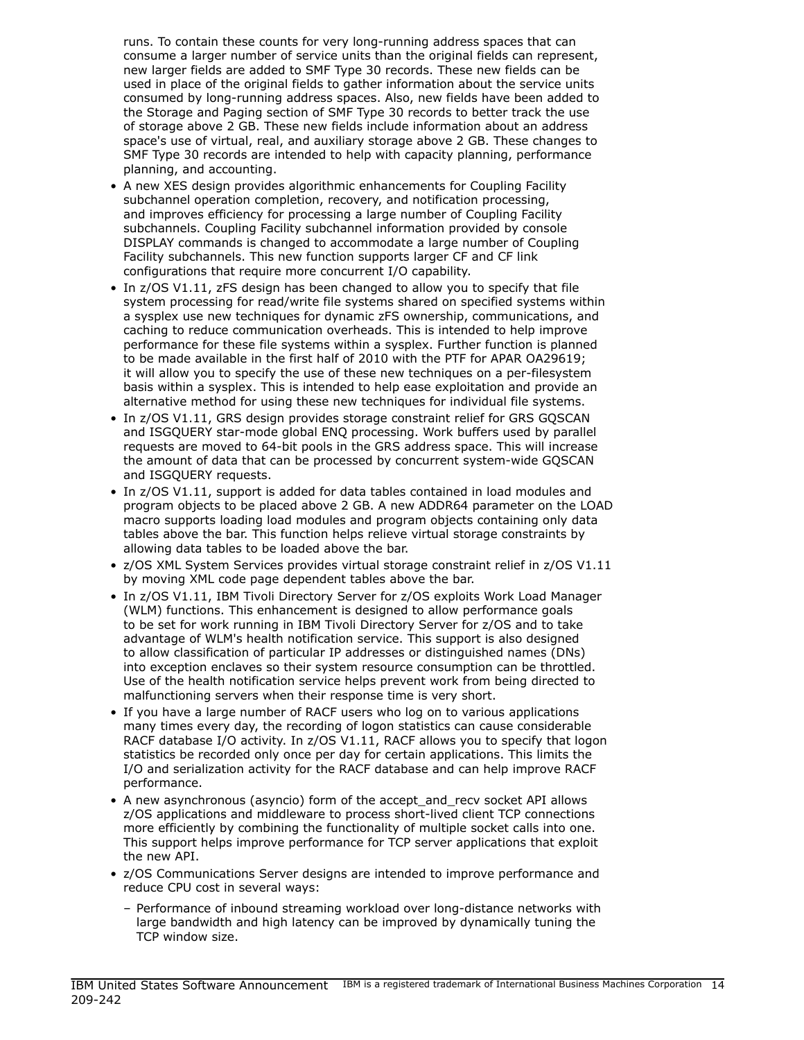runs. To contain these counts for very long-running address spaces that can consume a larger number of service units than the original fields can represent, new larger fields are added to SMF Type 30 records. These new fields can be used in place of the original fields to gather information about the service units consumed by long-running address spaces. Also, new fields have been added to the Storage and Paging section of SMF Type 30 records to better track the use of storage above 2 GB. These new fields include information about an address space's use of virtual, real, and auxiliary storage above 2 GB. These changes to SMF Type 30 records are intended to help with capacity planning, performance planning, and accounting.

- A new XES design provides algorithmic enhancements for Coupling Facility subchannel operation completion, recovery, and notification processing, and improves efficiency for processing a large number of Coupling Facility subchannels. Coupling Facility subchannel information provided by console DISPLAY commands is changed to accommodate a large number of Coupling Facility subchannels. This new function supports larger CF and CF link configurations that require more concurrent I/O capability.
- In z/OS V1.11, zFS design has been changed to allow you to specify that file system processing for read/write file systems shared on specified systems within a sysplex use new techniques for dynamic zFS ownership, communications, and caching to reduce communication overheads. This is intended to help improve performance for these file systems within a sysplex. Further function is planned to be made available in the first half of 2010 with the PTF for APAR OA29619; it will allow you to specify the use of these new techniques on a per-filesystem basis within a sysplex. This is intended to help ease exploitation and provide an alternative method for using these new techniques for individual file systems.
- In z/OS V1.11, GRS design provides storage constraint relief for GRS GQSCAN and ISGQUERY star-mode global ENQ processing. Work buffers used by parallel requests are moved to 64-bit pools in the GRS address space. This will increase the amount of data that can be processed by concurrent system-wide GQSCAN and ISGQUERY requests.
- In z/OS V1.11, support is added for data tables contained in load modules and program objects to be placed above 2 GB. A new ADDR64 parameter on the LOAD macro supports loading load modules and program objects containing only data tables above the bar. This function helps relieve virtual storage constraints by allowing data tables to be loaded above the bar.
- z/OS XML System Services provides virtual storage constraint relief in z/OS V1.11 by moving XML code page dependent tables above the bar.
- In z/OS V1.11, IBM Tivoli Directory Server for z/OS exploits Work Load Manager (WLM) functions. This enhancement is designed to allow performance goals to be set for work running in IBM Tivoli Directory Server for z/OS and to take advantage of WLM's health notification service. This support is also designed to allow classification of particular IP addresses or distinguished names (DNs) into exception enclaves so their system resource consumption can be throttled. Use of the health notification service helps prevent work from being directed to malfunctioning servers when their response time is very short.
- If you have a large number of RACF users who log on to various applications many times every day, the recording of logon statistics can cause considerable RACF database I/O activity. In z/OS V1.11, RACF allows you to specify that logon statistics be recorded only once per day for certain applications. This limits the I/O and serialization activity for the RACF database and can help improve RACF performance.
- A new asynchronous (asyncio) form of the accept_and_recv socket API allows z/OS applications and middleware to process short-lived client TCP connections more efficiently by combining the functionality of multiple socket calls into one. This support helps improve performance for TCP server applications that exploit the new API.
- z/OS Communications Server designs are intended to improve performance and reduce CPU cost in several ways:
  - Performance of inbound streaming workload over long-distance networks with large bandwidth and high latency can be improved by dynamically tuning the TCP window size.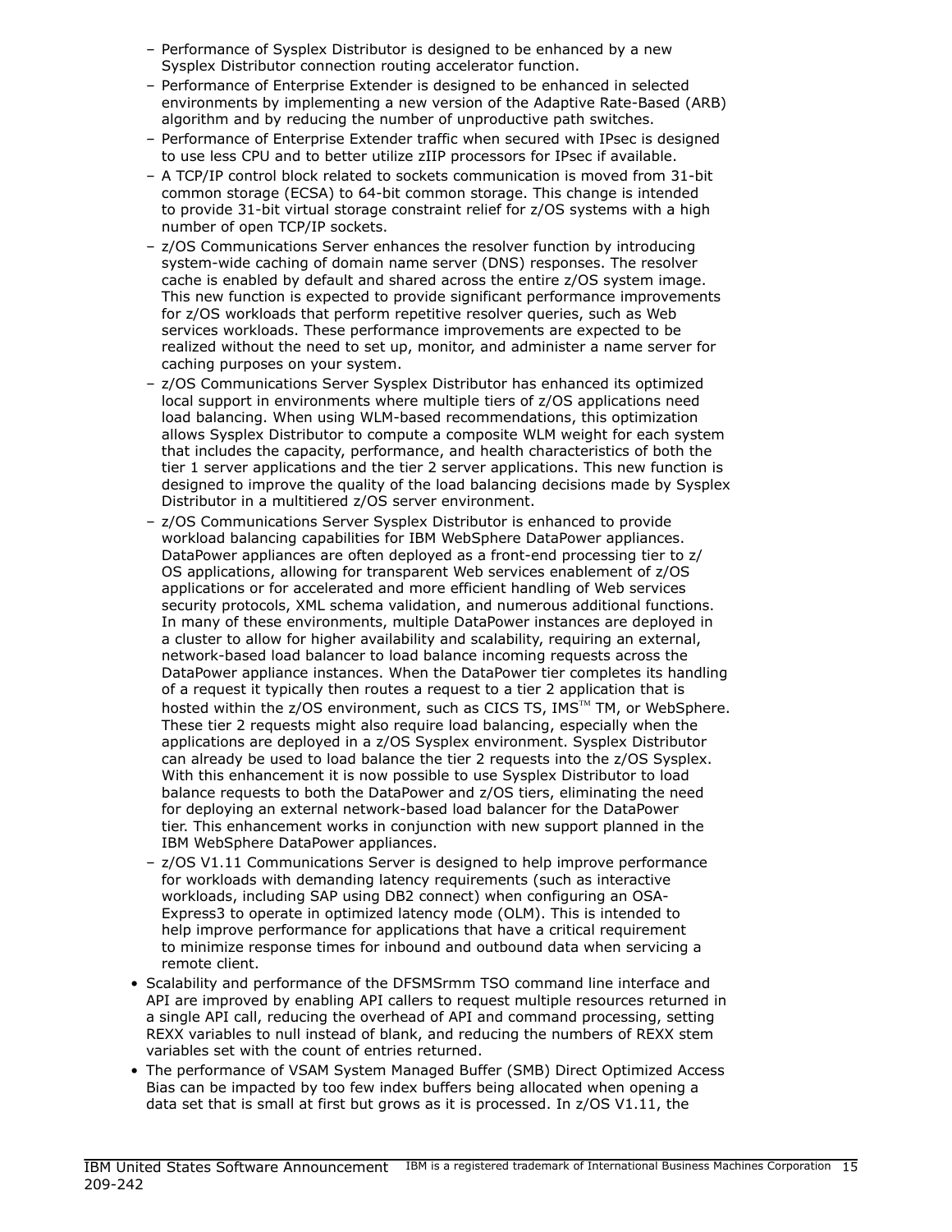- Performance of Sysplex Distributor is designed to be enhanced by a new Sysplex Distributor connection routing accelerator function.
  - Performance of Enterprise Extender is designed to be enhanced in selected environments by implementing a new version of the Adaptive Rate-Based (ARB) algorithm and by reducing the number of unproductive path switches.
  - Performance of Enterprise Extender traffic when secured with IPsec is designed to use less CPU and to better utilize zIIP processors for IPsec if available.
  - A TCP/IP control block related to sockets communication is moved from 31-bit common storage (ECSA) to 64-bit common storage. This change is intended to provide 31-bit virtual storage constraint relief for z/OS systems with a high number of open TCP/IP sockets.
  - z/OS Communications Server enhances the resolver function by introducing system-wide caching of domain name server (DNS) responses. The resolver cache is enabled by default and shared across the entire z/OS system image. This new function is expected to provide significant performance improvements for z/OS workloads that perform repetitive resolver queries, such as Web services workloads. These performance improvements are expected to be realized without the need to set up, monitor, and administer a name server for caching purposes on your system.
  - z/OS Communications Server Sysplex Distributor has enhanced its optimized local support in environments where multiple tiers of z/OS applications need load balancing. When using WLM-based recommendations, this optimization allows Sysplex Distributor to compute a composite WLM weight for each system that includes the capacity, performance, and health characteristics of both the tier 1 server applications and the tier 2 server applications. This new function is designed to improve the quality of the load balancing decisions made by Sysplex Distributor in a multitiered z/OS server environment.
  - z/OS Communications Server Sysplex Distributor is enhanced to provide workload balancing capabilities for IBM WebSphere DataPower appliances. DataPower appliances are often deployed as a front-end processing tier to z/OS applications, allowing for transparent Web services enablement of z/OS applications or for accelerated and more efficient handling of Web services security protocols, XML schema validation, and numerous additional functions. In many of these environments, multiple DataPower instances are deployed in a cluster to allow for higher availability and scalability, requiring an external, network-based load balancer to load balance incoming requests across the DataPower appliance instances. When the DataPower tier completes its handling of a request it typically then routes a request to a tier 2 application that is hosted within the z/OS environment, such as CICS TS, IMS™ TM, or WebSphere. These tier 2 requests might also require load balancing, especially when the applications are deployed in a z/OS Sysplex environment. Sysplex Distributor can already be used to load balance the tier 2 requests into the z/OS Sysplex. With this enhancement it is now possible to use Sysplex Distributor to load balance requests to both the DataPower and z/OS tiers, eliminating the need for deploying an external network-based load balancer for the DataPower tier. This enhancement works in conjunction with new support planned in the IBM WebSphere DataPower appliances.
  - z/OS V1.11 Communications Server is designed to help improve performance for workloads with demanding latency requirements (such as interactive workloads, including SAP using DB2 connect) when configuring an OSA-Express3 to operate in optimized latency mode (OLM). This is intended to help improve performance for applications that have a critical requirement to minimize response times for inbound and outbound data when servicing a remote client.
- Scalability and performance of the DFSMSrmm TSO command line interface and API are improved by enabling API callers to request multiple resources returned in a single API call, reducing the overhead of API and command processing, setting REXX variables to null instead of blank, and reducing the numbers of REXX stem variables set with the count of entries returned.
- The performance of VSAM System Managed Buffer (SMB) Direct Optimized Access Bias can be impacted by too few index buffers being allocated when opening a data set that is small at first but grows as it is processed. In z/OS V1.11, the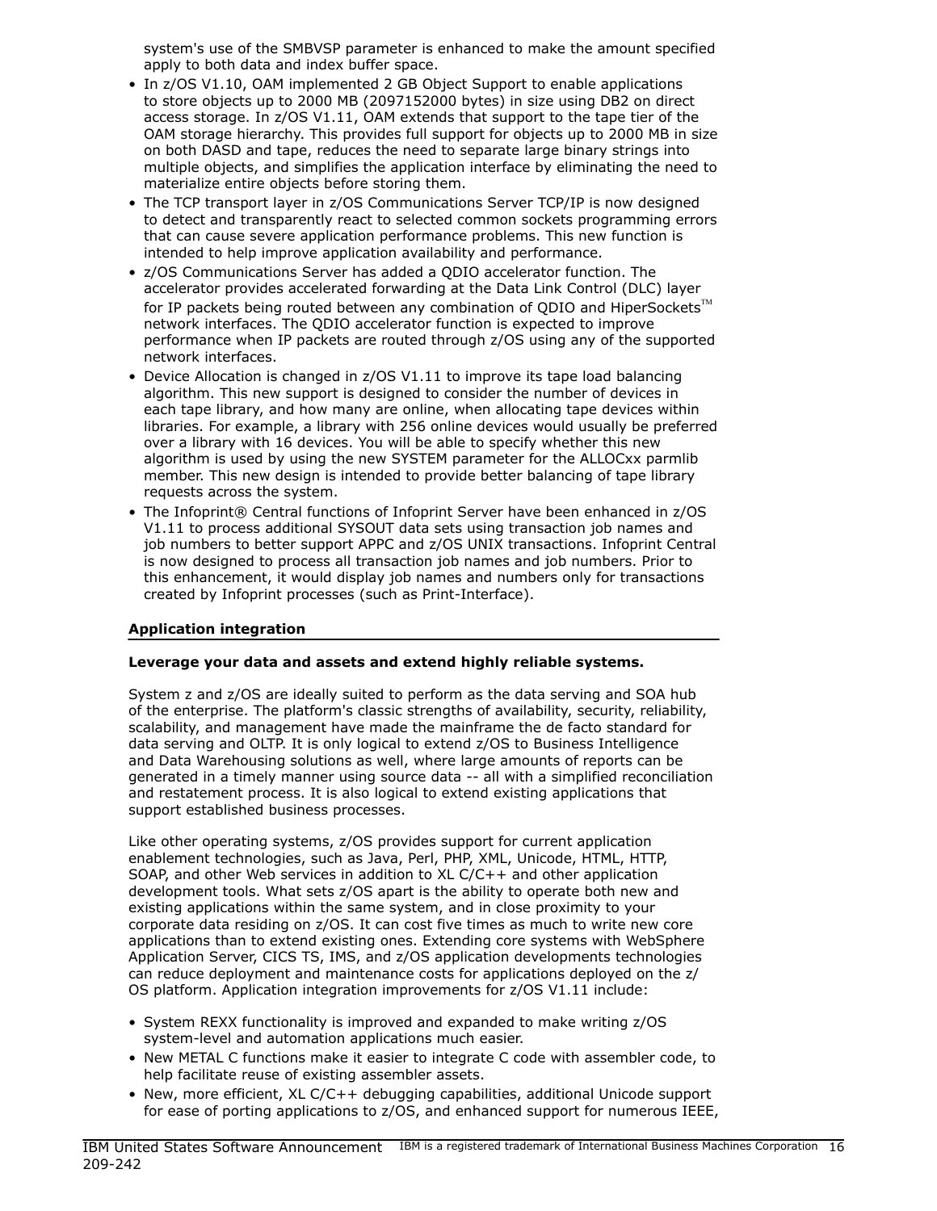system's use of the SMBVSP parameter is enhanced to make the amount specified apply to both data and index buffer space.

- In z/OS V1.10, OAM implemented 2 GB Object Support to enable applications to store objects up to 2000 MB (2097152000 bytes) in size using DB2 on direct access storage. In z/OS V1.11, OAM extends that support to the tape tier of the OAM storage hierarchy. This provides full support for objects up to 2000 MB in size on both DASD and tape, reduces the need to separate large binary strings into multiple objects, and simplifies the application interface by eliminating the need to materialize entire objects before storing them.
- The TCP transport layer in z/OS Communications Server TCP/IP is now designed to detect and transparently react to selected common sockets programming errors that can cause severe application performance problems. This new function is intended to help improve application availability and performance.
- z/OS Communications Server has added a QDIO accelerator function. The accelerator provides accelerated forwarding at the Data Link Control (DLC) layer for IP packets being routed between any combination of QDIO and HiperSockets™ network interfaces. The QDIO accelerator function is expected to improve performance when IP packets are routed through z/OS using any of the supported network interfaces.
- Device Allocation is changed in z/OS V1.11 to improve its tape load balancing algorithm. This new support is designed to consider the number of devices in each tape library, and how many are online, when allocating tape devices within libraries. For example, a library with 256 online devices would usually be preferred over a library with 16 devices. You will be able to specify whether this new algorithm is used by using the new SYSTEM parameter for the ALLOCxx parmlib member. This new design is intended to provide better balancing of tape library requests across the system.
- The Infoprint® Central functions of Infoprint Server have been enhanced in z/OS V1.11 to process additional SYSOUT data sets using transaction job names and job numbers to better support APPC and z/OS UNIX transactions. Infoprint Central is now designed to process all transaction job names and job numbers. Prior to this enhancement, it would display job names and numbers only for transactions created by Infoprint processes (such as Print-Interface).

## Application integration

**Leverage your data and assets and extend highly reliable systems.**

System z and z/OS are ideally suited to perform as the data serving and SOA hub of the enterprise. The platform's classic strengths of availability, security, reliability, scalability, and management have made the mainframe the de facto standard for data serving and OLTP. It is only logical to extend z/OS to Business Intelligence and Data Warehousing solutions as well, where large amounts of reports can be generated in a timely manner using source data -- all with a simplified reconciliation and restatement process. It is also logical to extend existing applications that support established business processes.

Like other operating systems, z/OS provides support for current application enablement technologies, such as Java, Perl, PHP, XML, Unicode, HTML, HTTP, SOAP, and other Web services in addition to XL C/C++ and other application development tools. What sets z/OS apart is the ability to operate both new and existing applications within the same system, and in close proximity to your corporate data residing on z/OS. It can cost five times as much to write new core applications than to extend existing ones. Extending core systems with WebSphere Application Server, CICS TS, IMS, and z/OS application developments technologies can reduce deployment and maintenance costs for applications deployed on the z/OS platform. Application integration improvements for z/OS V1.11 include:

- System REXX functionality is improved and expanded to make writing z/OS system-level and automation applications much easier.
- New METAL C functions make it easier to integrate C code with assembler code, to help facilitate reuse of existing assembler assets.
- New, more efficient, XL C/C++ debugging capabilities, additional Unicode support for ease of porting applications to z/OS, and enhanced support for numerous IEEE,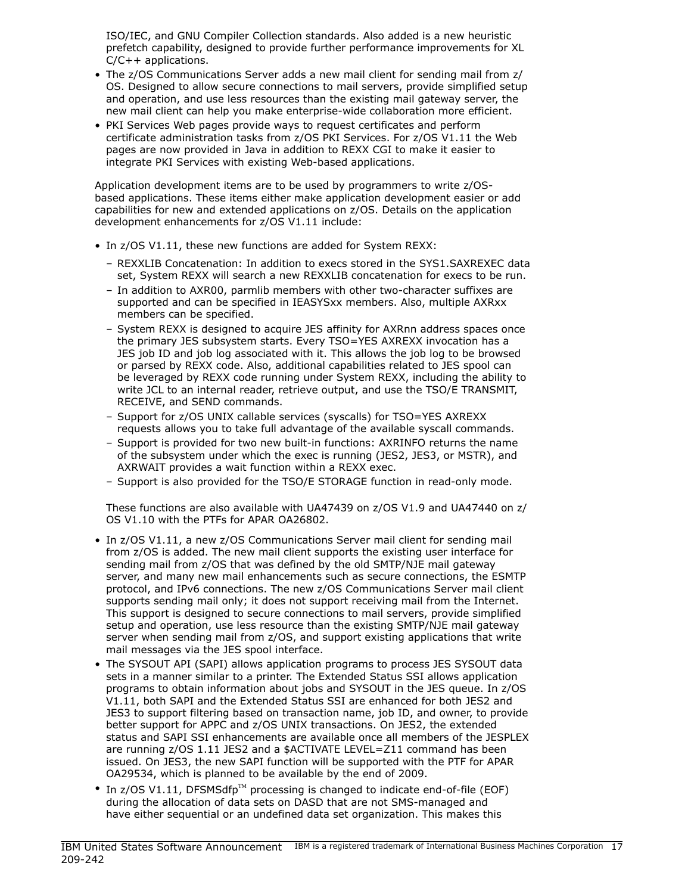ISO/IEC, and GNU Compiler Collection standards. Also added is a new heuristic prefetch capability, designed to provide further performance improvements for XL C/C++ applications.

- The z/OS Communications Server adds a new mail client for sending mail from z/OS. Designed to allow secure connections to mail servers, provide simplified setup and operation, and use less resources than the existing mail gateway server, the new mail client can help you make enterprise-wide collaboration more efficient.
- PKI Services Web pages provide ways to request certificates and perform certificate administration tasks from z/OS PKI Services. For z/OS V1.11 the Web pages are now provided in Java in addition to REXX CGI to make it easier to integrate PKI Services with existing Web-based applications.

Application development items are to be used by programmers to write z/OS-based applications. These items either make application development easier or add capabilities for new and extended applications on z/OS. Details on the application development enhancements for z/OS V1.11 include:

- In z/OS V1.11, these new functions are added for System REXX:
  - REXXLIB Concatenation: In addition to execs stored in the SYS1.SAXREXEC data set, System REXX will search a new REXXLIB concatenation for execs to be run.
  - In addition to AXR00, parmlib members with other two-character suffixes are supported and can be specified in IEASYSxx members. Also, multiple AXRxx members can be specified.
  - System REXX is designed to acquire JES affinity for AXRnn address spaces once the primary JES subsystem starts. Every TSO=YES AXREXX invocation has a JES job ID and job log associated with it. This allows the job log to be browsed or parsed by REXX code. Also, additional capabilities related to JES spool can be leveraged by REXX code running under System REXX, including the ability to write JCL to an internal reader, retrieve output, and use the TSO/E TRANSMIT, RECEIVE, and SEND commands.
  - Support for z/OS UNIX callable services (syscalls) for TSO=YES AXREXX requests allows you to take full advantage of the available syscall commands.
  - Support is provided for two new built-in functions: AXRINFO returns the name of the subsystem under which the exec is running (JES2, JES3, or MSTR), and AXRWAIT provides a wait function within a REXX exec.
  - Support is also provided for the TSO/E STORAGE function in read-only mode.

  These functions are also available with UA47439 on z/OS V1.9 and UA47440 on z/OS V1.10 with the PTFs for APAR OA26802.

- In z/OS V1.11, a new z/OS Communications Server mail client for sending mail from z/OS is added. The new mail client supports the existing user interface for sending mail from z/OS that was defined by the old SMTP/NJE mail gateway server, and many new mail enhancements such as secure connections, the ESMTP protocol, and IPv6 connections. The new z/OS Communications Server mail client supports sending mail only; it does not support receiving mail from the Internet. This support is designed to secure connections to mail servers, provide simplified setup and operation, use less resource than the existing SMTP/NJE mail gateway server when sending mail from z/OS, and support existing applications that write mail messages via the JES spool interface.
- The SYSOUT API (SAPI) allows application programs to process JES SYSOUT data sets in a manner similar to a printer. The Extended Status SSI allows application programs to obtain information about jobs and SYSOUT in the JES queue. In z/OS V1.11, both SAPI and the Extended Status SSI are enhanced for both JES2 and JES3 to support filtering based on transaction name, job ID, and owner, to provide better support for APPC and z/OS UNIX transactions. On JES2, the extended status and SAPI SSI enhancements are available once all members of the JESPLEX are running z/OS 1.11 JES2 and a $ACTIVATE LEVEL=Z11 command has been issued. On JES3, the new SAPI function will be supported with the PTF for APAR OA29534, which is planned to be available by the end of 2009.
- In z/OS V1.11, DFSMSdfp™ processing is changed to indicate end-of-file (EOF) during the allocation of data sets on DASD that are not SMS-managed and have either sequential or an undefined data set organization. This makes this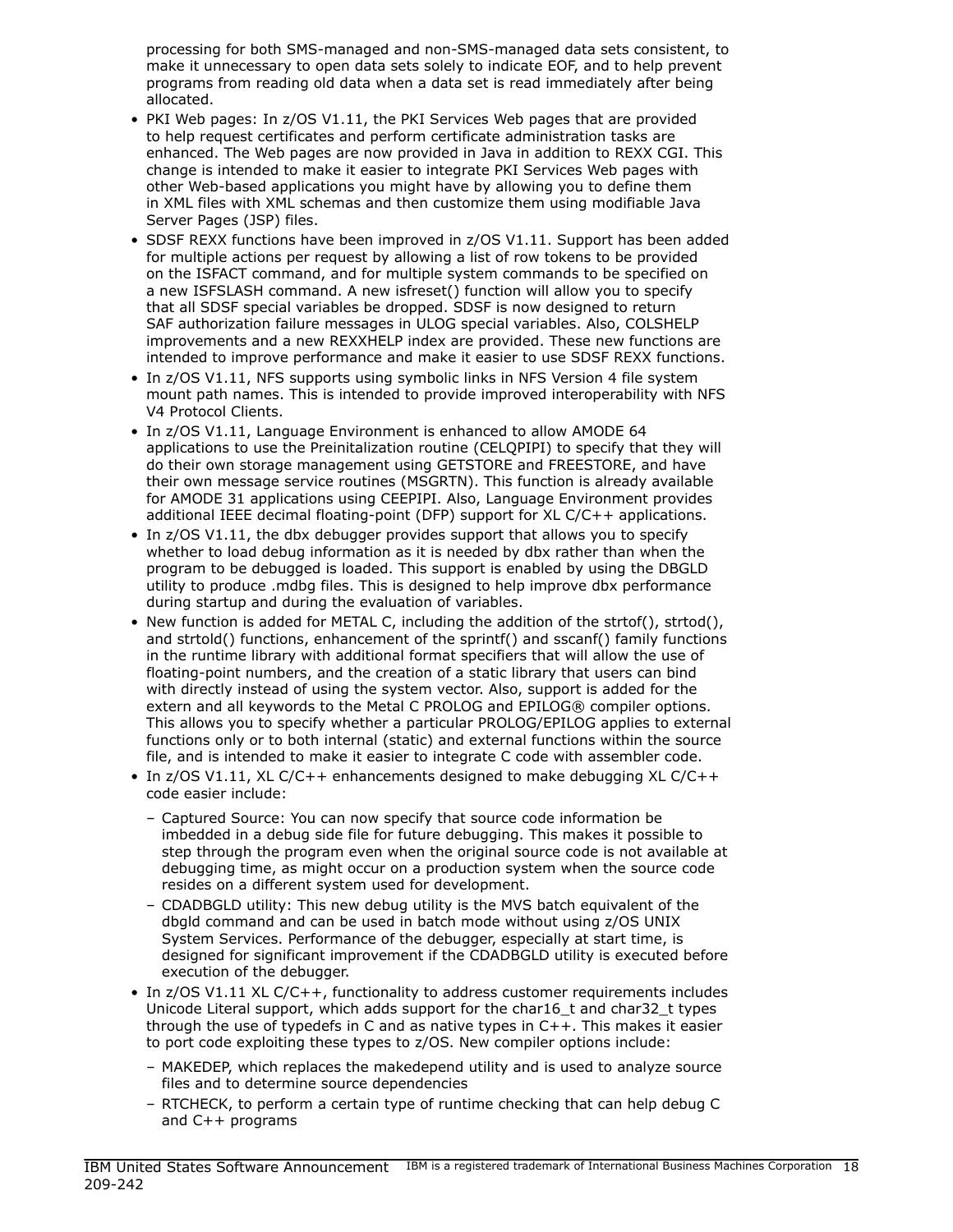processing for both SMS-managed and non-SMS-managed data sets consistent, to make it unnecessary to open data sets solely to indicate EOF, and to help prevent programs from reading old data when a data set is read immediately after being allocated.

- PKI Web pages: In z/OS V1.11, the PKI Services Web pages that are provided to help request certificates and perform certificate administration tasks are enhanced. The Web pages are now provided in Java in addition to REXX CGI. This change is intended to make it easier to integrate PKI Services Web pages with other Web-based applications you might have by allowing you to define them in XML files with XML schemas and then customize them using modifiable Java Server Pages (JSP) files.
- SDSF REXX functions have been improved in z/OS V1.11. Support has been added for multiple actions per request by allowing a list of row tokens to be provided on the ISFACT command, and for multiple system commands to be specified on a new ISFSLASH command. A new isfreset() function will allow you to specify that all SDSF special variables be dropped. SDSF is now designed to return SAF authorization failure messages in ULOG special variables. Also, COLSHELP improvements and a new REXXHELP index are provided. These new functions are intended to improve performance and make it easier to use SDSF REXX functions.
- In z/OS V1.11, NFS supports using symbolic links in NFS Version 4 file system mount path names. This is intended to provide improved interoperability with NFS V4 Protocol Clients.
- In z/OS V1.11, Language Environment is enhanced to allow AMODE 64 applications to use the Preinitialization routine (CELQPIPI) to specify that they will do their own storage management using GETSTORE and FREESTORE, and have their own message service routines (MSGRTN). This function is already available for AMODE 31 applications using CEEPIPI. Also, Language Environment provides additional IEEE decimal floating-point (DFP) support for XL C/C++ applications.
- In z/OS V1.11, the dbx debugger provides support that allows you to specify whether to load debug information as it is needed by dbx rather than when the program to be debugged is loaded. This support is enabled by using the DBGLD utility to produce .mdbg files. This is designed to help improve dbx performance during startup and during the evaluation of variables.
- New function is added for METAL C, including the addition of the strtof(), strtod(), and strtold() functions, enhancement of the sprintf() and sscanf() family functions in the runtime library with additional format specifiers that will allow the use of floating-point numbers, and the creation of a static library that users can bind with directly instead of using the system vector. Also, support is added for the extern and all keywords to the Metal C PROLOG and EPILOG® compiler options. This allows you to specify whether a particular PROLOG/EPILOG applies to external functions only or to both internal (static) and external functions within the source file, and is intended to make it easier to integrate C code with assembler code.
- In z/OS V1.11, XL C/C++ enhancements designed to make debugging XL C/C++ code easier include:
  - Captured Source: You can now specify that source code information be imbedded in a debug side file for future debugging. This makes it possible to step through the program even when the original source code is not available at debugging time, as might occur on a production system when the source code resides on a different system used for development.
  - CDADBGLD utility: This new debug utility is the MVS batch equivalent of the dbgld command and can be used in batch mode without using z/OS UNIX System Services. Performance of the debugger, especially at start time, is designed for significant improvement if the CDADBGLD utility is executed before execution of the debugger.
- In z/OS V1.11 XL C/C++, functionality to address customer requirements includes Unicode Literal support, which adds support for the char16_t and char32_t types through the use of typedefs in C and as native types in C++. This makes it easier to port code exploiting these types to z/OS. New compiler options include:
  - MAKEDEP, which replaces the makedepend utility and is used to analyze source files and to determine source dependencies
  - RTCHECK, to perform a certain type of runtime checking that can help debug C and C++ programs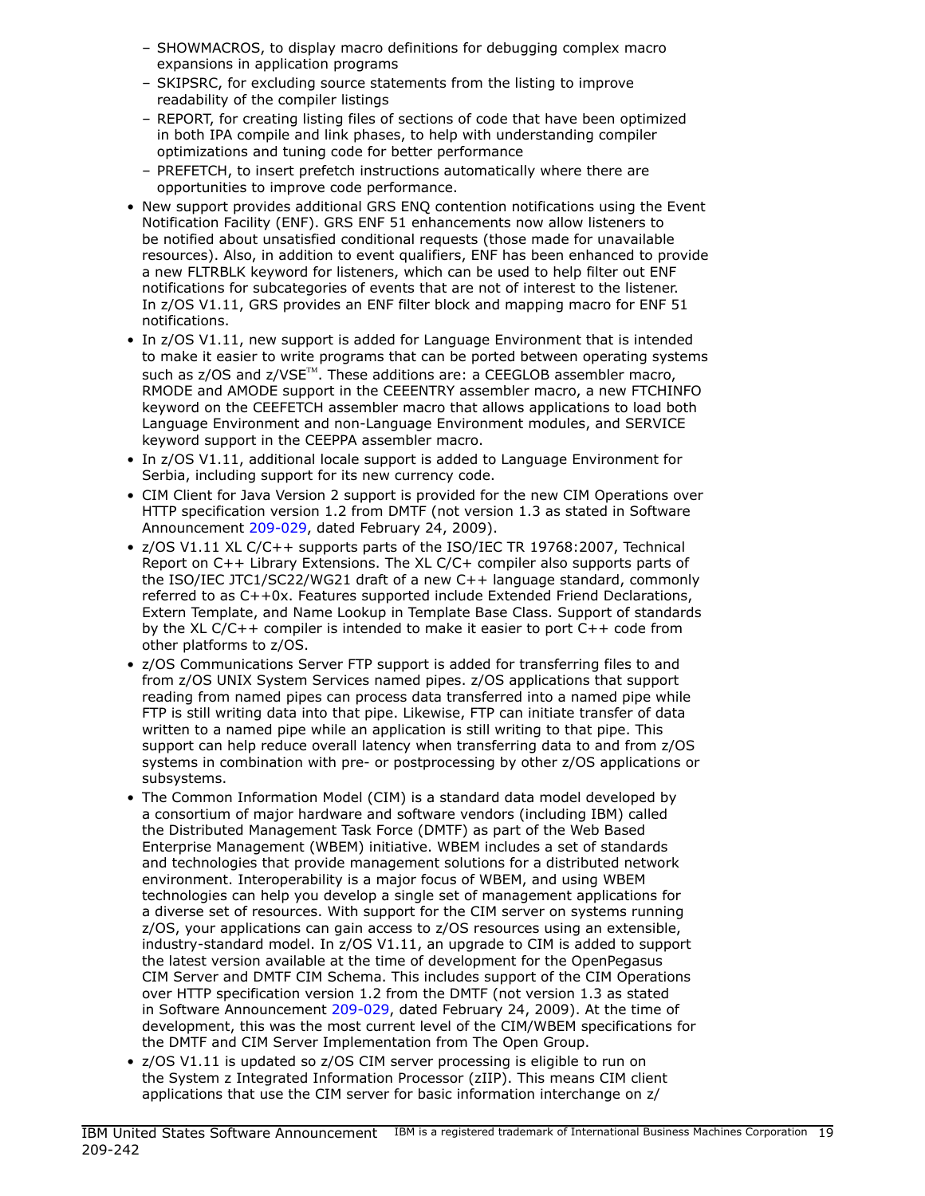- SHOWMACROS, to display macro definitions for debugging complex macro expansions in application programs
  - SKIPSRC, for excluding source statements from the listing to improve readability of the compiler listings
  - REPORT, for creating listing files of sections of code that have been optimized in both IPA compile and link phases, to help with understanding compiler optimizations and tuning code for better performance
  - PREFETCH, to insert prefetch instructions automatically where there are opportunities to improve code performance.
- New support provides additional GRS ENQ contention notifications using the Event Notification Facility (ENF). GRS ENF 51 enhancements now allow listeners to be notified about unsatisfied conditional requests (those made for unavailable resources). Also, in addition to event qualifiers, ENF has been enhanced to provide a new FLTRBLK keyword for listeners, which can be used to help filter out ENF notifications for subcategories of events that are not of interest to the listener. In z/OS V1.11, GRS provides an ENF filter block and mapping macro for ENF 51 notifications.
- In z/OS V1.11, new support is added for Language Environment that is intended to make it easier to write programs that can be ported between operating systems such as z/OS and z/VSE™. These additions are: a CEEGLOB assembler macro, RMODE and AMODE support in the CEEENTRY assembler macro, a new FTCHINFO keyword on the CEEFETCH assembler macro that allows applications to load both Language Environment and non-Language Environment modules, and SERVICE keyword support in the CEEPPA assembler macro.
- In z/OS V1.11, additional locale support is added to Language Environment for Serbia, including support for its new currency code.
- CIM Client for Java Version 2 support is provided for the new CIM Operations over HTTP specification version 1.2 from DMTF (not version 1.3 as stated in Software Announcement 209-029, dated February 24, 2009).
- z/OS V1.11 XL C/C++ supports parts of the ISO/IEC TR 19768:2007, Technical Report on C++ Library Extensions. The XL C/C++ compiler also supports parts of the ISO/IEC JTC1/SC22/WG21 draft of a new C++ language standard, commonly referred to as C++0x. Features supported include Extended Friend Declarations, Extern Template, and Name Lookup in Template Base Class. Support of standards by the XL C/C++ compiler is intended to make it easier to port C++ code from other platforms to z/OS.
- z/OS Communications Server FTP support is added for transferring files to and from z/OS UNIX System Services named pipes. z/OS applications that support reading from named pipes can process data transferred into a named pipe while FTP is still writing data into that pipe. Likewise, FTP can initiate transfer of data written to a named pipe while an application is still writing to that pipe. This support can help reduce overall latency when transferring data to and from z/OS systems in combination with pre- or postprocessing by other z/OS applications or subsystems.
- The Common Information Model (CIM) is a standard data model developed by a consortium of major hardware and software vendors (including IBM) called the Distributed Management Task Force (DMTF) as part of the Web Based Enterprise Management (WBEM) initiative. WBEM includes a set of standards and technologies that provide management solutions for a distributed network environment. Interoperability is a major focus of WBEM, and using WBEM technologies can help you develop a single set of management applications for a diverse set of resources. With support for the CIM server on systems running z/OS, your applications can gain access to z/OS resources using an extensible, industry-standard model. In z/OS V1.11, an upgrade to CIM is added to support the latest version available at the time of development for the OpenPegasus CIM Server and DMTF CIM Schema. This includes support of the CIM Operations over HTTP specification version 1.2 from the DMTF (not version 1.3 as stated in Software Announcement 209-029, dated February 24, 2009). At the time of development, this was the most current level of the CIM/WBEM specifications for the DMTF and CIM Server Implementation from The Open Group.
- z/OS V1.11 is updated so z/OS CIM server processing is eligible to run on the System z Integrated Information Processor (zIIP). This means CIM client applications that use the CIM server for basic information interchange on z/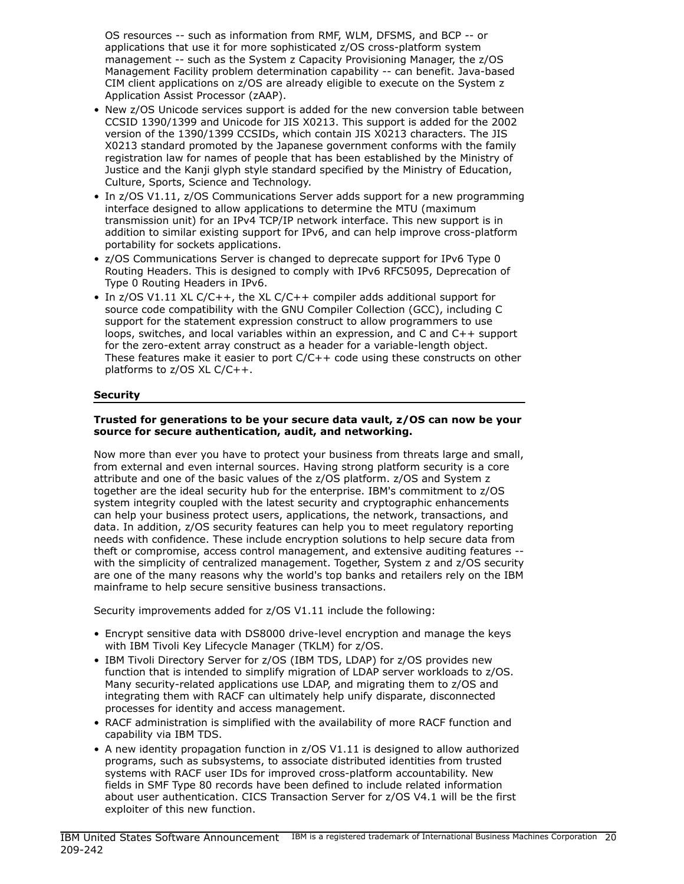OS resources -- such as information from RMF, WLM, DFSMS, and BCP -- or applications that use it for more sophisticated z/OS cross-platform system management -- such as the System z Capacity Provisioning Manager, the z/OS Management Facility problem determination capability -- can benefit. Java-based CIM client applications on z/OS are already eligible to execute on the System z Application Assist Processor (zAAP).

- New z/OS Unicode services support is added for the new conversion table between CCSID 1390/1399 and Unicode for JIS X0213. This support is added for the 2002 version of the 1390/1399 CCSIDs, which contain JIS X0213 characters. The JIS X0213 standard promoted by the Japanese government conforms with the family registration law for names of people that has been established by the Ministry of Justice and the Kanji glyph style standard specified by the Ministry of Education, Culture, Sports, Science and Technology.
- In z/OS V1.11, z/OS Communications Server adds support for a new programming interface designed to allow applications to determine the MTU (maximum transmission unit) for an IPv4 TCP/IP network interface. This new support is in addition to similar existing support for IPv6, and can help improve cross-platform portability for sockets applications.
- z/OS Communications Server is changed to deprecate support for IPv6 Type 0 Routing Headers. This is designed to comply with IPv6 RFC5095, Deprecation of Type 0 Routing Headers in IPv6.
- In z/OS V1.11 XL C/C++, the XL C/C++ compiler adds additional support for source code compatibility with the GNU Compiler Collection (GCC), including C support for the statement expression construct to allow programmers to use loops, switches, and local variables within an expression, and C and C++ support for the zero-extent array construct as a header for a variable-length object. These features make it easier to port C/C++ code using these constructs on other platforms to z/OS XL C/C++.

## Security

**Trusted for generations to be your secure data vault, z/OS can now be your source for secure authentication, audit, and networking.**

Now more than ever you have to protect your business from threats large and small, from external and even internal sources. Having strong platform security is a core attribute and one of the basic values of the z/OS platform. z/OS and System z together are the ideal security hub for the enterprise. IBM's commitment to z/OS system integrity coupled with the latest security and cryptographic enhancements can help your business protect users, applications, the network, transactions, and data. In addition, z/OS security features can help you to meet regulatory reporting needs with confidence. These include encryption solutions to help secure data from theft or compromise, access control management, and extensive auditing features -- with the simplicity of centralized management. Together, System z and z/OS security are one of the many reasons why the world's top banks and retailers rely on the IBM mainframe to help secure sensitive business transactions.

Security improvements added for z/OS V1.11 include the following:

- Encrypt sensitive data with DS8000 drive-level encryption and manage the keys with IBM Tivoli Key Lifecycle Manager (TKLM) for z/OS.
- IBM Tivoli Directory Server for z/OS (IBM TDS, LDAP) for z/OS provides new function that is intended to simplify migration of LDAP server workloads to z/OS. Many security-related applications use LDAP, and migrating them to z/OS and integrating them with RACF can ultimately help unify disparate, disconnected processes for identity and access management.
- RACF administration is simplified with the availability of more RACF function and capability via IBM TDS.
- A new identity propagation function in z/OS V1.11 is designed to allow authorized programs, such as subsystems, to associate distributed identities from trusted systems with RACF user IDs for improved cross-platform accountability. New fields in SMF Type 80 records have been defined to include related information about user authentication. CICS Transaction Server for z/OS V4.1 will be the first exploiter of this new function.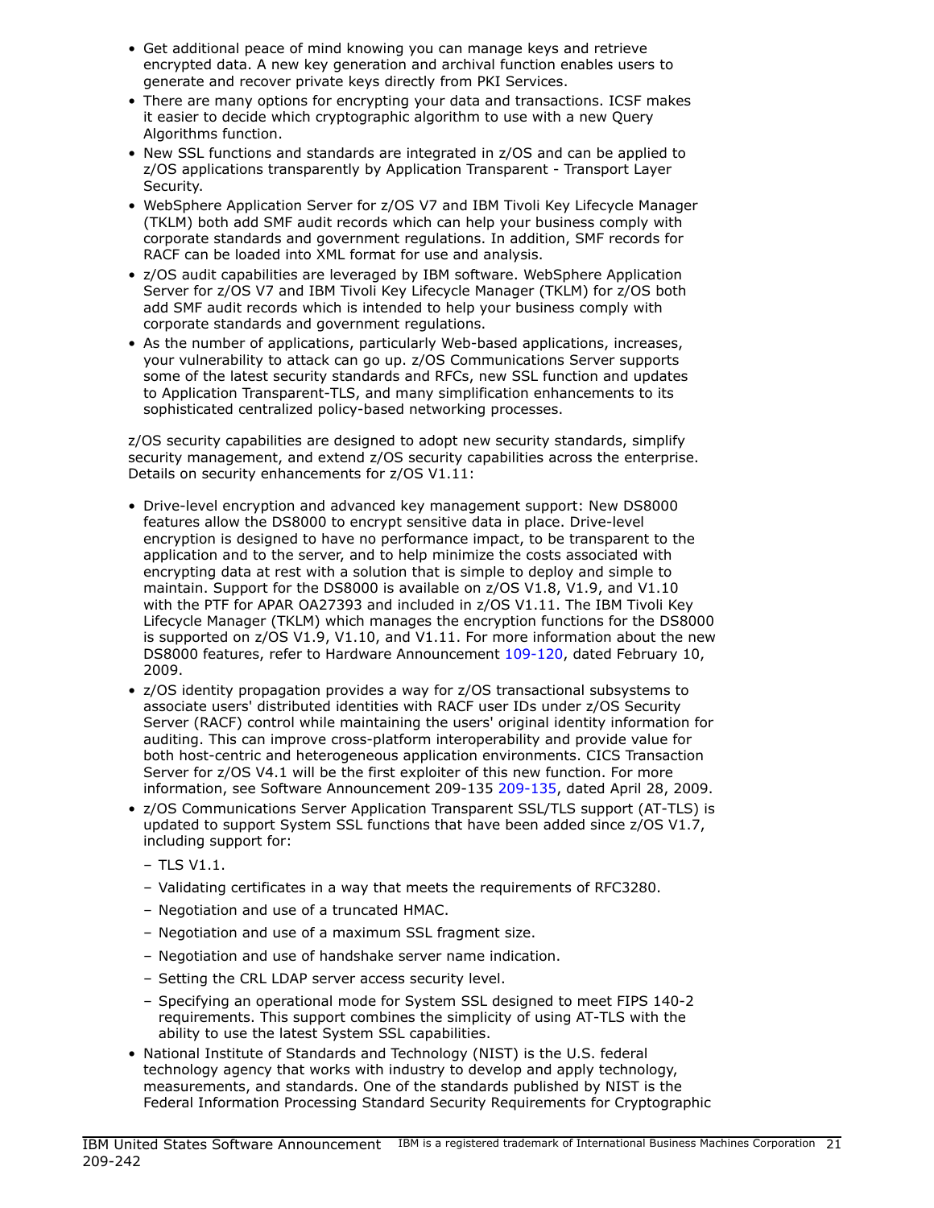- Get additional peace of mind knowing you can manage keys and retrieve encrypted data. A new key generation and archival function enables users to generate and recover private keys directly from PKI Services.
- There are many options for encrypting your data and transactions. ICSF makes it easier to decide which cryptographic algorithm to use with a new Query Algorithms function.
- New SSL functions and standards are integrated in z/OS and can be applied to z/OS applications transparently by Application Transparent - Transport Layer Security.
- WebSphere Application Server for z/OS V7 and IBM Tivoli Key Lifecycle Manager (TKLM) both add SMF audit records which can help your business comply with corporate standards and government regulations. In addition, SMF records for RACF can be loaded into XML format for use and analysis.
- z/OS audit capabilities are leveraged by IBM software. WebSphere Application Server for z/OS V7 and IBM Tivoli Key Lifecycle Manager (TKLM) for z/OS both add SMF audit records which is intended to help your business comply with corporate standards and government regulations.
- As the number of applications, particularly Web-based applications, increases, your vulnerability to attack can go up. z/OS Communications Server supports some of the latest security standards and RFCs, new SSL function and updates to Application Transparent-TLS, and many simplification enhancements to its sophisticated centralized policy-based networking processes.

z/OS security capabilities are designed to adopt new security standards, simplify security management, and extend z/OS security capabilities across the enterprise. Details on security enhancements for z/OS V1.11:

- Drive-level encryption and advanced key management support: New DS8000 features allow the DS8000 to encrypt sensitive data in place. Drive-level encryption is designed to have no performance impact, to be transparent to the application and to the server, and to help minimize the costs associated with encrypting data at rest with a solution that is simple to deploy and simple to maintain. Support for the DS8000 is available on z/OS V1.8, V1.9, and V1.10 with the PTF for APAR OA27393 and included in z/OS V1.11. The IBM Tivoli Key Lifecycle Manager (TKLM) which manages the encryption functions for the DS8000 is supported on z/OS V1.9, V1.10, and V1.11. For more information about the new DS8000 features, refer to Hardware Announcement 109-120, dated February 10, 2009.
- z/OS identity propagation provides a way for z/OS transactional subsystems to associate users' distributed identities with RACF user IDs under z/OS Security Server (RACF) control while maintaining the users' original identity information for auditing. This can improve cross-platform interoperability and provide value for both host-centric and heterogeneous application environments. CICS Transaction Server for z/OS V4.1 will be the first exploiter of this new function. For more information, see Software Announcement 209-135 209-135, dated April 28, 2009.
- z/OS Communications Server Application Transparent SSL/TLS support (AT-TLS) is updated to support System SSL functions that have been added since z/OS V1.7, including support for:
  - TLS V1.1.
  - Validating certificates in a way that meets the requirements of RFC3280.
  - Negotiation and use of a truncated HMAC.
  - Negotiation and use of a maximum SSL fragment size.
  - Negotiation and use of handshake server name indication.
  - Setting the CRL LDAP server access security level.
  - Specifying an operational mode for System SSL designed to meet FIPS 140-2 requirements. This support combines the simplicity of using AT-TLS with the ability to use the latest System SSL capabilities.
- National Institute of Standards and Technology (NIST) is the U.S. federal technology agency that works with industry to develop and apply technology, measurements, and standards. One of the standards published by NIST is the Federal Information Processing Standard Security Requirements for Cryptographic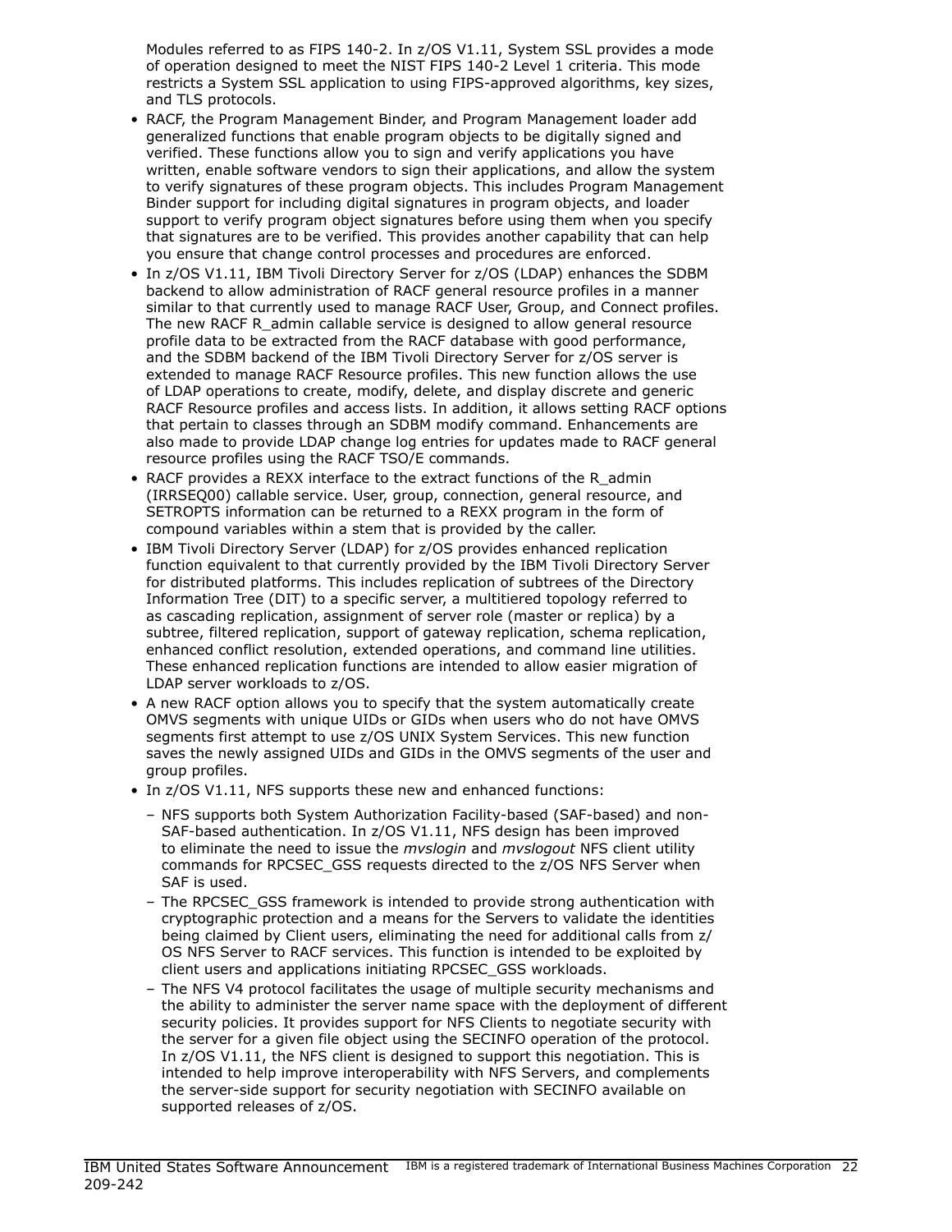Modules referred to as FIPS 140-2. In z/OS V1.11, System SSL provides a mode of operation designed to meet the NIST FIPS 140-2 Level 1 criteria. This mode restricts a System SSL application to using FIPS-approved algorithms, key sizes, and TLS protocols.

- RACF, the Program Management Binder, and Program Management loader add generalized functions that enable program objects to be digitally signed and verified. These functions allow you to sign and verify applications you have written, enable software vendors to sign their applications, and allow the system to verify signatures of these program objects. This includes Program Management Binder support for including digital signatures in program objects, and loader support to verify program object signatures before using them when you specify that signatures are to be verified. This provides another capability that can help you ensure that change control processes and procedures are enforced.
- In z/OS V1.11, IBM Tivoli Directory Server for z/OS (LDAP) enhances the SDBM backend to allow administration of RACF general resource profiles in a manner similar to that currently used to manage RACF User, Group, and Connect profiles. The new RACF R_admin callable service is designed to allow general resource profile data to be extracted from the RACF database with good performance, and the SDBM backend of the IBM Tivoli Directory Server for z/OS server is extended to manage RACF Resource profiles. This new function allows the use of LDAP operations to create, modify, delete, and display discrete and generic RACF Resource profiles and access lists. In addition, it allows setting RACF options that pertain to classes through an SDBM modify command. Enhancements are also made to provide LDAP change log entries for updates made to RACF general resource profiles using the RACF TSO/E commands.
- RACF provides a REXX interface to the extract functions of the R_admin (IRRSEQ00) callable service. User, group, connection, general resource, and SETROPTS information can be returned to a REXX program in the form of compound variables within a stem that is provided by the caller.
- IBM Tivoli Directory Server (LDAP) for z/OS provides enhanced replication function equivalent to that currently provided by the IBM Tivoli Directory Server for distributed platforms. This includes replication of subtrees of the Directory Information Tree (DIT) to a specific server, a multitiered topology referred to as cascading replication, assignment of server role (master or replica) by a subtree, filtered replication, support of gateway replication, schema replication, enhanced conflict resolution, extended operations, and command line utilities. These enhanced replication functions are intended to allow easier migration of LDAP server workloads to z/OS.
- A new RACF option allows you to specify that the system automatically create OMVS segments with unique UIDs or GIDs when users who do not have OMVS segments first attempt to use z/OS UNIX System Services. This new function saves the newly assigned UIDs and GIDs in the OMVS segments of the user and group profiles.
- In z/OS V1.11, NFS supports these new and enhanced functions:
  - NFS supports both System Authorization Facility-based (SAF-based) and non-SAF-based authentication. In z/OS V1.11, NFS design has been improved to eliminate the need to issue the *mvslogin* and *mvslogout* NFS client utility commands for RPCSEC_GSS requests directed to the z/OS NFS Server when SAF is used.
  - The RPCSEC_GSS framework is intended to provide strong authentication with cryptographic protection and a means for the Servers to validate the identities being claimed by Client users, eliminating the need for additional calls from z/OS NFS Server to RACF services. This function is intended to be exploited by client users and applications initiating RPCSEC_GSS workloads.
  - The NFS V4 protocol facilitates the usage of multiple security mechanisms and the ability to administer the server name space with the deployment of different security policies. It provides support for NFS Clients to negotiate security with the server for a given file object using the SECINFO operation of the protocol. In z/OS V1.11, the NFS client is designed to support this negotiation. This is intended to help improve interoperability with NFS Servers, and complements the server-side support for security negotiation with SECINFO available on supported releases of z/OS.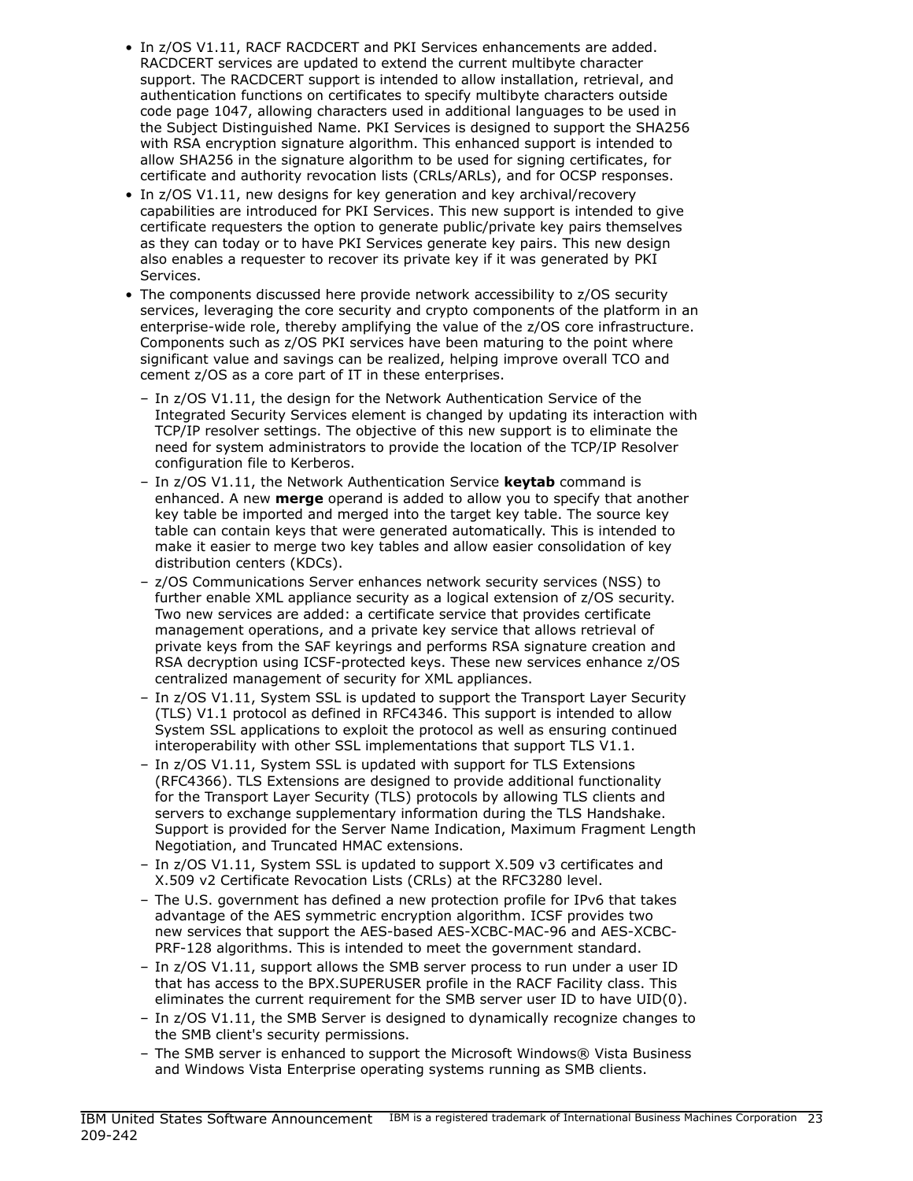- In z/OS V1.11, RACF RACDCERT and PKI Services enhancements are added. RACDCERT services are updated to extend the current multibyte character support. The RACDCERT support is intended to allow installation, retrieval, and authentication functions on certificates to specify multibyte characters outside code page 1047, allowing characters used in additional languages to be used in the Subject Distinguished Name. PKI Services is designed to support the SHA256 with RSA encryption signature algorithm. This enhanced support is intended to allow SHA256 in the signature algorithm to be used for signing certificates, for certificate and authority revocation lists (CRLs/ARLs), and for OCSP responses.
- In z/OS V1.11, new designs for key generation and key archival/recovery capabilities are introduced for PKI Services. This new support is intended to give certificate requesters the option to generate public/private key pairs themselves as they can today or to have PKI Services generate key pairs. This new design also enables a requester to recover its private key if it was generated by PKI Services.
- The components discussed here provide network accessibility to z/OS security services, leveraging the core security and crypto components of the platform in an enterprise-wide role, thereby amplifying the value of the z/OS core infrastructure. Components such as z/OS PKI services have been maturing to the point where significant value and savings can be realized, helping improve overall TCO and cement z/OS as a core part of IT in these enterprises.
  - In z/OS V1.11, the design for the Network Authentication Service of the Integrated Security Services element is changed by updating its interaction with TCP/IP resolver settings. The objective of this new support is to eliminate the need for system administrators to provide the location of the TCP/IP Resolver configuration file to Kerberos.
  - In z/OS V1.11, the Network Authentication Service **keytab** command is enhanced. A new **merge** operand is added to allow you to specify that another key table be imported and merged into the target key table. The source key table can contain keys that were generated automatically. This is intended to make it easier to merge two key tables and allow easier consolidation of key distribution centers (KDCs).
  - z/OS Communications Server enhances network security services (NSS) to further enable XML appliance security as a logical extension of z/OS security. Two new services are added: a certificate service that provides certificate management operations, and a private key service that allows retrieval of private keys from the SAF keyrings and performs RSA signature creation and RSA decryption using ICSF-protected keys. These new services enhance z/OS centralized management of security for XML appliances.
  - In z/OS V1.11, System SSL is updated to support the Transport Layer Security (TLS) V1.1 protocol as defined in RFC4346. This support is intended to allow System SSL applications to exploit the protocol as well as ensuring continued interoperability with other SSL implementations that support TLS V1.1.
  - In z/OS V1.11, System SSL is updated with support for TLS Extensions (RFC4366). TLS Extensions are designed to provide additional functionality for the Transport Layer Security (TLS) protocols by allowing TLS clients and servers to exchange supplementary information during the TLS Handshake. Support is provided for the Server Name Indication, Maximum Fragment Length Negotiation, and Truncated HMAC extensions.
  - In z/OS V1.11, System SSL is updated to support X.509 v3 certificates and X.509 v2 Certificate Revocation Lists (CRLs) at the RFC3280 level.
  - The U.S. government has defined a new protection profile for IPv6 that takes advantage of the AES symmetric encryption algorithm. ICSF provides two new services that support the AES-based AES-XCBC-MAC-96 and AES-XCBC-PRF-128 algorithms. This is intended to meet the government standard.
  - In z/OS V1.11, support allows the SMB server process to run under a user ID that has access to the BPX.SUPERUSER profile in the RACF Facility class. This eliminates the current requirement for the SMB server user ID to have UID(0).
  - In z/OS V1.11, the SMB Server is designed to dynamically recognize changes to the SMB client's security permissions.
  - The SMB server is enhanced to support the Microsoft Windows® Vista Business and Windows Vista Enterprise operating systems running as SMB clients.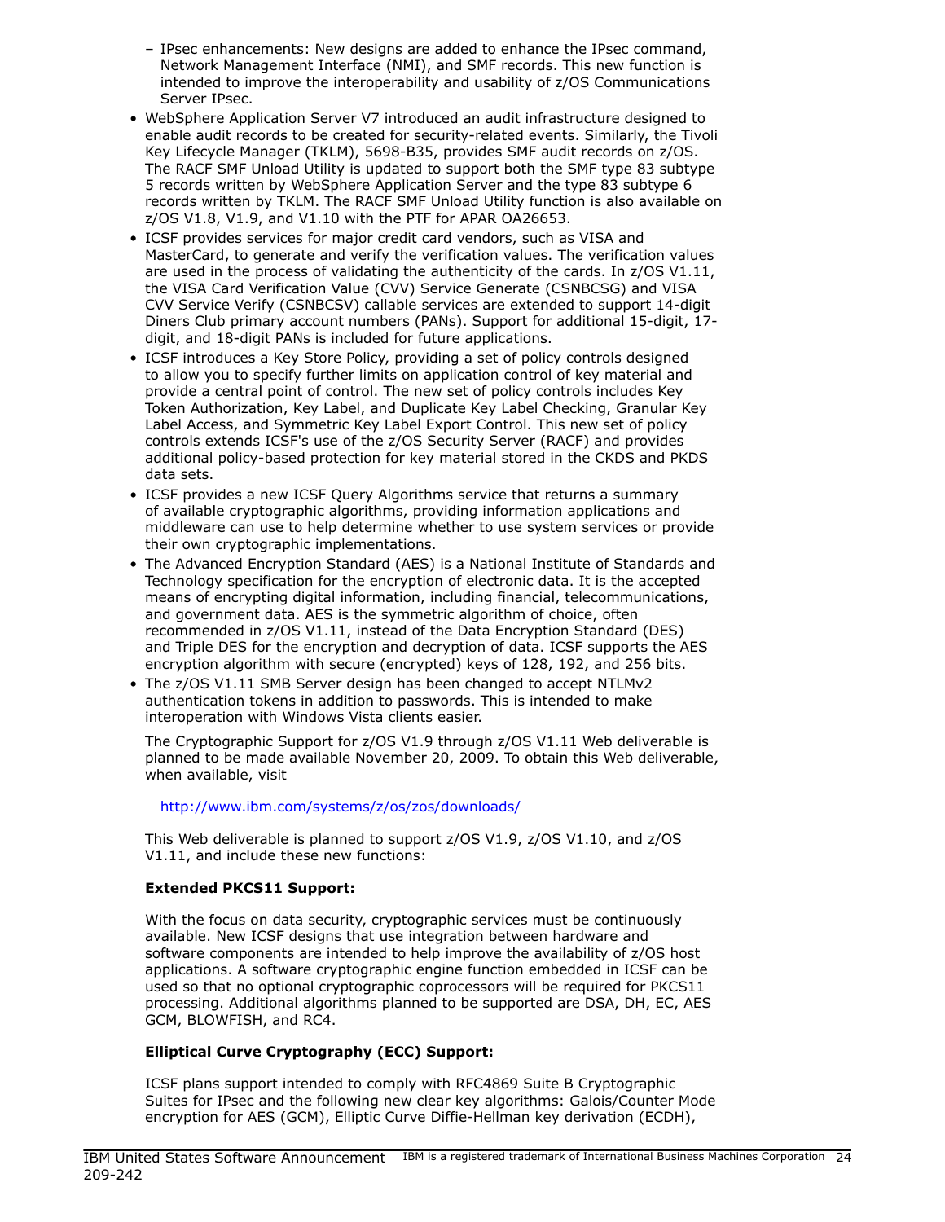- IPsec enhancements: New designs are added to enhance the IPsec command, Network Management Interface (NMI), and SMF records. This new function is intended to improve the interoperability and usability of z/OS Communications Server IPsec.
- WebSphere Application Server V7 introduced an audit infrastructure designed to enable audit records to be created for security-related events. Similarly, the Tivoli Key Lifecycle Manager (TKLM), 5698-B35, provides SMF audit records on z/OS. The RACF SMF Unload Utility is updated to support both the SMF type 83 subtype 5 records written by WebSphere Application Server and the type 83 subtype 6 records written by TKLM. The RACF SMF Unload Utility function is also available on z/OS V1.8, V1.9, and V1.10 with the PTF for APAR OA26653.
- ICSF provides services for major credit card vendors, such as VISA and MasterCard, to generate and verify the verification values. The verification values are used in the process of validating the authenticity of the cards. In z/OS V1.11, the VISA Card Verification Value (CVV) Service Generate (CSNBCSG) and VISA CVV Service Verify (CSNBCSV) callable services are extended to support 14-digit Diners Club primary account numbers (PANs). Support for additional 15-digit, 17-digit, and 18-digit PANs is included for future applications.
- ICSF introduces a Key Store Policy, providing a set of policy controls designed to allow you to specify further limits on application control of key material and provide a central point of control. The new set of policy controls includes Key Token Authorization, Key Label, and Duplicate Key Label Checking, Granular Key Label Access, and Symmetric Key Label Export Control. This new set of policy controls extends ICSF's use of the z/OS Security Server (RACF) and provides additional policy-based protection for key material stored in the CKDS and PKDS data sets.
- ICSF provides a new ICSF Query Algorithms service that returns a summary of available cryptographic algorithms, providing information applications and middleware can use to help determine whether to use system services or provide their own cryptographic implementations.
- The Advanced Encryption Standard (AES) is a National Institute of Standards and Technology specification for the encryption of electronic data. It is the accepted means of encrypting digital information, including financial, telecommunications, and government data. AES is the symmetric algorithm of choice, often recommended in z/OS V1.11, instead of the Data Encryption Standard (DES) and Triple DES for the encryption and decryption of data. ICSF supports the AES encryption algorithm with secure (encrypted) keys of 128, 192, and 256 bits.
- The z/OS V1.11 SMB Server design has been changed to accept NTLMv2 authentication tokens in addition to passwords. This is intended to make interoperation with Windows Vista clients easier.

  The Cryptographic Support for z/OS V1.9 through z/OS V1.11 Web deliverable is planned to be made available November 20, 2009. To obtain this Web deliverable, when available, visit

  http://www.ibm.com/systems/z/os/zos/downloads/

  This Web deliverable is planned to support z/OS V1.9, z/OS V1.10, and z/OS V1.11, and include these new functions:

  **Extended PKCS11 Support:**

  With the focus on data security, cryptographic services must be continuously available. New ICSF designs that use integration between hardware and software components are intended to help improve the availability of z/OS host applications. A software cryptographic engine function embedded in ICSF can be used so that no optional cryptographic coprocessors will be required for PKCS11 processing. Additional algorithms planned to be supported are DSA, DH, EC, AES GCM, BLOWFISH, and RC4.

  **Elliptical Curve Cryptography (ECC) Support:**

  ICSF plans support intended to comply with RFC4869 Suite B Cryptographic Suites for IPsec and the following new clear key algorithms: Galois/Counter Mode encryption for AES (GCM), Elliptic Curve Diffie-Hellman key derivation (ECDH),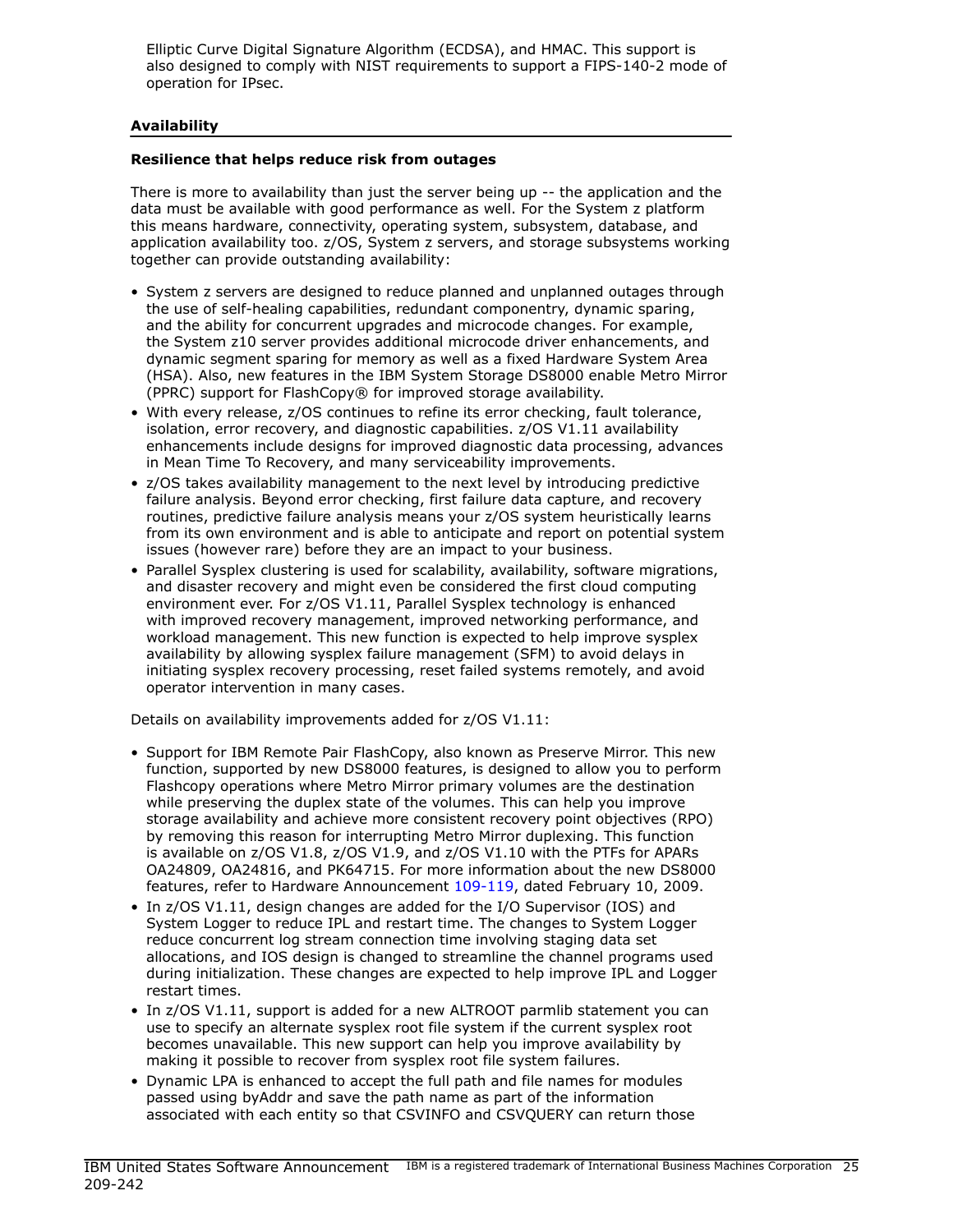Elliptic Curve Digital Signature Algorithm (ECDSA), and HMAC. This support is also designed to comply with NIST requirements to support a FIPS-140-2 mode of operation for IPsec.

## Availability

### Resilience that helps reduce risk from outages

There is more to availability than just the server being up -- the application and the data must be available with good performance as well. For the System z platform this means hardware, connectivity, operating system, subsystem, database, and application availability too. z/OS, System z servers, and storage subsystems working together can provide outstanding availability:

- System z servers are designed to reduce planned and unplanned outages through the use of self-healing capabilities, redundant componentry, dynamic sparing, and the ability for concurrent upgrades and microcode changes. For example, the System z10 server provides additional microcode driver enhancements, and dynamic segment sparing for memory as well as a fixed Hardware System Area (HSA). Also, new features in the IBM System Storage DS8000 enable Metro Mirror (PPRC) support for FlashCopy® for improved storage availability.
- With every release, z/OS continues to refine its error checking, fault tolerance, isolation, error recovery, and diagnostic capabilities. z/OS V1.11 availability enhancements include designs for improved diagnostic data processing, advances in Mean Time To Recovery, and many serviceability improvements.
- z/OS takes availability management to the next level by introducing predictive failure analysis. Beyond error checking, first failure data capture, and recovery routines, predictive failure analysis means your z/OS system heuristically learns from its own environment and is able to anticipate and report on potential system issues (however rare) before they are an impact to your business.
- Parallel Sysplex clustering is used for scalability, availability, software migrations, and disaster recovery and might even be considered the first cloud computing environment ever. For z/OS V1.11, Parallel Sysplex technology is enhanced with improved recovery management, improved networking performance, and workload management. This new function is expected to help improve sysplex availability by allowing sysplex failure management (SFM) to avoid delays in initiating sysplex recovery processing, reset failed systems remotely, and avoid operator intervention in many cases.

Details on availability improvements added for z/OS V1.11:

- Support for IBM Remote Pair FlashCopy, also known as Preserve Mirror. This new function, supported by new DS8000 features, is designed to allow you to perform Flashcopy operations where Metro Mirror primary volumes are the destination while preserving the duplex state of the volumes. This can help you improve storage availability and achieve more consistent recovery point objectives (RPO) by removing this reason for interrupting Metro Mirror duplexing. This function is available on z/OS V1.8, z/OS V1.9, and z/OS V1.10 with the PTFs for APARs OA24809, OA24816, and PK64715. For more information about the new DS8000 features, refer to Hardware Announcement 109-119, dated February 10, 2009.
- In z/OS V1.11, design changes are added for the I/O Supervisor (IOS) and System Logger to reduce IPL and restart time. The changes to System Logger reduce concurrent log stream connection time involving staging data set allocations, and IOS design is changed to streamline the channel programs used during initialization. These changes are expected to help improve IPL and Logger restart times.
- In z/OS V1.11, support is added for a new ALTROOT parmlib statement you can use to specify an alternate sysplex root file system if the current sysplex root becomes unavailable. This new support can help you improve availability by making it possible to recover from sysplex root file system failures.
- Dynamic LPA is enhanced to accept the full path and file names for modules passed using byAddr and save the path name as part of the information associated with each entity so that CSVINFO and CSVQUERY can return those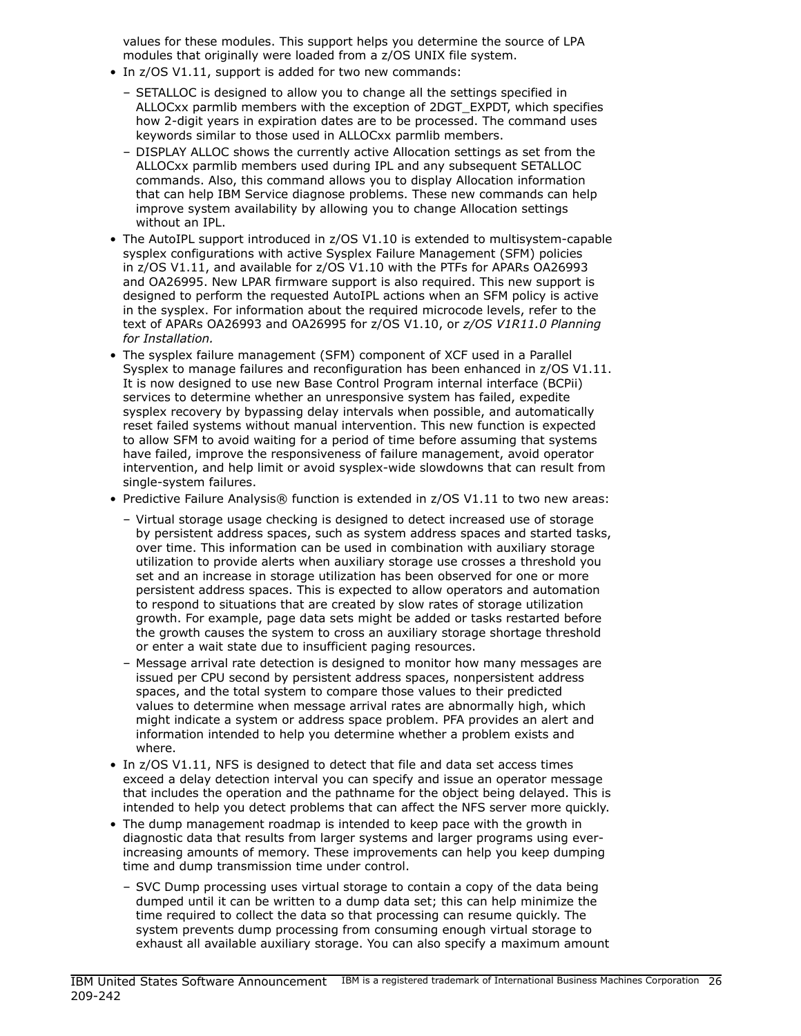values for these modules. This support helps you determine the source of LPA modules that originally were loaded from a z/OS UNIX file system.

- In z/OS V1.11, support is added for two new commands:
  - SETALLOC is designed to allow you to change all the settings specified in ALLOCxx parmlib members with the exception of 2DGT_EXPDT, which specifies how 2-digit years in expiration dates are to be processed. The command uses keywords similar to those used in ALLOCxx parmlib members.
  - DISPLAY ALLOC shows the currently active Allocation settings as set from the ALLOCxx parmlib members used during IPL and any subsequent SETALLOC commands. Also, this command allows you to display Allocation information that can help IBM Service diagnose problems. These new commands can help improve system availability by allowing you to change Allocation settings without an IPL.
- The AutoIPL support introduced in z/OS V1.10 is extended to multisystem-capable sysplex configurations with active Sysplex Failure Management (SFM) policies in z/OS V1.11, and available for z/OS V1.10 with the PTFs for APARs OA26993 and OA26995. New LPAR firmware support is also required. This new support is designed to perform the requested AutoIPL actions when an SFM policy is active in the sysplex. For information about the required microcode levels, refer to the text of APARs OA26993 and OA26995 for z/OS V1.10, or *z/OS V1R11.0 Planning for Installation.*
- The sysplex failure management (SFM) component of XCF used in a Parallel Sysplex to manage failures and reconfiguration has been enhanced in z/OS V1.11. It is now designed to use new Base Control Program internal interface (BCPii) services to determine whether an unresponsive system has failed, expedite sysplex recovery by bypassing delay intervals when possible, and automatically reset failed systems without manual intervention. This new function is expected to allow SFM to avoid waiting for a period of time before assuming that systems have failed, improve the responsiveness of failure management, avoid operator intervention, and help limit or avoid sysplex-wide slowdowns that can result from single-system failures.
- Predictive Failure Analysis® function is extended in z/OS V1.11 to two new areas:
  - Virtual storage usage checking is designed to detect increased use of storage by persistent address spaces, such as system address spaces and started tasks, over time. This information can be used in combination with auxiliary storage utilization to provide alerts when auxiliary storage use crosses a threshold you set and an increase in storage utilization has been observed for one or more persistent address spaces. This is expected to allow operators and automation to respond to situations that are created by slow rates of storage utilization growth. For example, page data sets might be added or tasks restarted before the growth causes the system to cross an auxiliary storage shortage threshold or enter a wait state due to insufficient paging resources.
  - Message arrival rate detection is designed to monitor how many messages are issued per CPU second by persistent address spaces, nonpersistent address spaces, and the total system to compare those values to their predicted values to determine when message arrival rates are abnormally high, which might indicate a system or address space problem. PFA provides an alert and information intended to help you determine whether a problem exists and where.
- In z/OS V1.11, NFS is designed to detect that file and data set access times exceed a delay detection interval you can specify and issue an operator message that includes the operation and the pathname for the object being delayed. This is intended to help you detect problems that can affect the NFS server more quickly.
- The dump management roadmap is intended to keep pace with the growth in diagnostic data that results from larger systems and larger programs using ever-increasing amounts of memory. These improvements can help you keep dumping time and dump transmission time under control.
  - SVC Dump processing uses virtual storage to contain a copy of the data being dumped until it can be written to a dump data set; this can help minimize the time required to collect the data so that processing can resume quickly. The system prevents dump processing from consuming enough virtual storage to exhaust all available auxiliary storage. You can also specify a maximum amount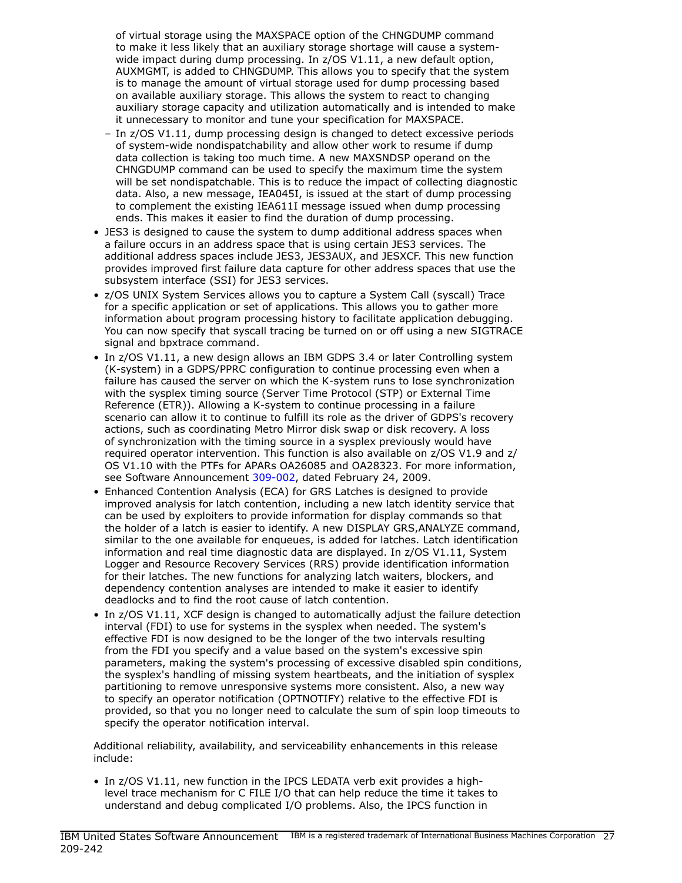of virtual storage using the MAXSPACE option of the CHNGDUMP command to make it less likely that an auxiliary storage shortage will cause a system-wide impact during dump processing. In z/OS V1.11, a new default option, AUXMGMT, is added to CHNGDUMP. This allows you to specify that the system is to manage the amount of virtual storage used for dump processing based on available auxiliary storage. This allows the system to react to changing auxiliary storage capacity and utilization automatically and is intended to make it unnecessary to monitor and tune your specification for MAXSPACE.

  - In z/OS V1.11, dump processing design is changed to detect excessive periods of system-wide nondispatchability and allow other work to resume if dump data collection is taking too much time. A new MAXSNDSP operand on the CHNGDUMP command can be used to specify the maximum time the system will be set nondispatchable. This is to reduce the impact of collecting diagnostic data. Also, a new message, IEA045I, is issued at the start of dump processing to complement the existing IEA611I message issued when dump processing ends. This makes it easier to find the duration of dump processing.

- JES3 is designed to cause the system to dump additional address spaces when a failure occurs in an address space that is using certain JES3 services. The additional address spaces include JES3, JES3AUX, and JESXCF. This new function provides improved first failure data capture for other address spaces that use the subsystem interface (SSI) for JES3 services.
- z/OS UNIX System Services allows you to capture a System Call (syscall) Trace for a specific application or set of applications. This allows you to gather more information about program processing history to facilitate application debugging. You can now specify that syscall tracing be turned on or off using a new SIGTRACE signal and bpxtrace command.
- In z/OS V1.11, a new design allows an IBM GDPS 3.4 or later Controlling system (K-system) in a GDPS/PPRC configuration to continue processing even when a failure has caused the server on which the K-system runs to lose synchronization with the sysplex timing source (Server Time Protocol (STP) or External Time Reference (ETR)). Allowing a K-system to continue processing in a failure scenario can allow it to continue to fulfill its role as the driver of GDPS's recovery actions, such as coordinating Metro Mirror disk swap or disk recovery. A loss of synchronization with the timing source in a sysplex previously would have required operator intervention. This function is also available on z/OS V1.9 and z/OS V1.10 with the PTFs for APARs OA26085 and OA28323. For more information, see Software Announcement 309-002, dated February 24, 2009.
- Enhanced Contention Analysis (ECA) for GRS Latches is designed to provide improved analysis for latch contention, including a new latch identity service that can be used by exploiters to provide information for display commands so that the holder of a latch is easier to identify. A new DISPLAY GRS,ANALYZE command, similar to the one available for enqueues, is added for latches. Latch identification information and real time diagnostic data are displayed. In z/OS V1.11, System Logger and Resource Recovery Services (RRS) provide identification information for their latches. The new functions for analyzing latch waiters, blockers, and dependency contention analyses are intended to make it easier to identify deadlocks and to find the root cause of latch contention.
- In z/OS V1.11, XCF design is changed to automatically adjust the failure detection interval (FDI) to use for systems in the sysplex when needed. The system's effective FDI is now designed to be the longer of the two intervals resulting from the FDI you specify and a value based on the system's excessive spin parameters, making the system's processing of excessive disabled spin conditions, the sysplex's handling of missing system heartbeats, and the initiation of sysplex partitioning to remove unresponsive systems more consistent. Also, a new way to specify an operator notification (OPTNOTIFY) relative to the effective FDI is provided, so that you no longer need to calculate the sum of spin loop timeouts to specify the operator notification interval.

Additional reliability, availability, and serviceability enhancements in this release include:

- In z/OS V1.11, new function in the IPCS LEDATA verb exit provides a high-level trace mechanism for C FILE I/O that can help reduce the time it takes to understand and debug complicated I/O problems. Also, the IPCS function in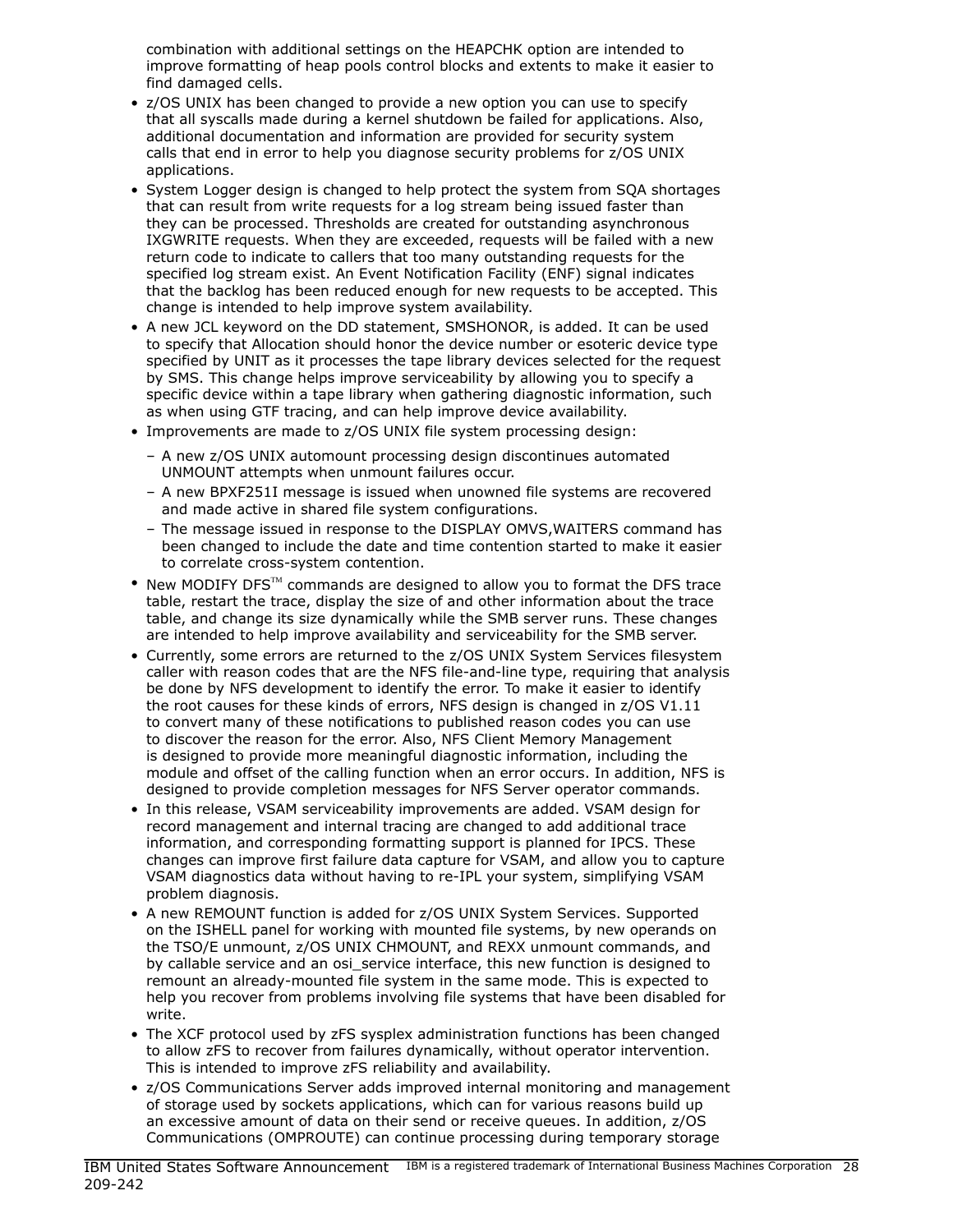combination with additional settings on the HEAPCHK option are intended to improve formatting of heap pools control blocks and extents to make it easier to find damaged cells.

- z/OS UNIX has been changed to provide a new option you can use to specify that all syscalls made during a kernel shutdown be failed for applications. Also, additional documentation and information are provided for security system calls that end in error to help you diagnose security problems for z/OS UNIX applications.
- System Logger design is changed to help protect the system from SQA shortages that can result from write requests for a log stream being issued faster than they can be processed. Thresholds are created for outstanding asynchronous IXGWRITE requests. When they are exceeded, requests will be failed with a new return code to indicate to callers that too many outstanding requests for the specified log stream exist. An Event Notification Facility (ENF) signal indicates that the backlog has been reduced enough for new requests to be accepted. This change is intended to help improve system availability.
- A new JCL keyword on the DD statement, SMSHONOR, is added. It can be used to specify that Allocation should honor the device number or esoteric device type specified by UNIT as it processes the tape library devices selected for the request by SMS. This change helps improve serviceability by allowing you to specify a specific device within a tape library when gathering diagnostic information, such as when using GTF tracing, and can help improve device availability.
- Improvements are made to z/OS UNIX file system processing design:
  - A new z/OS UNIX automount processing design discontinues automated UNMOUNT attempts when unmount failures occur.
  - A new BPXF251I message is issued when unowned file systems are recovered and made active in shared file system configurations.
  - The message issued in response to the DISPLAY OMVS,WAITERS command has been changed to include the date and time contention started to make it easier to correlate cross-system contention.
- New MODIFY DFS™ commands are designed to allow you to format the DFS trace table, restart the trace, display the size of and other information about the trace table, and change its size dynamically while the SMB server runs. These changes are intended to help improve availability and serviceability for the SMB server.
- Currently, some errors are returned to the z/OS UNIX System Services filesystem caller with reason codes that are the NFS file-and-line type, requiring that analysis be done by NFS development to identify the error. To make it easier to identify the root causes for these kinds of errors, NFS design is changed in z/OS V1.11 to convert many of these notifications to published reason codes you can use to discover the reason for the error. Also, NFS Client Memory Management is designed to provide more meaningful diagnostic information, including the module and offset of the calling function when an error occurs. In addition, NFS is designed to provide completion messages for NFS Server operator commands.
- In this release, VSAM serviceability improvements are added. VSAM design for record management and internal tracing are changed to add additional trace information, and corresponding formatting support is planned for IPCS. These changes can improve first failure data capture for VSAM, and allow you to capture VSAM diagnostics data without having to re-IPL your system, simplifying VSAM problem diagnosis.
- A new REMOUNT function is added for z/OS UNIX System Services. Supported on the ISHELL panel for working with mounted file systems, by new operands on the TSO/E unmount, z/OS UNIX CHMOUNT, and REXX unmount commands, and by callable service and an osi_service interface, this new function is designed to remount an already-mounted file system in the same mode. This is expected to help you recover from problems involving file systems that have been disabled for write.
- The XCF protocol used by zFS sysplex administration functions has been changed to allow zFS to recover from failures dynamically, without operator intervention. This is intended to improve zFS reliability and availability.
- z/OS Communications Server adds improved internal monitoring and management of storage used by sockets applications, which can for various reasons build up an excessive amount of data on their send or receive queues. In addition, z/OS Communications (OMPROUTE) can continue processing during temporary storage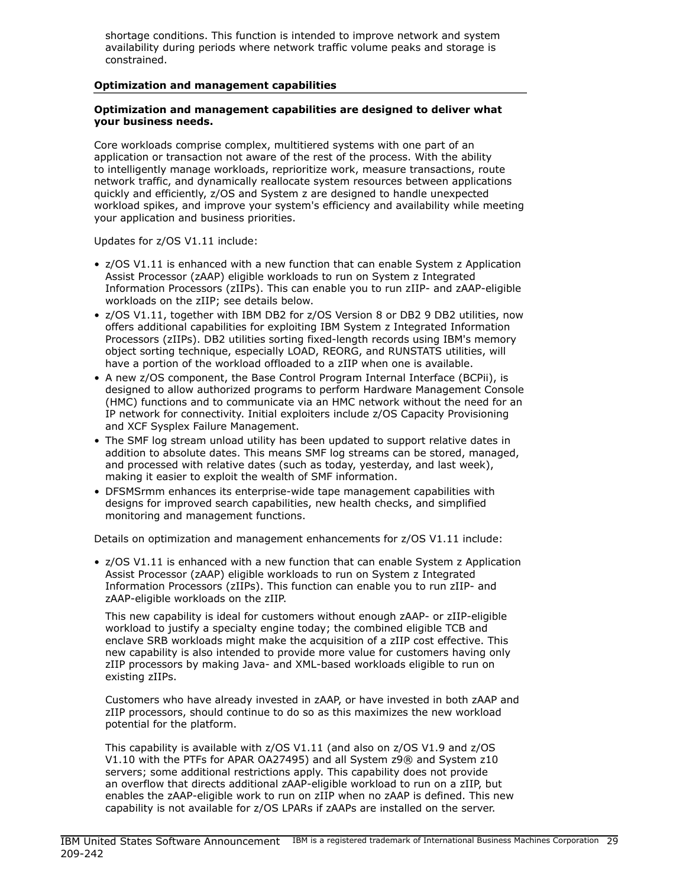shortage conditions. This function is intended to improve network and system availability during periods where network traffic volume peaks and storage is constrained.

## Optimization and management capabilities

**Optimization and management capabilities are designed to deliver what your business needs.**

Core workloads comprise complex, multitiered systems with one part of an application or transaction not aware of the rest of the process. With the ability to intelligently manage workloads, reprioritize work, measure transactions, route network traffic, and dynamically reallocate system resources between applications quickly and efficiently, z/OS and System z are designed to handle unexpected workload spikes, and improve your system's efficiency and availability while meeting your application and business priorities.

Updates for z/OS V1.11 include:

- z/OS V1.11 is enhanced with a new function that can enable System z Application Assist Processor (zAAP) eligible workloads to run on System z Integrated Information Processors (zIIPs). This can enable you to run zIIP- and zAAP-eligible workloads on the zIIP; see details below.
- z/OS V1.11, together with IBM DB2 for z/OS Version 8 or DB2 9 DB2 utilities, now offers additional capabilities for exploiting IBM System z Integrated Information Processors (zIIPs). DB2 utilities sorting fixed-length records using IBM's memory object sorting technique, especially LOAD, REORG, and RUNSTATS utilities, will have a portion of the workload offloaded to a zIIP when one is available.
- A new z/OS component, the Base Control Program Internal Interface (BCPii), is designed to allow authorized programs to perform Hardware Management Console (HMC) functions and to communicate via an HMC network without the need for an IP network for connectivity. Initial exploiters include z/OS Capacity Provisioning and XCF Sysplex Failure Management.
- The SMF log stream unload utility has been updated to support relative dates in addition to absolute dates. This means SMF log streams can be stored, managed, and processed with relative dates (such as today, yesterday, and last week), making it easier to exploit the wealth of SMF information.
- DFSMSrmm enhances its enterprise-wide tape management capabilities with designs for improved search capabilities, new health checks, and simplified monitoring and management functions.

Details on optimization and management enhancements for z/OS V1.11 include:

- z/OS V1.11 is enhanced with a new function that can enable System z Application Assist Processor (zAAP) eligible workloads to run on System z Integrated Information Processors (zIIPs). This function can enable you to run zIIP- and zAAP-eligible workloads on the zIIP.

  This new capability is ideal for customers without enough zAAP- or zIIP-eligible workload to justify a specialty engine today; the combined eligible TCB and enclave SRB workloads might make the acquisition of a zIIP cost effective. This new capability is also intended to provide more value for customers having only zIIP processors by making Java- and XML-based workloads eligible to run on existing zIIPs.

  Customers who have already invested in zAAP, or have invested in both zAAP and zIIP processors, should continue to do so as this maximizes the new workload potential for the platform.

  This capability is available with z/OS V1.11 (and also on z/OS V1.9 and z/OS V1.10 with the PTFs for APAR OA27495) and all System z9® and System z10 servers; some additional restrictions apply. This capability does not provide an overflow that directs additional zAAP-eligible workload to run on a zIIP, but enables the zAAP-eligible work to run on zIIP when no zAAP is defined. This new capability is not available for z/OS LPARs if zAAPs are installed on the server.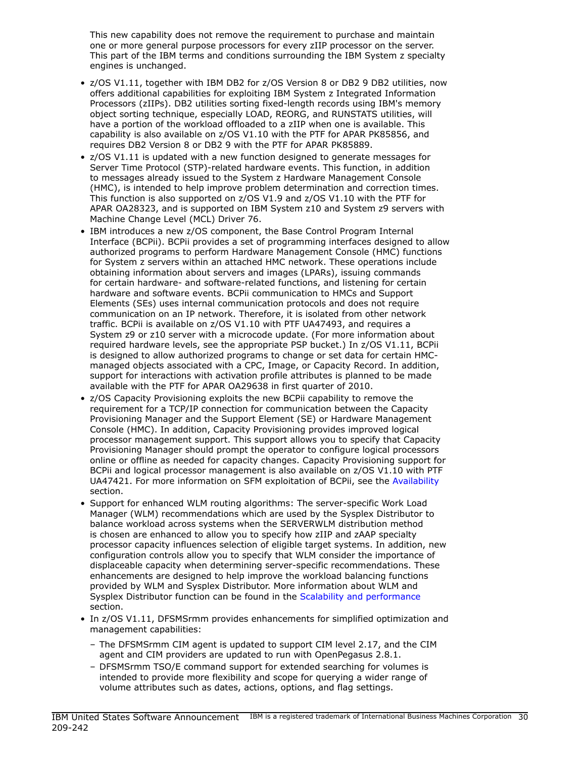This new capability does not remove the requirement to purchase and maintain one or more general purpose processors for every zIIP processor on the server. This part of the IBM terms and conditions surrounding the IBM System z specialty engines is unchanged.

- z/OS V1.11, together with IBM DB2 for z/OS Version 8 or DB2 9 DB2 utilities, now offers additional capabilities for exploiting IBM System z Integrated Information Processors (zIIPs). DB2 utilities sorting fixed-length records using IBM's memory object sorting technique, especially LOAD, REORG, and RUNSTATS utilities, will have a portion of the workload offloaded to a zIIP when one is available. This capability is also available on z/OS V1.10 with the PTF for APAR PK85856, and requires DB2 Version 8 or DB2 9 with the PTF for APAR PK85889.
- z/OS V1.11 is updated with a new function designed to generate messages for Server Time Protocol (STP)-related hardware events. This function, in addition to messages already issued to the System z Hardware Management Console (HMC), is intended to help improve problem determination and correction times. This function is also supported on z/OS V1.9 and z/OS V1.10 with the PTF for APAR OA28323, and is supported on IBM System z10 and System z9 servers with Machine Change Level (MCL) Driver 76.
- IBM introduces a new z/OS component, the Base Control Program Internal Interface (BCPii). BCPii provides a set of programming interfaces designed to allow authorized programs to perform Hardware Management Console (HMC) functions for System z servers within an attached HMC network. These operations include obtaining information about servers and images (LPARs), issuing commands for certain hardware- and software-related functions, and listening for certain hardware and software events. BCPii communication to HMCs and Support Elements (SEs) uses internal communication protocols and does not require communication on an IP network. Therefore, it is isolated from other network traffic. BCPii is available on z/OS V1.10 with PTF UA47493, and requires a System z9 or z10 server with a microcode update. (For more information about required hardware levels, see the appropriate PSP bucket.) In z/OS V1.11, BCPii is designed to allow authorized programs to change or set data for certain HMC-managed objects associated with a CPC, Image, or Capacity Record. In addition, support for interactions with activation profile attributes is planned to be made available with the PTF for APAR OA29638 in first quarter of 2010.
- z/OS Capacity Provisioning exploits the new BCPii capability to remove the requirement for a TCP/IP connection for communication between the Capacity Provisioning Manager and the Support Element (SE) or Hardware Management Console (HMC). In addition, Capacity Provisioning provides improved logical processor management support. This support allows you to specify that Capacity Provisioning Manager should prompt the operator to configure logical processors online or offline as needed for capacity changes. Capacity Provisioning support for BCPii and logical processor management is also available on z/OS V1.10 with PTF UA47421. For more information on SFM exploitation of BCPii, see the Availability section.
- Support for enhanced WLM routing algorithms: The server-specific Work Load Manager (WLM) recommendations which are used by the Sysplex Distributor to balance workload across systems when the SERVERWLM distribution method is chosen are enhanced to allow you to specify how zIIP and zAAP specialty processor capacity influences selection of eligible target systems. In addition, new configuration controls allow you to specify that WLM consider the importance of displaceable capacity when determining server-specific recommendations. These enhancements are designed to help improve the workload balancing functions provided by WLM and Sysplex Distributor. More information about WLM and Sysplex Distributor function can be found in the Scalability and performance section.
- In z/OS V1.11, DFSMSrmm provides enhancements for simplified optimization and management capabilities:
  - The DFSMSrmm CIM agent is updated to support CIM level 2.17, and the CIM agent and CIM providers are updated to run with OpenPegasus 2.8.1.
  - DFSMSrmm TSO/E command support for extended searching for volumes is intended to provide more flexibility and scope for querying a wider range of volume attributes such as dates, actions, options, and flag settings.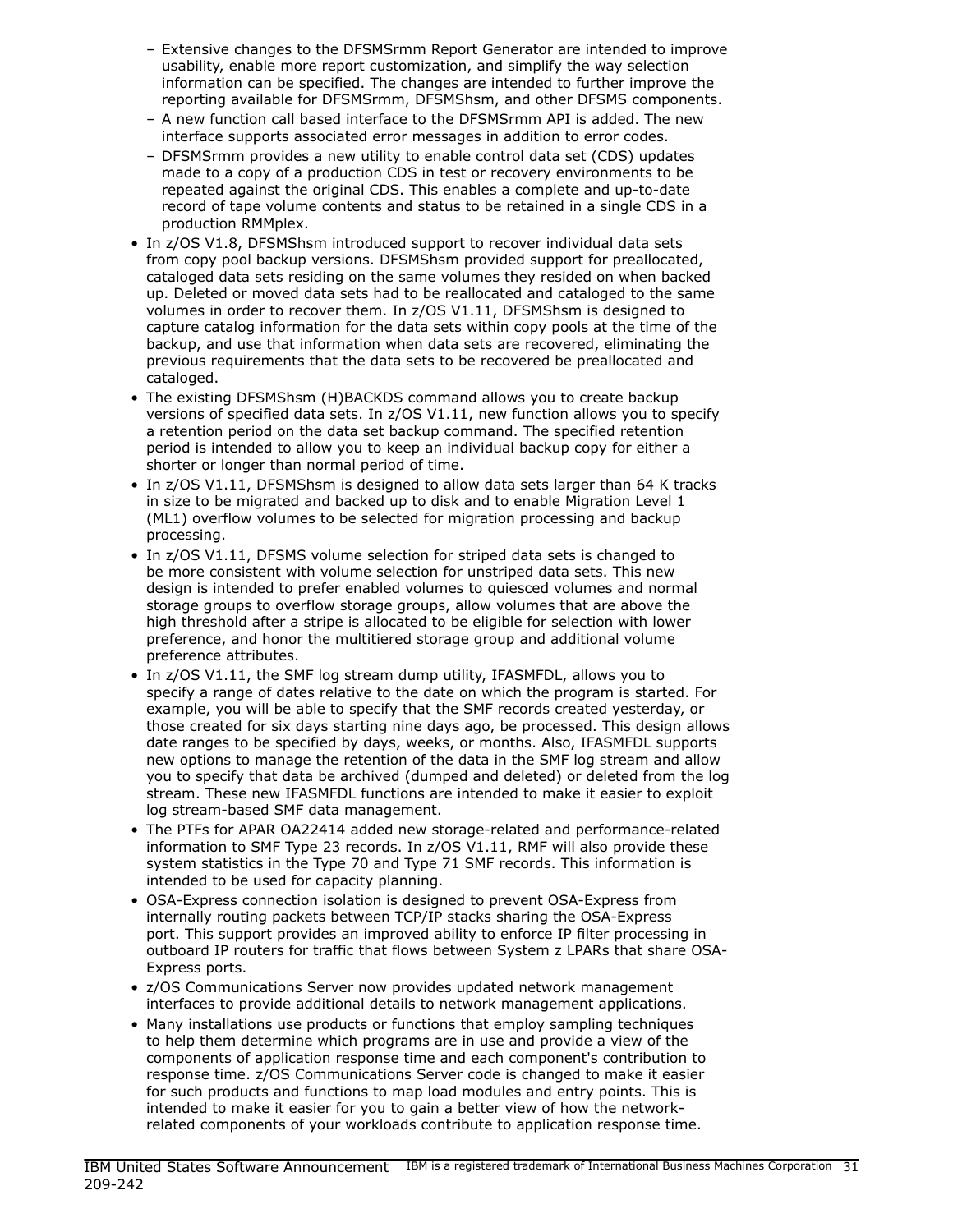- Extensive changes to the DFSMSrmm Report Generator are intended to improve usability, enable more report customization, and simplify the way selection information can be specified. The changes are intended to further improve the reporting available for DFSMSrmm, DFSMShsm, and other DFSMS components.
  - A new function call based interface to the DFSMSrmm API is added. The new interface supports associated error messages in addition to error codes.
  - DFSMSrmm provides a new utility to enable control data set (CDS) updates made to a copy of a production CDS in test or recovery environments to be repeated against the original CDS. This enables a complete and up-to-date record of tape volume contents and status to be retained in a single CDS in a production RMMplex.
- In z/OS V1.8, DFSMShsm introduced support to recover individual data sets from copy pool backup versions. DFSMShsm provided support for preallocated, cataloged data sets residing on the same volumes they resided on when backed up. Deleted or moved data sets had to be reallocated and cataloged to the same volumes in order to recover them. In z/OS V1.11, DFSMShsm is designed to capture catalog information for the data sets within copy pools at the time of the backup, and use that information when data sets are recovered, eliminating the previous requirements that the data sets to be recovered be preallocated and cataloged.
- The existing DFSMShsm (H)BACKDS command allows you to create backup versions of specified data sets. In z/OS V1.11, new function allows you to specify a retention period on the data set backup command. The specified retention period is intended to allow you to keep an individual backup copy for either a shorter or longer than normal period of time.
- In z/OS V1.11, DFSMShsm is designed to allow data sets larger than 64 K tracks in size to be migrated and backed up to disk and to enable Migration Level 1 (ML1) overflow volumes to be selected for migration processing and backup processing.
- In z/OS V1.11, DFSMS volume selection for striped data sets is changed to be more consistent with volume selection for unstriped data sets. This new design is intended to prefer enabled volumes to quiesced volumes and normal storage groups to overflow storage groups, allow volumes that are above the high threshold after a stripe is allocated to be eligible for selection with lower preference, and honor the multitiered storage group and additional volume preference attributes.
- In z/OS V1.11, the SMF log stream dump utility, IFASMFDL, allows you to specify a range of dates relative to the date on which the program is started. For example, you will be able to specify that the SMF records created yesterday, or those created for six days starting nine days ago, be processed. This design allows date ranges to be specified by days, weeks, or months. Also, IFASMFDL supports new options to manage the retention of the data in the SMF log stream and allow you to specify that data be archived (dumped and deleted) or deleted from the log stream. These new IFASMFDL functions are intended to make it easier to exploit log stream-based SMF data management.
- The PTFs for APAR OA22414 added new storage-related and performance-related information to SMF Type 23 records. In z/OS V1.11, RMF will also provide these system statistics in the Type 70 and Type 71 SMF records. This information is intended to be used for capacity planning.
- OSA-Express connection isolation is designed to prevent OSA-Express from internally routing packets between TCP/IP stacks sharing the OSA-Express port. This support provides an improved ability to enforce IP filter processing in outboard IP routers for traffic that flows between System z LPARs that share OSA-Express ports.
- z/OS Communications Server now provides updated network management interfaces to provide additional details to network management applications.
- Many installations use products or functions that employ sampling techniques to help them determine which programs are in use and provide a view of the components of application response time and each component's contribution to response time. z/OS Communications Server code is changed to make it easier for such products and functions to map load modules and entry points. This is intended to make it easier for you to gain a better view of how the network-related components of your workloads contribute to application response time.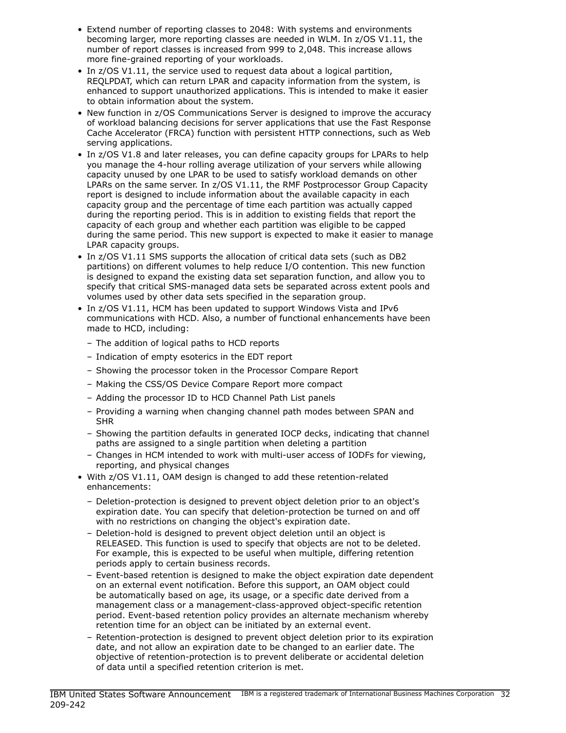- Extend number of reporting classes to 2048: With systems and environments becoming larger, more reporting classes are needed in WLM. In z/OS V1.11, the number of report classes is increased from 999 to 2,048. This increase allows more fine-grained reporting of your workloads.
- In z/OS V1.11, the service used to request data about a logical partition, REQLPDAT, which can return LPAR and capacity information from the system, is enhanced to support unauthorized applications. This is intended to make it easier to obtain information about the system.
- New function in z/OS Communications Server is designed to improve the accuracy of workload balancing decisions for server applications that use the Fast Response Cache Accelerator (FRCA) function with persistent HTTP connections, such as Web serving applications.
- In z/OS V1.8 and later releases, you can define capacity groups for LPARs to help you manage the 4-hour rolling average utilization of your servers while allowing capacity unused by one LPAR to be used to satisfy workload demands on other LPARs on the same server. In z/OS V1.11, the RMF Postprocessor Group Capacity report is designed to include information about the available capacity in each capacity group and the percentage of time each partition was actually capped during the reporting period. This is in addition to existing fields that report the capacity of each group and whether each partition was eligible to be capped during the same period. This new support is expected to make it easier to manage LPAR capacity groups.
- In z/OS V1.11 SMS supports the allocation of critical data sets (such as DB2 partitions) on different volumes to help reduce I/O contention. This new function is designed to expand the existing data set separation function, and allow you to specify that critical SMS-managed data sets be separated across extent pools and volumes used by other data sets specified in the separation group.
- In z/OS V1.11, HCM has been updated to support Windows Vista and IPv6 communications with HCD. Also, a number of functional enhancements have been made to HCD, including:
  - The addition of logical paths to HCD reports
  - Indication of empty esoterics in the EDT report
  - Showing the processor token in the Processor Compare Report
  - Making the CSS/OS Device Compare Report more compact
  - Adding the processor ID to HCD Channel Path List panels
  - Providing a warning when changing channel path modes between SPAN and SHR
  - Showing the partition defaults in generated IOCP decks, indicating that channel paths are assigned to a single partition when deleting a partition
  - Changes in HCM intended to work with multi-user access of IODFs for viewing, reporting, and physical changes
- With z/OS V1.11, OAM design is changed to add these retention-related enhancements:
  - Deletion-protection is designed to prevent object deletion prior to an object's expiration date. You can specify that deletion-protection be turned on and off with no restrictions on changing the object's expiration date.
  - Deletion-hold is designed to prevent object deletion until an object is RELEASED. This function is used to specify that objects are not to be deleted. For example, this is expected to be useful when multiple, differing retention periods apply to certain business records.
  - Event-based retention is designed to make the object expiration date dependent on an external event notification. Before this support, an OAM object could be automatically based on age, its usage, or a specific date derived from a management class or a management-class-approved object-specific retention period. Event-based retention policy provides an alternate mechanism whereby retention time for an object can be initiated by an external event.
  - Retention-protection is designed to prevent object deletion prior to its expiration date, and not allow an expiration date to be changed to an earlier date. The objective of retention-protection is to prevent deliberate or accidental deletion of data until a specified retention criterion is met.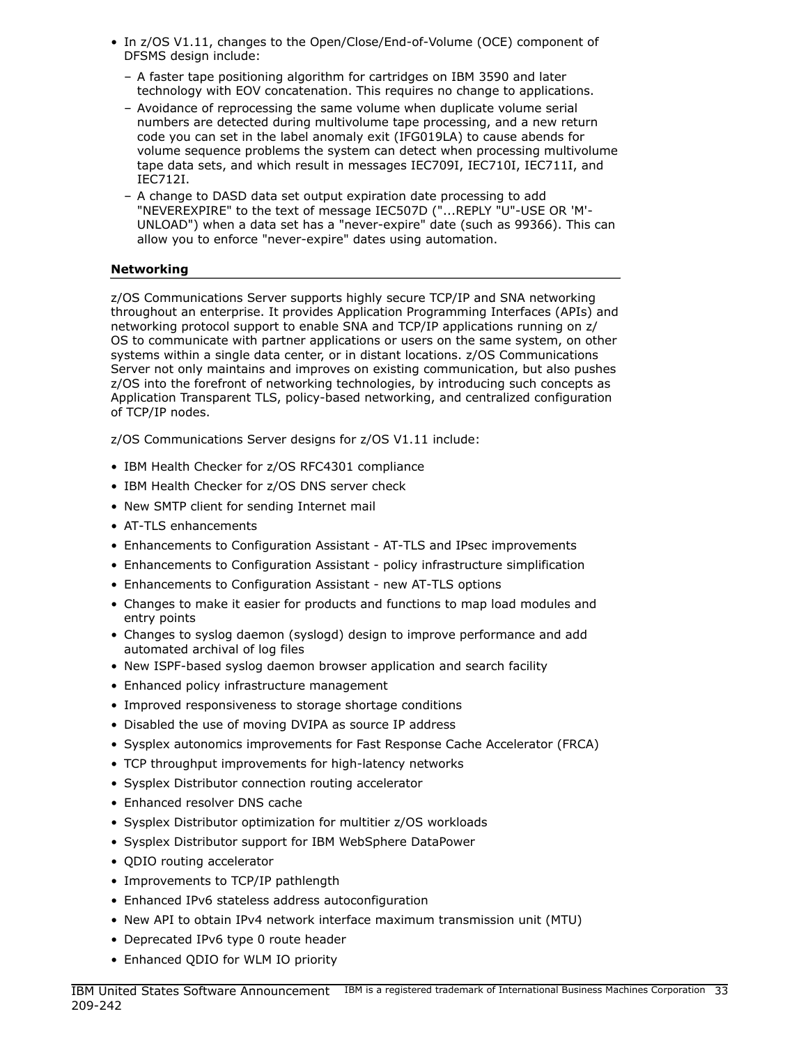- In z/OS V1.11, changes to the Open/Close/End-of-Volume (OCE) component of DFSMS design include:
  - A faster tape positioning algorithm for cartridges on IBM 3590 and later technology with EOV concatenation. This requires no change to applications.
  - Avoidance of reprocessing the same volume when duplicate volume serial numbers are detected during multivolume tape processing, and a new return code you can set in the label anomaly exit (IFG019LA) to cause abends for volume sequence problems the system can detect when processing multivolume tape data sets, and which result in messages IEC709I, IEC710I, IEC711I, and IEC712I.
  - A change to DASD data set output expiration date processing to add "NEVEREXPIRE" to the text of message IEC507D ("...REPLY "U"-USE OR 'M'-UNLOAD") when a data set has a "never-expire" date (such as 99366). This can allow you to enforce "never-expire" dates using automation.

**Networking**

z/OS Communications Server supports highly secure TCP/IP and SNA networking throughout an enterprise. It provides Application Programming Interfaces (APIs) and networking protocol support to enable SNA and TCP/IP applications running on z/OS to communicate with partner applications or users on the same system, on other systems within a single data center, or in distant locations. z/OS Communications Server not only maintains and improves on existing communication, but also pushes z/OS into the forefront of networking technologies, by introducing such concepts as Application Transparent TLS, policy-based networking, and centralized configuration of TCP/IP nodes.

z/OS Communications Server designs for z/OS V1.11 include:

- IBM Health Checker for z/OS RFC4301 compliance
- IBM Health Checker for z/OS DNS server check
- New SMTP client for sending Internet mail
- AT-TLS enhancements
- Enhancements to Configuration Assistant - AT-TLS and IPsec improvements
- Enhancements to Configuration Assistant - policy infrastructure simplification
- Enhancements to Configuration Assistant - new AT-TLS options
- Changes to make it easier for products and functions to map load modules and entry points
- Changes to syslog daemon (syslogd) design to improve performance and add automated archival of log files
- New ISPF-based syslog daemon browser application and search facility
- Enhanced policy infrastructure management
- Improved responsiveness to storage shortage conditions
- Disabled the use of moving DVIPA as source IP address
- Sysplex autonomics improvements for Fast Response Cache Accelerator (FRCA)
- TCP throughput improvements for high-latency networks
- Sysplex Distributor connection routing accelerator
- Enhanced resolver DNS cache
- Sysplex Distributor optimization for multitier z/OS workloads
- Sysplex Distributor support for IBM WebSphere DataPower
- QDIO routing accelerator
- Improvements to TCP/IP pathlength
- Enhanced IPv6 stateless address autoconfiguration
- New API to obtain IPv4 network interface maximum transmission unit (MTU)
- Deprecated IPv6 type 0 route header
- Enhanced QDIO for WLM IO priority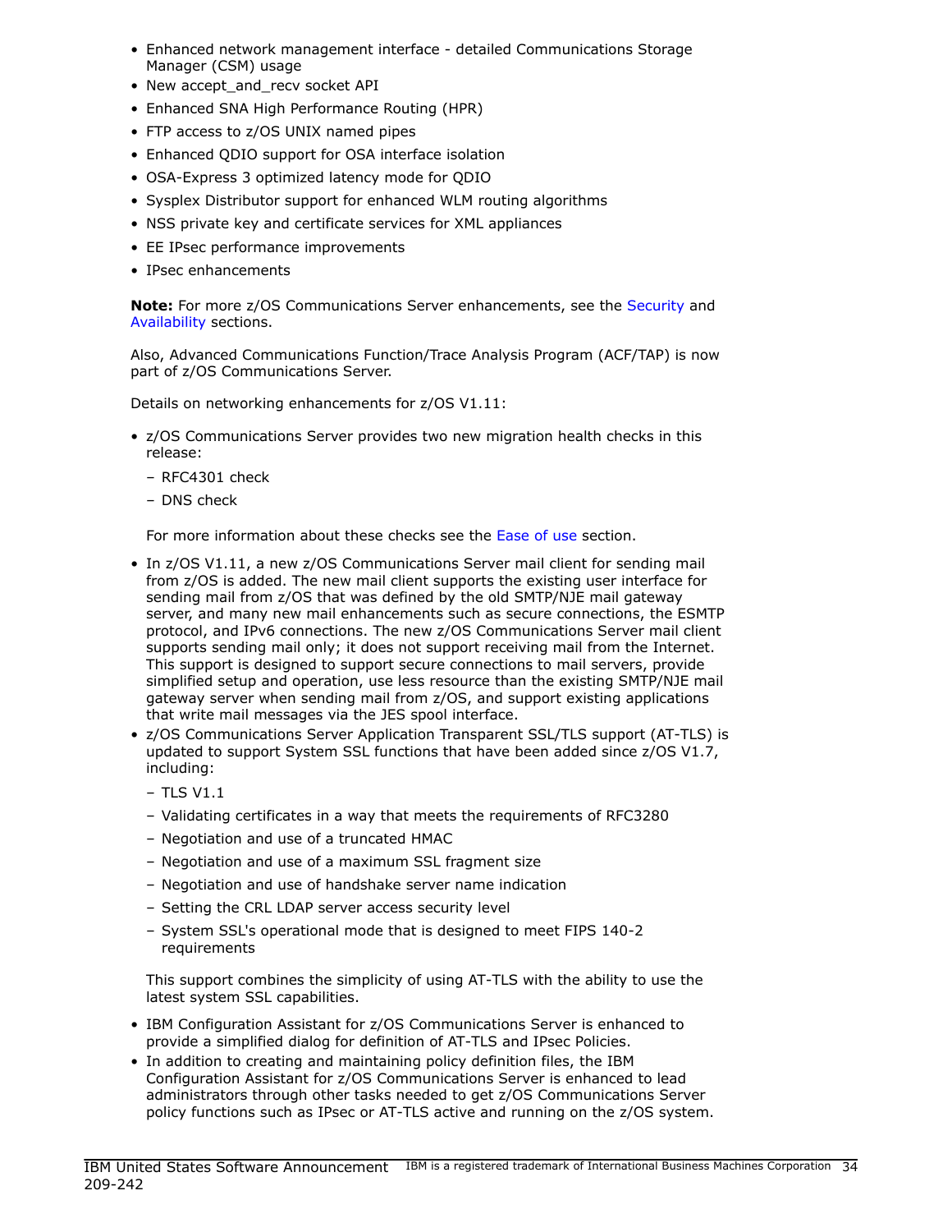- Enhanced network management interface - detailed Communications Storage Manager (CSM) usage
- New accept_and_recv socket API
- Enhanced SNA High Performance Routing (HPR)
- FTP access to z/OS UNIX named pipes
- Enhanced QDIO support for OSA interface isolation
- OSA-Express 3 optimized latency mode for QDIO
- Sysplex Distributor support for enhanced WLM routing algorithms
- NSS private key and certificate services for XML appliances
- EE IPsec performance improvements
- IPsec enhancements

**Note:** For more z/OS Communications Server enhancements, see the Security and Availability sections.

Also, Advanced Communications Function/Trace Analysis Program (ACF/TAP) is now part of z/OS Communications Server.

Details on networking enhancements for z/OS V1.11:

- z/OS Communications Server provides two new migration health checks in this release:
  - RFC4301 check
  - DNS check

  For more information about these checks see the Ease of use section.
- In z/OS V1.11, a new z/OS Communications Server mail client for sending mail from z/OS is added. The new mail client supports the existing user interface for sending mail from z/OS that was defined by the old SMTP/NJE mail gateway server, and many new mail enhancements such as secure connections, the ESMTP protocol, and IPv6 connections. The new z/OS Communications Server mail client supports sending mail only; it does not support receiving mail from the Internet. This support is designed to support secure connections to mail servers, provide simplified setup and operation, use less resource than the existing SMTP/NJE mail gateway server when sending mail from z/OS, and support existing applications that write mail messages via the JES spool interface.
- z/OS Communications Server Application Transparent SSL/TLS support (AT-TLS) is updated to support System SSL functions that have been added since z/OS V1.7, including:
  - TLS V1.1
  - Validating certificates in a way that meets the requirements of RFC3280
  - Negotiation and use of a truncated HMAC
  - Negotiation and use of a maximum SSL fragment size
  - Negotiation and use of handshake server name indication
  - Setting the CRL LDAP server access security level
  - System SSL's operational mode that is designed to meet FIPS 140-2 requirements

  This support combines the simplicity of using AT-TLS with the ability to use the latest system SSL capabilities.
- IBM Configuration Assistant for z/OS Communications Server is enhanced to provide a simplified dialog for definition of AT-TLS and IPsec Policies.
- In addition to creating and maintaining policy definition files, the IBM Configuration Assistant for z/OS Communications Server is enhanced to lead administrators through other tasks needed to get z/OS Communications Server policy functions such as IPsec or AT-TLS active and running on the z/OS system.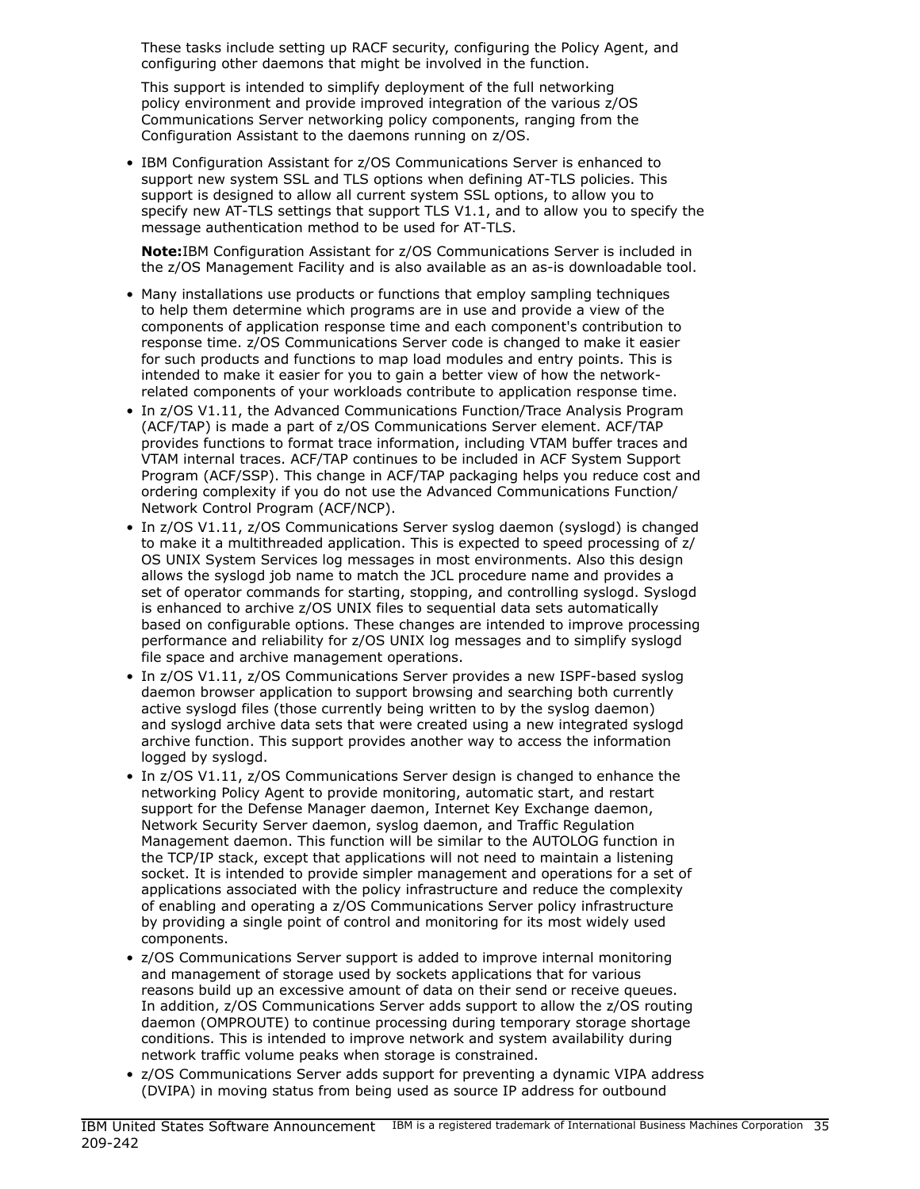These tasks include setting up RACF security, configuring the Policy Agent, and configuring other daemons that might be involved in the function.

This support is intended to simplify deployment of the full networking policy environment and provide improved integration of the various z/OS Communications Server networking policy components, ranging from the Configuration Assistant to the daemons running on z/OS.

- IBM Configuration Assistant for z/OS Communications Server is enhanced to support new system SSL and TLS options when defining AT-TLS policies. This support is designed to allow all current system SSL options, to allow you to specify new AT-TLS settings that support TLS V1.1, and to allow you to specify the message authentication method to be used for AT-TLS.

  **Note:**IBM Configuration Assistant for z/OS Communications Server is included in the z/OS Management Facility and is also available as an as-is downloadable tool.

- Many installations use products or functions that employ sampling techniques to help them determine which programs are in use and provide a view of the components of application response time and each component's contribution to response time. z/OS Communications Server code is changed to make it easier for such products and functions to map load modules and entry points. This is intended to make it easier for you to gain a better view of how the network-related components of your workloads contribute to application response time.
- In z/OS V1.11, the Advanced Communications Function/Trace Analysis Program (ACF/TAP) is made a part of z/OS Communications Server element. ACF/TAP provides functions to format trace information, including VTAM buffer traces and VTAM internal traces. ACF/TAP continues to be included in ACF System Support Program (ACF/SSP). This change in ACF/TAP packaging helps you reduce cost and ordering complexity if you do not use the Advanced Communications Function/ Network Control Program (ACF/NCP).
- In z/OS V1.11, z/OS Communications Server syslog daemon (syslogd) is changed to make it a multithreaded application. This is expected to speed processing of z/ OS UNIX System Services log messages in most environments. Also this design allows the syslogd job name to match the JCL procedure name and provides a set of operator commands for starting, stopping, and controlling syslogd. Syslogd is enhanced to archive z/OS UNIX files to sequential data sets automatically based on configurable options. These changes are intended to improve processing performance and reliability for z/OS UNIX log messages and to simplify syslogd file space and archive management operations.
- In z/OS V1.11, z/OS Communications Server provides a new ISPF-based syslog daemon browser application to support browsing and searching both currently active syslogd files (those currently being written to by the syslog daemon) and syslogd archive data sets that were created using a new integrated syslogd archive function. This support provides another way to access the information logged by syslogd.
- In z/OS V1.11, z/OS Communications Server design is changed to enhance the networking Policy Agent to provide monitoring, automatic start, and restart support for the Defense Manager daemon, Internet Key Exchange daemon, Network Security Server daemon, syslog daemon, and Traffic Regulation Management daemon. This function will be similar to the AUTOLOG function in the TCP/IP stack, except that applications will not need to maintain a listening socket. It is intended to provide simpler management and operations for a set of applications associated with the policy infrastructure and reduce the complexity of enabling and operating a z/OS Communications Server policy infrastructure by providing a single point of control and monitoring for its most widely used components.
- z/OS Communications Server support is added to improve internal monitoring and management of storage used by sockets applications that for various reasons build up an excessive amount of data on their send or receive queues. In addition, z/OS Communications Server adds support to allow the z/OS routing daemon (OMPROUTE) to continue processing during temporary storage shortage conditions. This is intended to improve network and system availability during network traffic volume peaks when storage is constrained.
- z/OS Communications Server adds support for preventing a dynamic VIPA address (DVIPA) in moving status from being used as source IP address for outbound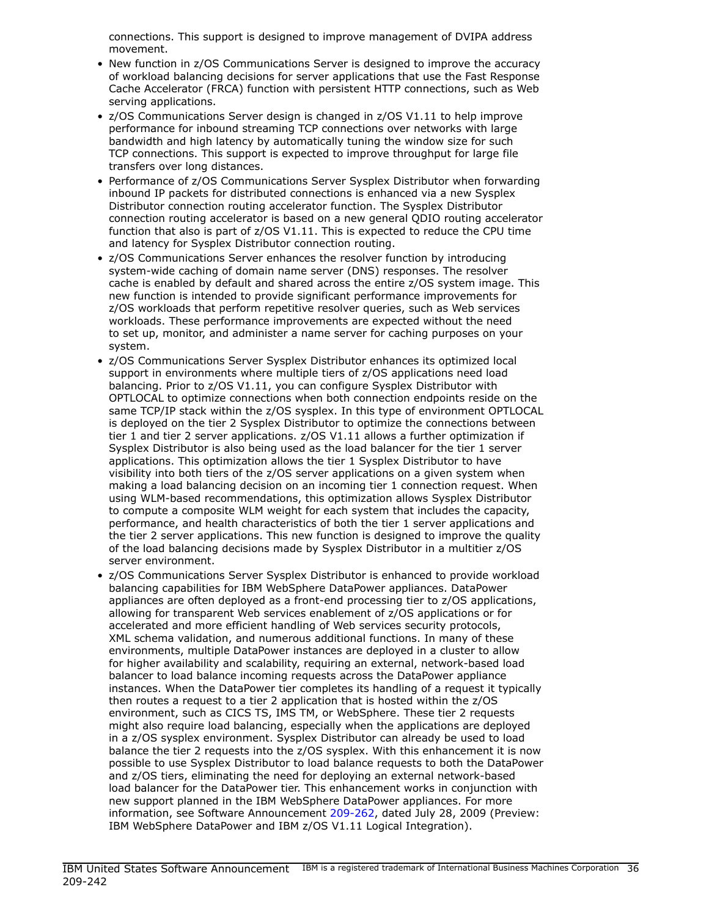connections. This support is designed to improve management of DVIPA address movement.

- New function in z/OS Communications Server is designed to improve the accuracy of workload balancing decisions for server applications that use the Fast Response Cache Accelerator (FRCA) function with persistent HTTP connections, such as Web serving applications.
- z/OS Communications Server design is changed in z/OS V1.11 to help improve performance for inbound streaming TCP connections over networks with large bandwidth and high latency by automatically tuning the window size for such TCP connections. This support is expected to improve throughput for large file transfers over long distances.
- Performance of z/OS Communications Server Sysplex Distributor when forwarding inbound IP packets for distributed connections is enhanced via a new Sysplex Distributor connection routing accelerator function. The Sysplex Distributor connection routing accelerator is based on a new general QDIO routing accelerator function that also is part of z/OS V1.11. This is expected to reduce the CPU time and latency for Sysplex Distributor connection routing.
- z/OS Communications Server enhances the resolver function by introducing system-wide caching of domain name server (DNS) responses. The resolver cache is enabled by default and shared across the entire z/OS system image. This new function is intended to provide significant performance improvements for z/OS workloads that perform repetitive resolver queries, such as Web services workloads. These performance improvements are expected without the need to set up, monitor, and administer a name server for caching purposes on your system.
- z/OS Communications Server Sysplex Distributor enhances its optimized local support in environments where multiple tiers of z/OS applications need load balancing. Prior to z/OS V1.11, you can configure Sysplex Distributor with OPTLOCAL to optimize connections when both connection endpoints reside on the same TCP/IP stack within the z/OS sysplex. In this type of environment OPTLOCAL is deployed on the tier 2 Sysplex Distributor to optimize the connections between tier 1 and tier 2 server applications. z/OS V1.11 allows a further optimization if Sysplex Distributor is also being used as the load balancer for the tier 1 server applications. This optimization allows the tier 1 Sysplex Distributor to have visibility into both tiers of the z/OS server applications on a given system when making a load balancing decision on an incoming tier 1 connection request. When using WLM-based recommendations, this optimization allows Sysplex Distributor to compute a composite WLM weight for each system that includes the capacity, performance, and health characteristics of both the tier 1 server applications and the tier 2 server applications. This new function is designed to improve the quality of the load balancing decisions made by Sysplex Distributor in a multitier z/OS server environment.
- z/OS Communications Server Sysplex Distributor is enhanced to provide workload balancing capabilities for IBM WebSphere DataPower appliances. DataPower appliances are often deployed as a front-end processing tier to z/OS applications, allowing for transparent Web services enablement of z/OS applications or for accelerated and more efficient handling of Web services security protocols, XML schema validation, and numerous additional functions. In many of these environments, multiple DataPower instances are deployed in a cluster to allow for higher availability and scalability, requiring an external, network-based load balancer to load balance incoming requests across the DataPower appliance instances. When the DataPower tier completes its handling of a request it typically then routes a request to a tier 2 application that is hosted within the z/OS environment, such as CICS TS, IMS TM, or WebSphere. These tier 2 requests might also require load balancing, especially when the applications are deployed in a z/OS sysplex environment. Sysplex Distributor can already be used to load balance the tier 2 requests into the z/OS sysplex. With this enhancement it is now possible to use Sysplex Distributor to load balance requests to both the DataPower and z/OS tiers, eliminating the need for deploying an external network-based load balancer for the DataPower tier. This enhancement works in conjunction with new support planned in the IBM WebSphere DataPower appliances. For more information, see Software Announcement 209-262, dated July 28, 2009 (Preview: IBM WebSphere DataPower and IBM z/OS V1.11 Logical Integration).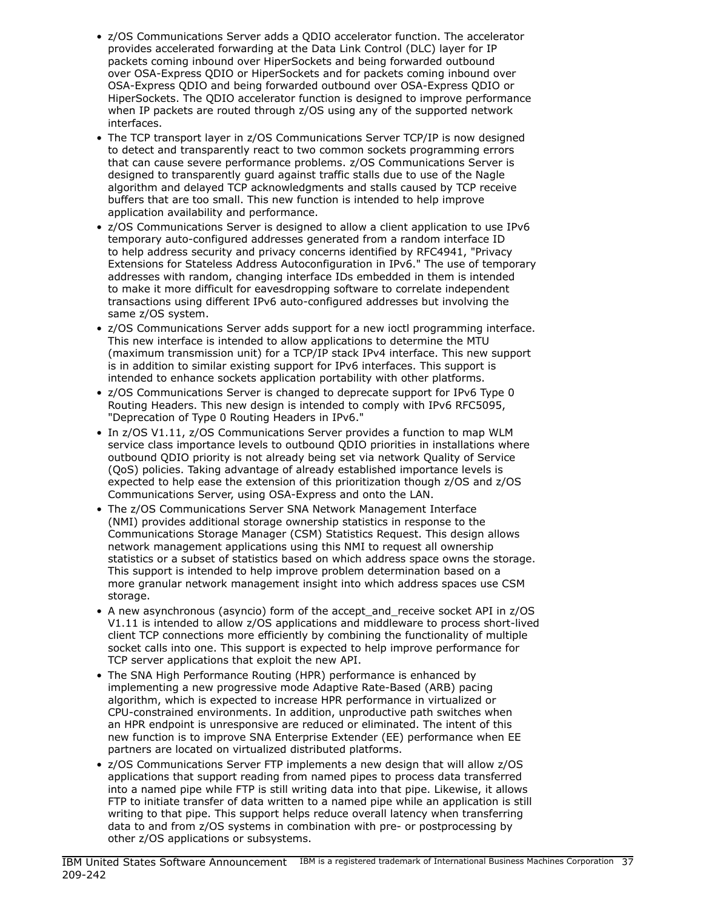- z/OS Communications Server adds a QDIO accelerator function. The accelerator provides accelerated forwarding at the Data Link Control (DLC) layer for IP packets coming inbound over HiperSockets and being forwarded outbound over OSA-Express QDIO or HiperSockets and for packets coming inbound over OSA-Express QDIO and being forwarded outbound over OSA-Express QDIO or HiperSockets. The QDIO accelerator function is designed to improve performance when IP packets are routed through z/OS using any of the supported network interfaces.
- The TCP transport layer in z/OS Communications Server TCP/IP is now designed to detect and transparently react to two common sockets programming errors that can cause severe performance problems. z/OS Communications Server is designed to transparently guard against traffic stalls due to use of the Nagle algorithm and delayed TCP acknowledgments and stalls caused by TCP receive buffers that are too small. This new function is intended to help improve application availability and performance.
- z/OS Communications Server is designed to allow a client application to use IPv6 temporary auto-configured addresses generated from a random interface ID to help address security and privacy concerns identified by RFC4941, "Privacy Extensions for Stateless Address Autoconfiguration in IPv6." The use of temporary addresses with random, changing interface IDs embedded in them is intended to make it more difficult for eavesdropping software to correlate independent transactions using different IPv6 auto-configured addresses but involving the same z/OS system.
- z/OS Communications Server adds support for a new ioctl programming interface. This new interface is intended to allow applications to determine the MTU (maximum transmission unit) for a TCP/IP stack IPv4 interface. This new support is in addition to similar existing support for IPv6 interfaces. This support is intended to enhance sockets application portability with other platforms.
- z/OS Communications Server is changed to deprecate support for IPv6 Type 0 Routing Headers. This new design is intended to comply with IPv6 RFC5095, "Deprecation of Type 0 Routing Headers in IPv6."
- In z/OS V1.11, z/OS Communications Server provides a function to map WLM service class importance levels to outbound QDIO priorities in installations where outbound QDIO priority is not already being set via network Quality of Service (QoS) policies. Taking advantage of already established importance levels is expected to help ease the extension of this prioritization though z/OS and z/OS Communications Server, using OSA-Express and onto the LAN.
- The z/OS Communications Server SNA Network Management Interface (NMI) provides additional storage ownership statistics in response to the Communications Storage Manager (CSM) Statistics Request. This design allows network management applications using this NMI to request all ownership statistics or a subset of statistics based on which address space owns the storage. This support is intended to help improve problem determination based on a more granular network management insight into which address spaces use CSM storage.
- A new asynchronous (asyncio) form of the accept_and_receive socket API in z/OS V1.11 is intended to allow z/OS applications and middleware to process short-lived client TCP connections more efficiently by combining the functionality of multiple socket calls into one. This support is expected to help improve performance for TCP server applications that exploit the new API.
- The SNA High Performance Routing (HPR) performance is enhanced by implementing a new progressive mode Adaptive Rate-Based (ARB) pacing algorithm, which is expected to increase HPR performance in virtualized or CPU-constrained environments. In addition, unproductive path switches when an HPR endpoint is unresponsive are reduced or eliminated. The intent of this new function is to improve SNA Enterprise Extender (EE) performance when EE partners are located on virtualized distributed platforms.
- z/OS Communications Server FTP implements a new design that will allow z/OS applications that support reading from named pipes to process data transferred into a named pipe while FTP is still writing data into that pipe. Likewise, it allows FTP to initiate transfer of data written to a named pipe while an application is still writing to that pipe. This support helps reduce overall latency when transferring data to and from z/OS systems in combination with pre- or postprocessing by other z/OS applications or subsystems.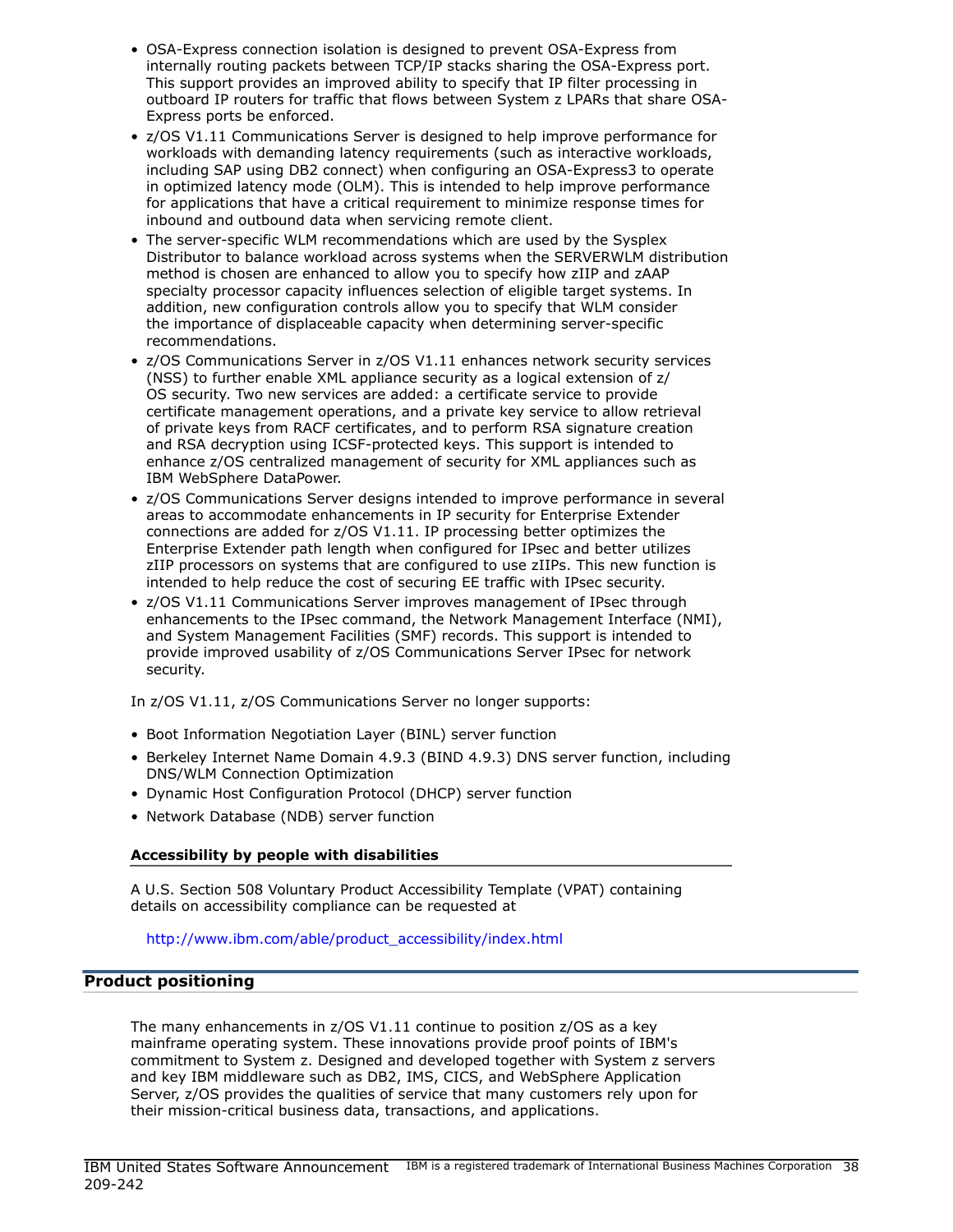- OSA-Express connection isolation is designed to prevent OSA-Express from internally routing packets between TCP/IP stacks sharing the OSA-Express port. This support provides an improved ability to specify that IP filter processing in outboard IP routers for traffic that flows between System z LPARs that share OSA-Express ports be enforced.
- z/OS V1.11 Communications Server is designed to help improve performance for workloads with demanding latency requirements (such as interactive workloads, including SAP using DB2 connect) when configuring an OSA-Express3 to operate in optimized latency mode (OLM). This is intended to help improve performance for applications that have a critical requirement to minimize response times for inbound and outbound data when servicing remote client.
- The server-specific WLM recommendations which are used by the Sysplex Distributor to balance workload across systems when the SERVERWLM distribution method is chosen are enhanced to allow you to specify how zIIP and zAAP specialty processor capacity influences selection of eligible target systems. In addition, new configuration controls allow you to specify that WLM consider the importance of displaceable capacity when determining server-specific recommendations.
- z/OS Communications Server in z/OS V1.11 enhances network security services (NSS) to further enable XML appliance security as a logical extension of z/OS security. Two new services are added: a certificate service to provide certificate management operations, and a private key service to allow retrieval of private keys from RACF certificates, and to perform RSA signature creation and RSA decryption using ICSF-protected keys. This support is intended to enhance z/OS centralized management of security for XML appliances such as IBM WebSphere DataPower.
- z/OS Communications Server designs intended to improve performance in several areas to accommodate enhancements in IP security for Enterprise Extender connections are added for z/OS V1.11. IP processing better optimizes the Enterprise Extender path length when configured for IPsec and better utilizes zIIP processors on systems that are configured to use zIIPs. This new function is intended to help reduce the cost of securing EE traffic with IPsec security.
- z/OS V1.11 Communications Server improves management of IPsec through enhancements to the IPsec command, the Network Management Interface (NMI), and System Management Facilities (SMF) records. This support is intended to provide improved usability of z/OS Communications Server IPsec for network security.

In z/OS V1.11, z/OS Communications Server no longer supports:

- Boot Information Negotiation Layer (BINL) server function
- Berkeley Internet Name Domain 4.9.3 (BIND 4.9.3) DNS server function, including DNS/WLM Connection Optimization
- Dynamic Host Configuration Protocol (DHCP) server function
- Network Database (NDB) server function

**Accessibility by people with disabilities**

A U.S. Section 508 Voluntary Product Accessibility Template (VPAT) containing details on accessibility compliance can be requested at

http://www.ibm.com/able/product_accessibility/index.html

## Product positioning

The many enhancements in z/OS V1.11 continue to position z/OS as a key mainframe operating system. These innovations provide proof points of IBM's commitment to System z. Designed and developed together with System z servers and key IBM middleware such as DB2, IMS, CICS, and WebSphere Application Server, z/OS provides the qualities of service that many customers rely upon for their mission-critical business data, transactions, and applications.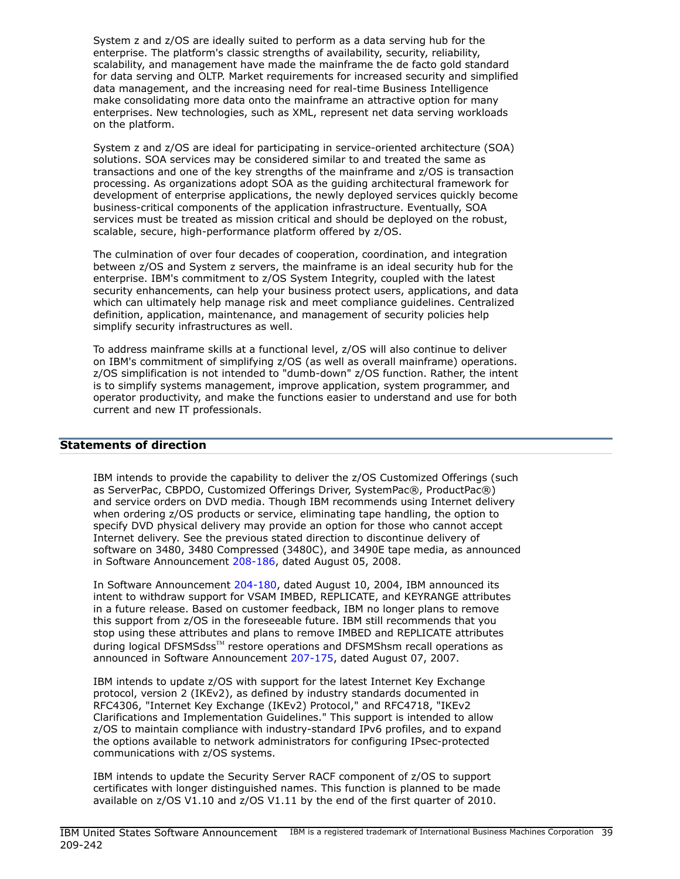System z and z/OS are ideally suited to perform as a data serving hub for the enterprise. The platform's classic strengths of availability, security, reliability, scalability, and management have made the mainframe the de facto gold standard for data serving and OLTP. Market requirements for increased security and simplified data management, and the increasing need for real-time Business Intelligence make consolidating more data onto the mainframe an attractive option for many enterprises. New technologies, such as XML, represent net data serving workloads on the platform.

System z and z/OS are ideal for participating in service-oriented architecture (SOA) solutions. SOA services may be considered similar to and treated the same as transactions and one of the key strengths of the mainframe and z/OS is transaction processing. As organizations adopt SOA as the guiding architectural framework for development of enterprise applications, the newly deployed services quickly become business-critical components of the application infrastructure. Eventually, SOA services must be treated as mission critical and should be deployed on the robust, scalable, secure, high-performance platform offered by z/OS.

The culmination of over four decades of cooperation, coordination, and integration between z/OS and System z servers, the mainframe is an ideal security hub for the enterprise. IBM's commitment to z/OS System Integrity, coupled with the latest security enhancements, can help your business protect users, applications, and data which can ultimately help manage risk and meet compliance guidelines. Centralized definition, application, maintenance, and management of security policies help simplify security infrastructures as well.

To address mainframe skills at a functional level, z/OS will also continue to deliver on IBM's commitment of simplifying z/OS (as well as overall mainframe) operations. z/OS simplification is not intended to "dumb-down" z/OS function. Rather, the intent is to simplify systems management, improve application, system programmer, and operator productivity, and make the functions easier to understand and use for both current and new IT professionals.

## Statements of direction

IBM intends to provide the capability to deliver the z/OS Customized Offerings (such as ServerPac, CBPDO, Customized Offerings Driver, SystemPac®, ProductPac®) and service orders on DVD media. Though IBM recommends using Internet delivery when ordering z/OS products or service, eliminating tape handling, the option to specify DVD physical delivery may provide an option for those who cannot accept Internet delivery. See the previous stated direction to discontinue delivery of software on 3480, 3480 Compressed (3480C), and 3490E tape media, as announced in Software Announcement 208-186, dated August 05, 2008.

In Software Announcement 204-180, dated August 10, 2004, IBM announced its intent to withdraw support for VSAM IMBED, REPLICATE, and KEYRANGE attributes in a future release. Based on customer feedback, IBM no longer plans to remove this support from z/OS in the foreseeable future. IBM still recommends that you stop using these attributes and plans to remove IMBED and REPLICATE attributes during logical DFSMSdss™ restore operations and DFSMShsm recall operations as announced in Software Announcement 207-175, dated August 07, 2007.

IBM intends to update z/OS with support for the latest Internet Key Exchange protocol, version 2 (IKEv2), as defined by industry standards documented in RFC4306, "Internet Key Exchange (IKEv2) Protocol," and RFC4718, "IKEv2 Clarifications and Implementation Guidelines." This support is intended to allow z/OS to maintain compliance with industry-standard IPv6 profiles, and to expand the options available to network administrators for configuring IPsec-protected communications with z/OS systems.

IBM intends to update the Security Server RACF component of z/OS to support certificates with longer distinguished names. This function is planned to be made available on z/OS V1.10 and z/OS V1.11 by the end of the first quarter of 2010.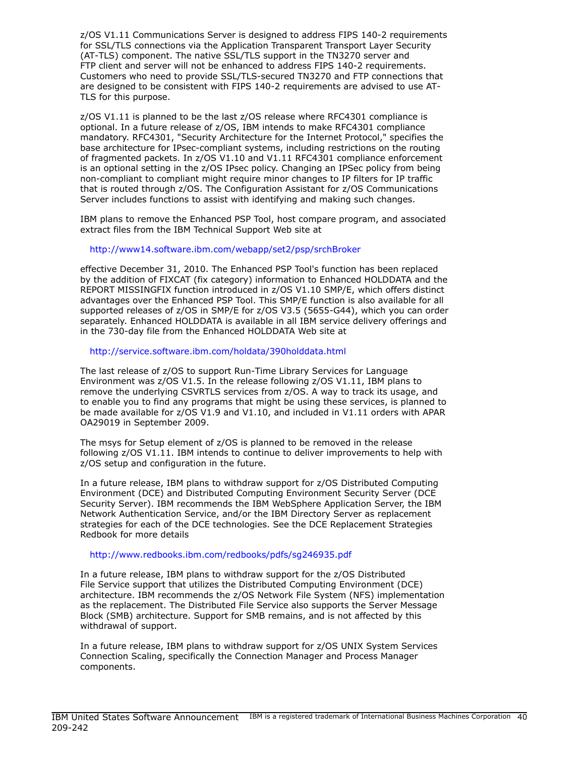z/OS V1.11 Communications Server is designed to address FIPS 140-2 requirements for SSL/TLS connections via the Application Transparent Transport Layer Security (AT-TLS) component. The native SSL/TLS support in the TN3270 server and FTP client and server will not be enhanced to address FIPS 140-2 requirements. Customers who need to provide SSL/TLS-secured TN3270 and FTP connections that are designed to be consistent with FIPS 140-2 requirements are advised to use AT-TLS for this purpose.

z/OS V1.11 is planned to be the last z/OS release where RFC4301 compliance is optional. In a future release of z/OS, IBM intends to make RFC4301 compliance mandatory. RFC4301, "Security Architecture for the Internet Protocol," specifies the base architecture for IPsec-compliant systems, including restrictions on the routing of fragmented packets. In z/OS V1.10 and V1.11 RFC4301 compliance enforcement is an optional setting in the z/OS IPsec policy. Changing an IPSec policy from being non-compliant to compliant might require minor changes to IP filters for IP traffic that is routed through z/OS. The Configuration Assistant for z/OS Communications Server includes functions to assist with identifying and making such changes.

IBM plans to remove the Enhanced PSP Tool, host compare program, and associated extract files from the IBM Technical Support Web site at

http://www14.software.ibm.com/webapp/set2/psp/srchBroker

effective December 31, 2010. The Enhanced PSP Tool's function has been replaced by the addition of FIXCAT (fix category) information to Enhanced HOLDDATA and the REPORT MISSINGFIX function introduced in z/OS V1.10 SMP/E, which offers distinct advantages over the Enhanced PSP Tool. This SMP/E function is also available for all supported releases of z/OS in SMP/E for z/OS V3.5 (5655-G44), which you can order separately. Enhanced HOLDDATA is available in all IBM service delivery offerings and in the 730-day file from the Enhanced HOLDDATA Web site at

http://service.software.ibm.com/holdata/390holddata.html

The last release of z/OS to support Run-Time Library Services for Language Environment was z/OS V1.5. In the release following z/OS V1.11, IBM plans to remove the underlying CSVRTLS services from z/OS. A way to track its usage, and to enable you to find any programs that might be using these services, is planned to be made available for z/OS V1.9 and V1.10, and included in V1.11 orders with APAR OA29019 in September 2009.

The msys for Setup element of z/OS is planned to be removed in the release following z/OS V1.11. IBM intends to continue to deliver improvements to help with z/OS setup and configuration in the future.

In a future release, IBM plans to withdraw support for z/OS Distributed Computing Environment (DCE) and Distributed Computing Environment Security Server (DCE Security Server). IBM recommends the IBM WebSphere Application Server, the IBM Network Authentication Service, and/or the IBM Directory Server as replacement strategies for each of the DCE technologies. See the DCE Replacement Strategies Redbook for more details

http://www.redbooks.ibm.com/redbooks/pdfs/sg246935.pdf

In a future release, IBM plans to withdraw support for the z/OS Distributed File Service support that utilizes the Distributed Computing Environment (DCE) architecture. IBM recommends the z/OS Network File System (NFS) implementation as the replacement. The Distributed File Service also supports the Server Message Block (SMB) architecture. Support for SMB remains, and is not affected by this withdrawal of support.

In a future release, IBM plans to withdraw support for z/OS UNIX System Services Connection Scaling, specifically the Connection Manager and Process Manager components.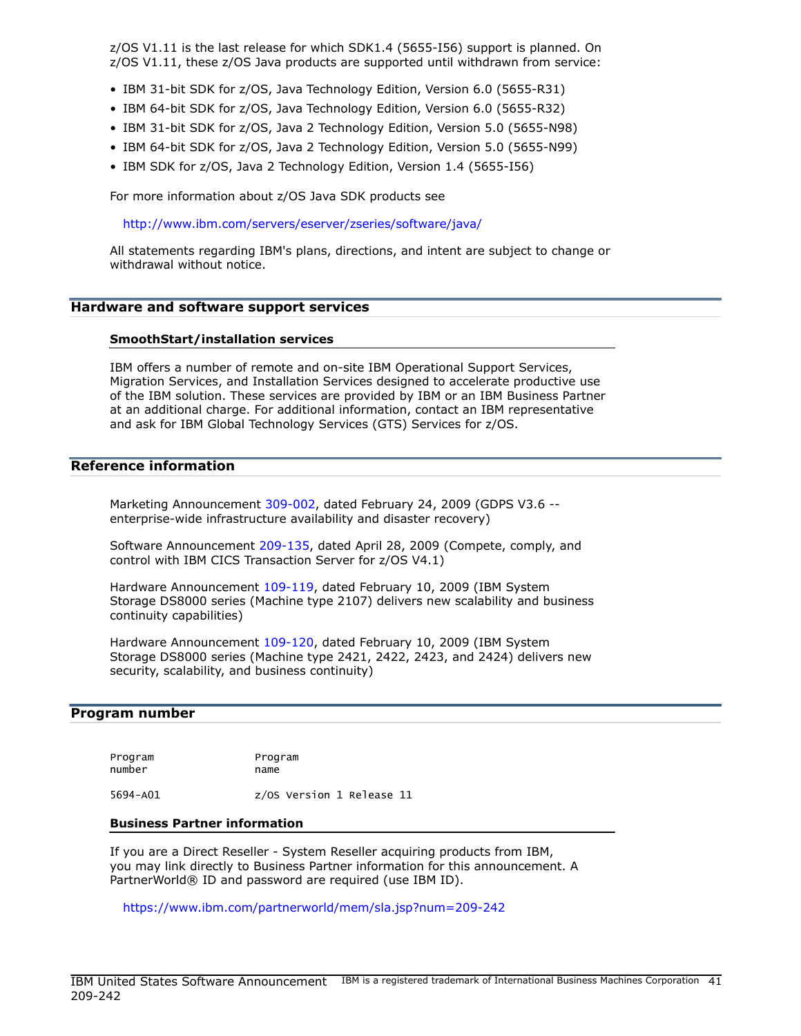z/OS V1.11 is the last release for which SDK1.4 (5655-I56) support is planned. On z/OS V1.11, these z/OS Java products are supported until withdrawn from service:

- IBM 31-bit SDK for z/OS, Java Technology Edition, Version 6.0 (5655-R31)
- IBM 64-bit SDK for z/OS, Java Technology Edition, Version 6.0 (5655-R32)
- IBM 31-bit SDK for z/OS, Java 2 Technology Edition, Version 5.0 (5655-N98)
- IBM 64-bit SDK for z/OS, Java 2 Technology Edition, Version 5.0 (5655-N99)
- IBM SDK for z/OS, Java 2 Technology Edition, Version 1.4 (5655-I56)

For more information about z/OS Java SDK products see

http://www.ibm.com/servers/eserver/zseries/software/java/

All statements regarding IBM's plans, directions, and intent are subject to change or withdrawal without notice.

## Hardware and software support services

### SmoothStart/installation services

IBM offers a number of remote and on-site IBM Operational Support Services, Migration Services, and Installation Services designed to accelerate productive use of the IBM solution. These services are provided by IBM or an IBM Business Partner at an additional charge. For additional information, contact an IBM representative and ask for IBM Global Technology Services (GTS) Services for z/OS.

## Reference information

Marketing Announcement 309-002, dated February 24, 2009 (GDPS V3.6 -- enterprise-wide infrastructure availability and disaster recovery)

Software Announcement 209-135, dated April 28, 2009 (Compete, comply, and control with IBM CICS Transaction Server for z/OS V4.1)

Hardware Announcement 109-119, dated February 10, 2009 (IBM System Storage DS8000 series (Machine type 2107) delivers new scalability and business continuity capabilities)

Hardware Announcement 109-120, dated February 10, 2009 (IBM System Storage DS8000 series (Machine type 2421, 2422, 2423, and 2424) delivers new security, scalability, and business continuity)

## Program number

```
Program              Program
number               name

5694-A01             z/OS Version 1 Release 11
```

### Business Partner information

If you are a Direct Reseller - System Reseller acquiring products from IBM, you may link directly to Business Partner information for this announcement. A PartnerWorld® ID and password are required (use IBM ID).

https://www.ibm.com/partnerworld/mem/sla.jsp?num=209-242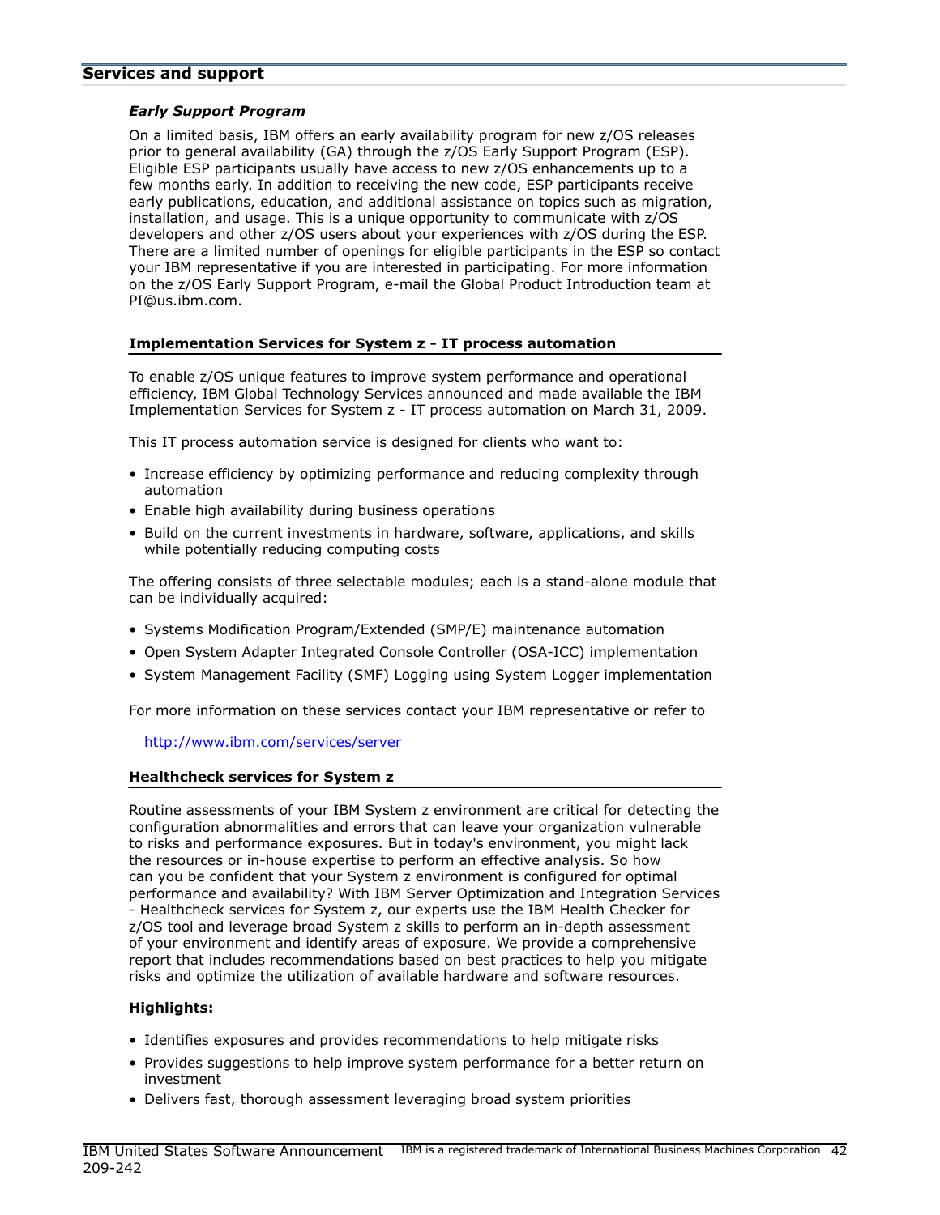## Services and support

### *Early Support Program*

On a limited basis, IBM offers an early availability program for new z/OS releases prior to general availability (GA) through the z/OS Early Support Program (ESP). Eligible ESP participants usually have access to new z/OS enhancements up to a few months early. In addition to receiving the new code, ESP participants receive early publications, education, and additional assistance on topics such as migration, installation, and usage. This is a unique opportunity to communicate with z/OS developers and other z/OS users about your experiences with z/OS during the ESP. There are a limited number of openings for eligible participants in the ESP so contact your IBM representative if you are interested in participating. For more information on the z/OS Early Support Program, e-mail the Global Product Introduction team at PI@us.ibm.com.

### Implementation Services for System z - IT process automation

To enable z/OS unique features to improve system performance and operational efficiency, IBM Global Technology Services announced and made available the IBM Implementation Services for System z - IT process automation on March 31, 2009.

This IT process automation service is designed for clients who want to:

- Increase efficiency by optimizing performance and reducing complexity through automation
- Enable high availability during business operations
- Build on the current investments in hardware, software, applications, and skills while potentially reducing computing costs

The offering consists of three selectable modules; each is a stand-alone module that can be individually acquired:

- Systems Modification Program/Extended (SMP/E) maintenance automation
- Open System Adapter Integrated Console Controller (OSA-ICC) implementation
- System Management Facility (SMF) Logging using System Logger implementation

For more information on these services contact your IBM representative or refer to

http://www.ibm.com/services/server

### Healthcheck services for System z

Routine assessments of your IBM System z environment are critical for detecting the configuration abnormalities and errors that can leave your organization vulnerable to risks and performance exposures. But in today's environment, you might lack the resources or in-house expertise to perform an effective analysis. So how can you be confident that your System z environment is configured for optimal performance and availability? With IBM Server Optimization and Integration Services - Healthcheck services for System z, our experts use the IBM Health Checker for z/OS tool and leverage broad System z skills to perform an in-depth assessment of your environment and identify areas of exposure. We provide a comprehensive report that includes recommendations based on best practices to help you mitigate risks and optimize the utilization of available hardware and software resources.

**Highlights:**

- Identifies exposures and provides recommendations to help mitigate risks
- Provides suggestions to help improve system performance for a better return on investment
- Delivers fast, thorough assessment leveraging broad system priorities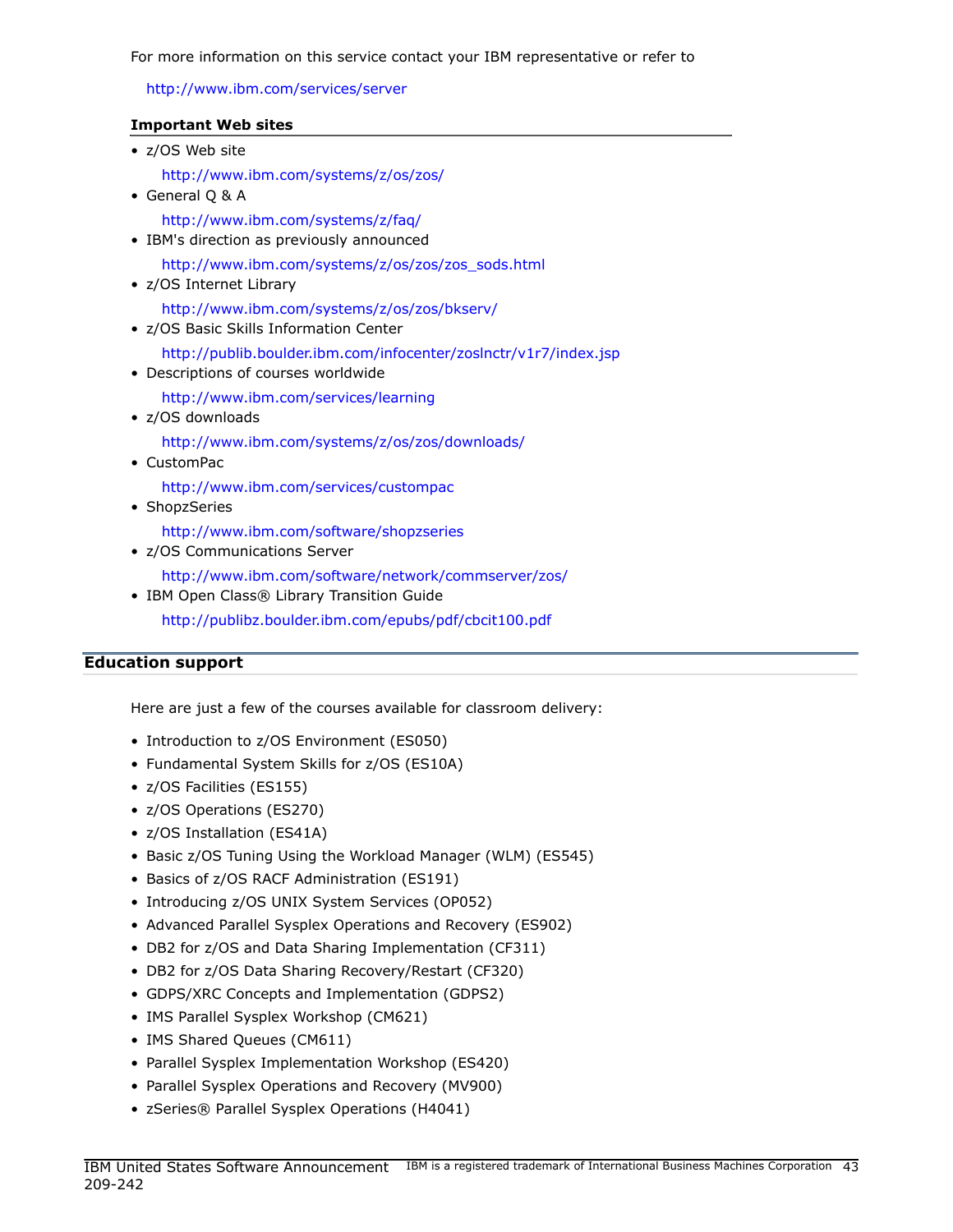For more information on this service contact your IBM representative or refer to

http://www.ibm.com/services/server

**Important Web sites**

- z/OS Web site

  http://www.ibm.com/systems/z/os/zos/
- General Q & A

  http://www.ibm.com/systems/z/faq/
- IBM's direction as previously announced

  http://www.ibm.com/systems/z/os/zos/zos_sods.html
- z/OS Internet Library

  http://www.ibm.com/systems/z/os/zos/bkserv/
- z/OS Basic Skills Information Center

  http://publib.boulder.ibm.com/infocenter/zoslnctr/v1r7/index.jsp
- Descriptions of courses worldwide

  http://www.ibm.com/services/learning
- z/OS downloads

  http://www.ibm.com/systems/z/os/zos/downloads/
- CustomPac

  http://www.ibm.com/services/custompac
- ShopzSeries

  http://www.ibm.com/software/shopzseries
- z/OS Communications Server

  http://www.ibm.com/software/network/commserver/zos/
- IBM Open Class® Library Transition Guide

  http://publibz.boulder.ibm.com/epubs/pdf/cbcit100.pdf

## Education support

Here are just a few of the courses available for classroom delivery:

- Introduction to z/OS Environment (ES050)
- Fundamental System Skills for z/OS (ES10A)
- z/OS Facilities (ES155)
- z/OS Operations (ES270)
- z/OS Installation (ES41A)
- Basic z/OS Tuning Using the Workload Manager (WLM) (ES545)
- Basics of z/OS RACF Administration (ES191)
- Introducing z/OS UNIX System Services (OP052)
- Advanced Parallel Sysplex Operations and Recovery (ES902)
- DB2 for z/OS and Data Sharing Implementation (CF311)
- DB2 for z/OS Data Sharing Recovery/Restart (CF320)
- GDPS/XRC Concepts and Implementation (GDPS2)
- IMS Parallel Sysplex Workshop (CM621)
- IMS Shared Queues (CM611)
- Parallel Sysplex Implementation Workshop (ES420)
- Parallel Sysplex Operations and Recovery (MV900)
- zSeries® Parallel Sysplex Operations (H4041)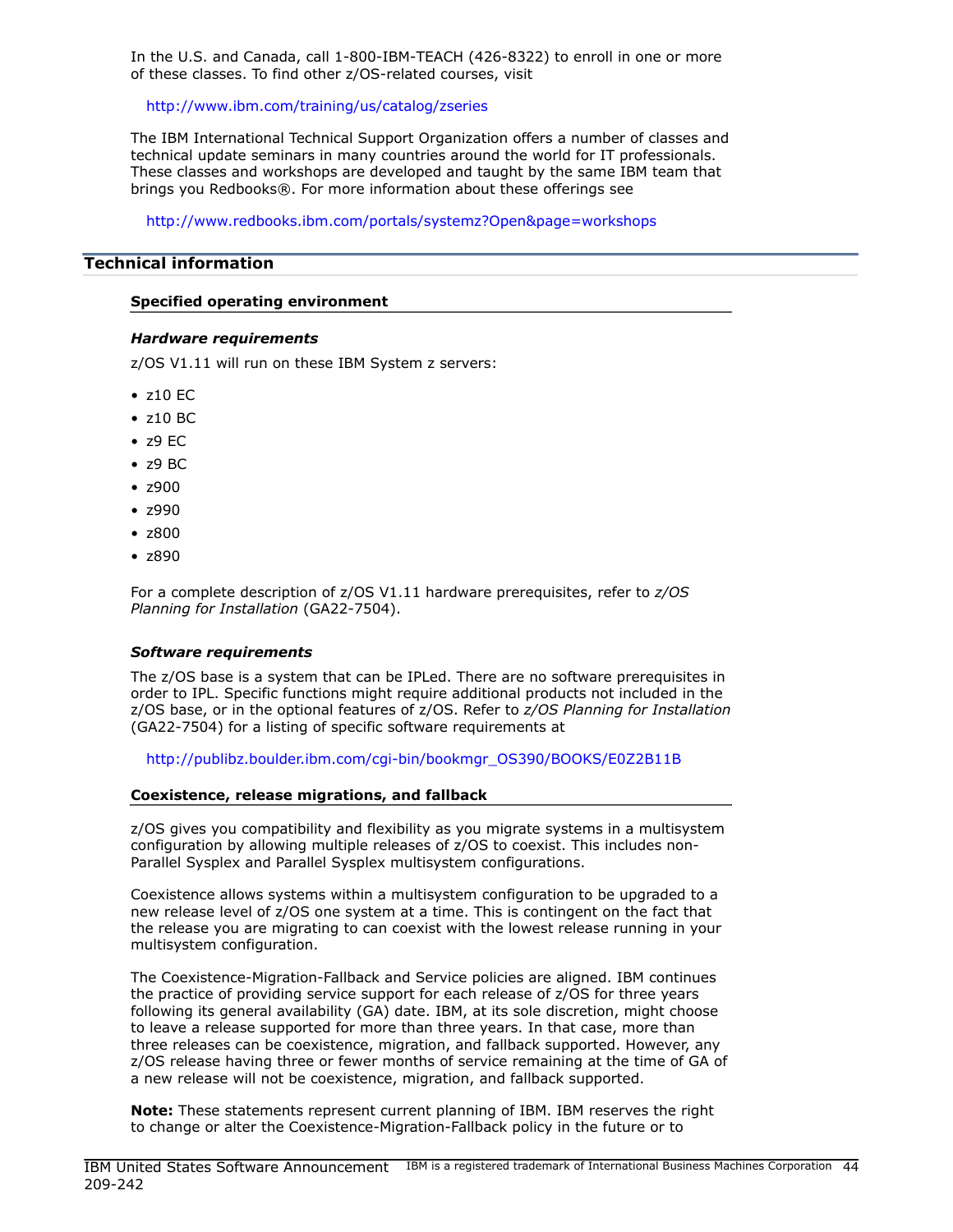In the U.S. and Canada, call 1-800-IBM-TEACH (426-8322) to enroll in one or more of these classes. To find other z/OS-related courses, visit

http://www.ibm.com/training/us/catalog/zseries

The IBM International Technical Support Organization offers a number of classes and technical update seminars in many countries around the world for IT professionals. These classes and workshops are developed and taught by the same IBM team that brings you Redbooks®. For more information about these offerings see

http://www.redbooks.ibm.com/portals/systemz?Open&page=workshops

## Technical information

### Specified operating environment

#### *Hardware requirements*

z/OS V1.11 will run on these IBM System z servers:

- z10 EC
- z10 BC
- z9 EC
- z9 BC
- z900
- z990
- z800
- z890

For a complete description of z/OS V1.11 hardware prerequisites, refer to *z/OS Planning for Installation* (GA22-7504).

#### *Software requirements*

The z/OS base is a system that can be IPLed. There are no software prerequisites in order to IPL. Specific functions might require additional products not included in the z/OS base, or in the optional features of z/OS. Refer to *z/OS Planning for Installation* (GA22-7504) for a listing of specific software requirements at

http://publibz.boulder.ibm.com/cgi-bin/bookmgr_OS390/BOOKS/E0Z2B11B

### Coexistence, release migrations, and fallback

z/OS gives you compatibility and flexibility as you migrate systems in a multisystem configuration by allowing multiple releases of z/OS to coexist. This includes non-Parallel Sysplex and Parallel Sysplex multisystem configurations.

Coexistence allows systems within a multisystem configuration to be upgraded to a new release level of z/OS one system at a time. This is contingent on the fact that the release you are migrating to can coexist with the lowest release running in your multisystem configuration.

The Coexistence-Migration-Fallback and Service policies are aligned. IBM continues the practice of providing service support for each release of z/OS for three years following its general availability (GA) date. IBM, at its sole discretion, might choose to leave a release supported for more than three years. In that case, more than three releases can be coexistence, migration, and fallback supported. However, any z/OS release having three or fewer months of service remaining at the time of GA of a new release will not be coexistence, migration, and fallback supported.

**Note:** These statements represent current planning of IBM. IBM reserves the right to change or alter the Coexistence-Migration-Fallback policy in the future or to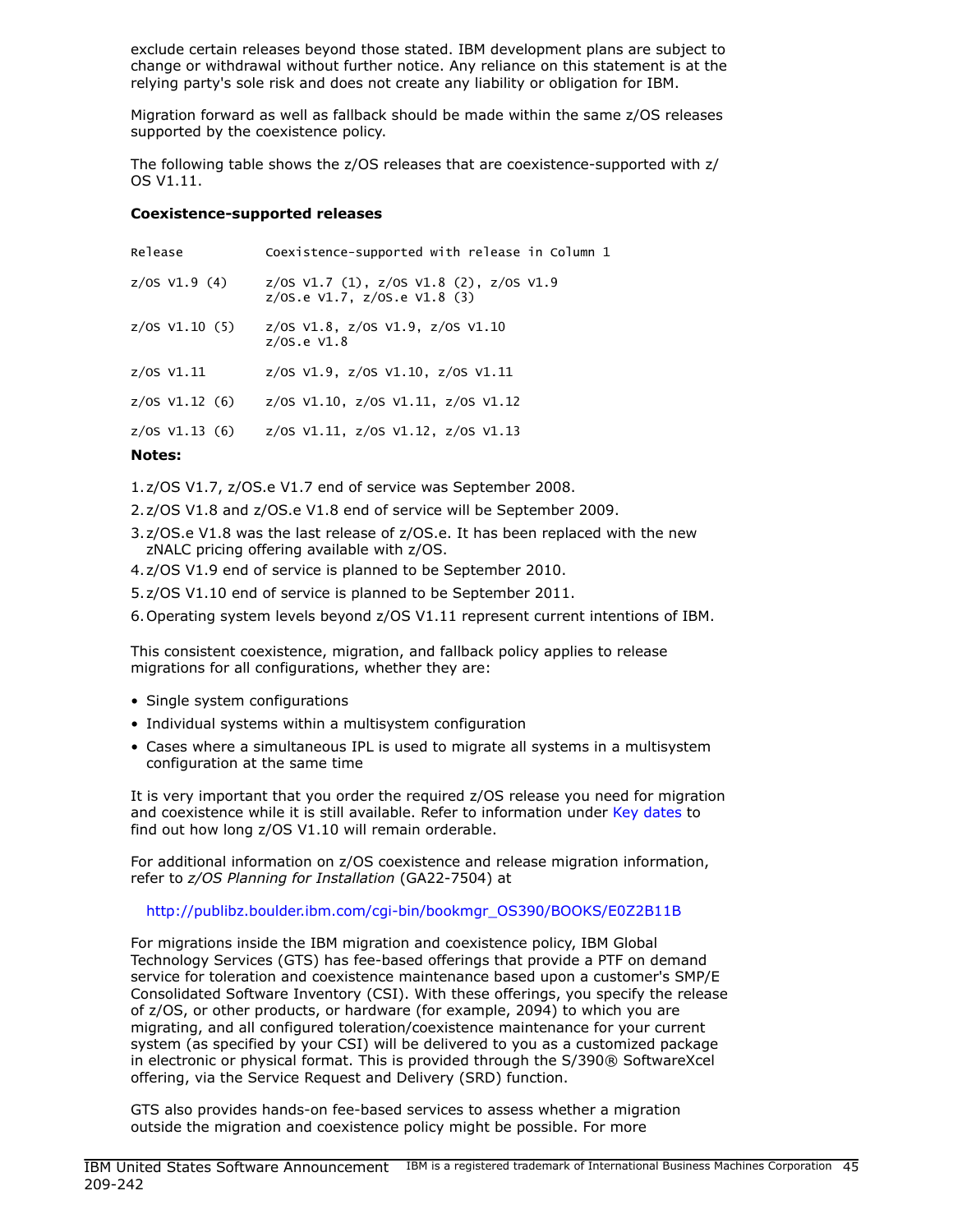exclude certain releases beyond those stated. IBM development plans are subject to change or withdrawal without further notice. Any reliance on this statement is at the relying party's sole risk and does not create any liability or obligation for IBM.

Migration forward as well as fallback should be made within the same z/OS releases supported by the coexistence policy.

The following table shows the z/OS releases that are coexistence-supported with z/OS V1.11.

**Coexistence-supported releases**

| Release | Coexistence-supported with release in Column 1 |
|---|---|
| z/OS V1.9 (4) | z/OS V1.7 (1), z/OS V1.8 (2), z/OS V1.9 z/OS.e V1.7, z/OS.e V1.8 (3) |
| z/OS V1.10 (5) | z/OS V1.8, z/OS V1.9, z/OS V1.10 z/OS.e V1.8 |
| z/OS V1.11 | z/OS V1.9, z/OS V1.10, z/OS V1.11 |
| z/OS V1.12 (6) | z/OS V1.10, z/OS V1.11, z/OS V1.12 |
| z/OS V1.13 (6) | z/OS V1.11, z/OS V1.12, z/OS V1.13 |

**Notes:**

1. z/OS V1.7, z/OS.e V1.7 end of service was September 2008.
2. z/OS V1.8 and z/OS.e V1.8 end of service will be September 2009.
3. z/OS.e V1.8 was the last release of z/OS.e. It has been replaced with the new zNALC pricing offering available with z/OS.
4. z/OS V1.9 end of service is planned to be September 2010.
5. z/OS V1.10 end of service is planned to be September 2011.
6. Operating system levels beyond z/OS V1.11 represent current intentions of IBM.

This consistent coexistence, migration, and fallback policy applies to release migrations for all configurations, whether they are:

- Single system configurations
- Individual systems within a multisystem configuration
- Cases where a simultaneous IPL is used to migrate all systems in a multisystem configuration at the same time

It is very important that you order the required z/OS release you need for migration and coexistence while it is still available. Refer to information under Key dates to find out how long z/OS V1.10 will remain orderable.

For additional information on z/OS coexistence and release migration information, refer to *z/OS Planning for Installation* (GA22-7504) at

http://publibz.boulder.ibm.com/cgi-bin/bookmgr_OS390/BOOKS/E0Z2B11B

For migrations inside the IBM migration and coexistence policy, IBM Global Technology Services (GTS) has fee-based offerings that provide a PTF on demand service for toleration and coexistence maintenance based upon a customer's SMP/E Consolidated Software Inventory (CSI). With these offerings, you specify the release of z/OS, or other products, or hardware (for example, 2094) to which you are migrating, and all configured toleration/coexistence maintenance for your current system (as specified by your CSI) will be delivered to you as a customized package in electronic or physical format. This is provided through the S/390® SoftwareXcel offering, via the Service Request and Delivery (SRD) function.

GTS also provides hands-on fee-based services to assess whether a migration outside the migration and coexistence policy might be possible. For more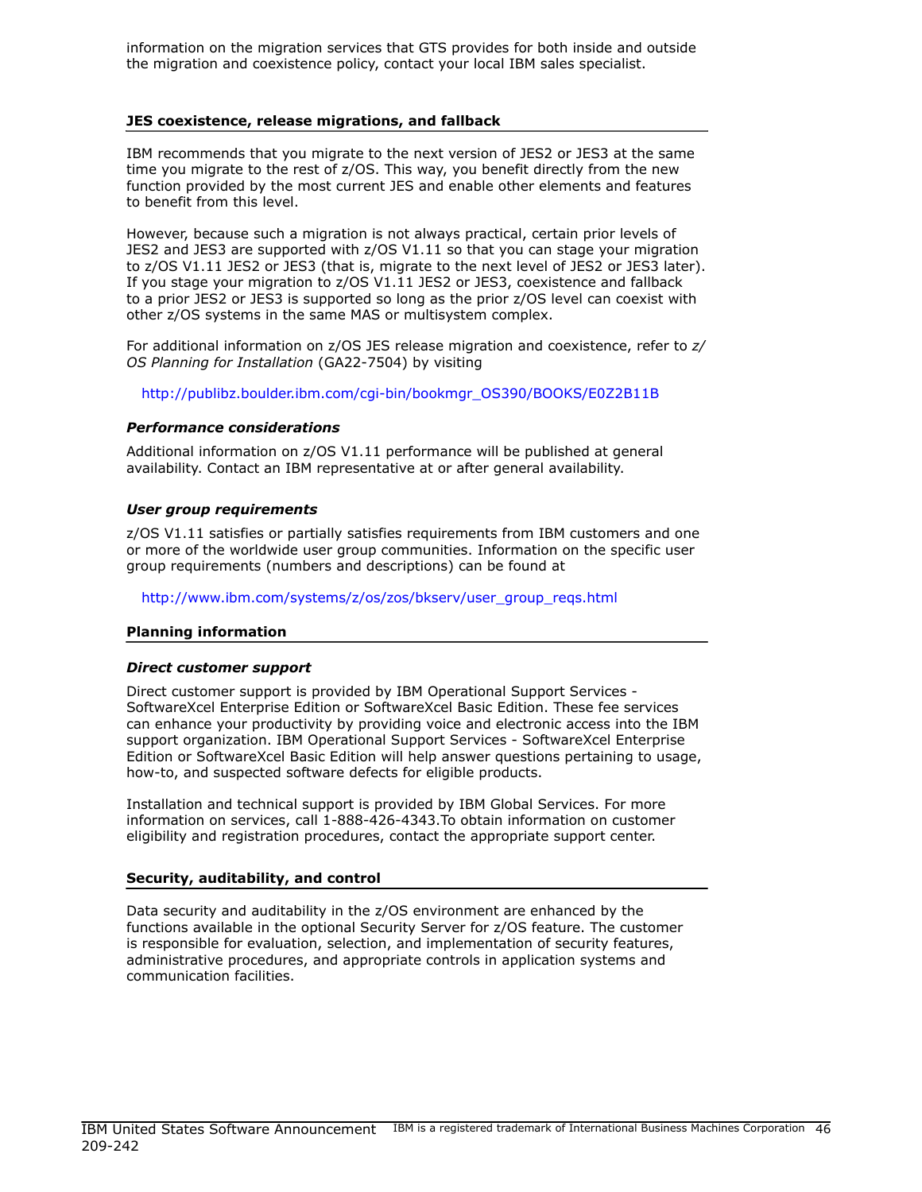information on the migration services that GTS provides for both inside and outside the migration and coexistence policy, contact your local IBM sales specialist.

## JES coexistence, release migrations, and fallback

IBM recommends that you migrate to the next version of JES2 or JES3 at the same time you migrate to the rest of z/OS. This way, you benefit directly from the new function provided by the most current JES and enable other elements and features to benefit from this level.

However, because such a migration is not always practical, certain prior levels of JES2 and JES3 are supported with z/OS V1.11 so that you can stage your migration to z/OS V1.11 JES2 or JES3 (that is, migrate to the next level of JES2 or JES3 later). If you stage your migration to z/OS V1.11 JES2 or JES3, coexistence and fallback to a prior JES2 or JES3 is supported so long as the prior z/OS level can coexist with other z/OS systems in the same MAS or multisystem complex.

For additional information on z/OS JES release migration and coexistence, refer to *z/OS Planning for Installation* (GA22-7504) by visiting

http://publibz.boulder.ibm.com/cgi-bin/bookmgr_OS390/BOOKS/E0Z2B11B

### *Performance considerations*

Additional information on z/OS V1.11 performance will be published at general availability. Contact an IBM representative at or after general availability.

### *User group requirements*

z/OS V1.11 satisfies or partially satisfies requirements from IBM customers and one or more of the worldwide user group communities. Information on the specific user group requirements (numbers and descriptions) can be found at

http://www.ibm.com/systems/z/os/zos/bkserv/user_group_reqs.html

## Planning information

### *Direct customer support*

Direct customer support is provided by IBM Operational Support Services - SoftwareXcel Enterprise Edition or SoftwareXcel Basic Edition. These fee services can enhance your productivity by providing voice and electronic access into the IBM support organization. IBM Operational Support Services - SoftwareXcel Enterprise Edition or SoftwareXcel Basic Edition will help answer questions pertaining to usage, how-to, and suspected software defects for eligible products.

Installation and technical support is provided by IBM Global Services. For more information on services, call 1-888-426-4343.To obtain information on customer eligibility and registration procedures, contact the appropriate support center.

## Security, auditability, and control

Data security and auditability in the z/OS environment are enhanced by the functions available in the optional Security Server for z/OS feature. The customer is responsible for evaluation, selection, and implementation of security features, administrative procedures, and appropriate controls in application systems and communication facilities.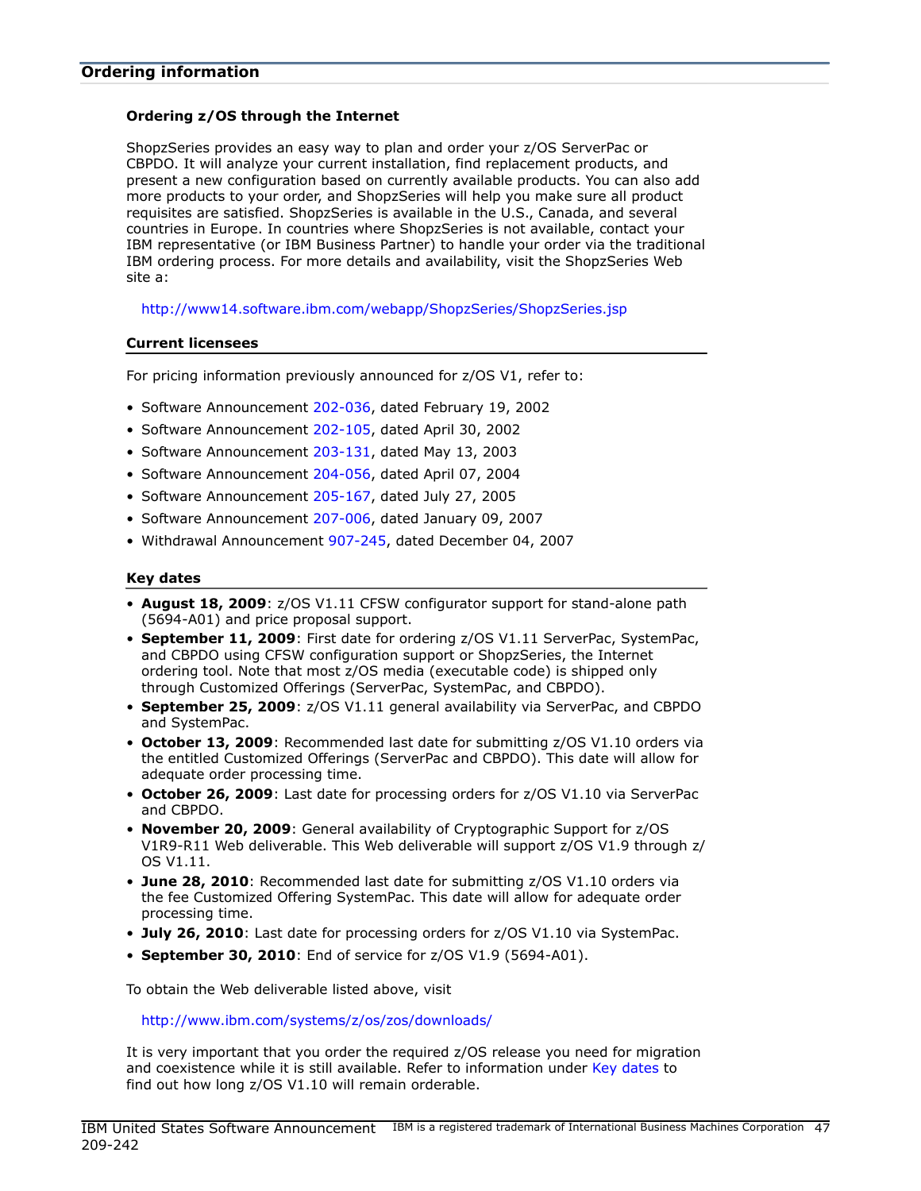## Ordering information

### Ordering z/OS through the Internet

ShopzSeries provides an easy way to plan and order your z/OS ServerPac or CBPDO. It will analyze your current installation, find replacement products, and present a new configuration based on currently available products. You can also add more products to your order, and ShopzSeries will help you make sure all product requisites are satisfied. ShopzSeries is available in the U.S., Canada, and several countries in Europe. In countries where ShopzSeries is not available, contact your IBM representative (or IBM Business Partner) to handle your order via the traditional IBM ordering process. For more details and availability, visit the ShopzSeries Web site a:

http://www14.software.ibm.com/webapp/ShopzSeries/ShopzSeries.jsp

### Current licensees

For pricing information previously announced for z/OS V1, refer to:

- Software Announcement 202-036, dated February 19, 2002
- Software Announcement 202-105, dated April 30, 2002
- Software Announcement 203-131, dated May 13, 2003
- Software Announcement 204-056, dated April 07, 2004
- Software Announcement 205-167, dated July 27, 2005
- Software Announcement 207-006, dated January 09, 2007
- Withdrawal Announcement 907-245, dated December 04, 2007

### Key dates

- **August 18, 2009**: z/OS V1.11 CFSW configurator support for stand-alone path (5694-A01) and price proposal support.
- **September 11, 2009**: First date for ordering z/OS V1.11 ServerPac, SystemPac, and CBPDO using CFSW configuration support or ShopzSeries, the Internet ordering tool. Note that most z/OS media (executable code) is shipped only through Customized Offerings (ServerPac, SystemPac, and CBPDO).
- **September 25, 2009**: z/OS V1.11 general availability via ServerPac, and CBPDO and SystemPac.
- **October 13, 2009**: Recommended last date for submitting z/OS V1.10 orders via the entitled Customized Offerings (ServerPac and CBPDO). This date will allow for adequate order processing time.
- **October 26, 2009**: Last date for processing orders for z/OS V1.10 via ServerPac and CBPDO.
- **November 20, 2009**: General availability of Cryptographic Support for z/OS V1R9-R11 Web deliverable. This Web deliverable will support z/OS V1.9 through z/OS V1.11.
- **June 28, 2010**: Recommended last date for submitting z/OS V1.10 orders via the fee Customized Offering SystemPac. This date will allow for adequate order processing time.
- **July 26, 2010**: Last date for processing orders for z/OS V1.10 via SystemPac.
- **September 30, 2010**: End of service for z/OS V1.9 (5694-A01).

To obtain the Web deliverable listed above, visit

http://www.ibm.com/systems/z/os/zos/downloads/

It is very important that you order the required z/OS release you need for migration and coexistence while it is still available. Refer to information under Key dates to find out how long z/OS V1.10 will remain orderable.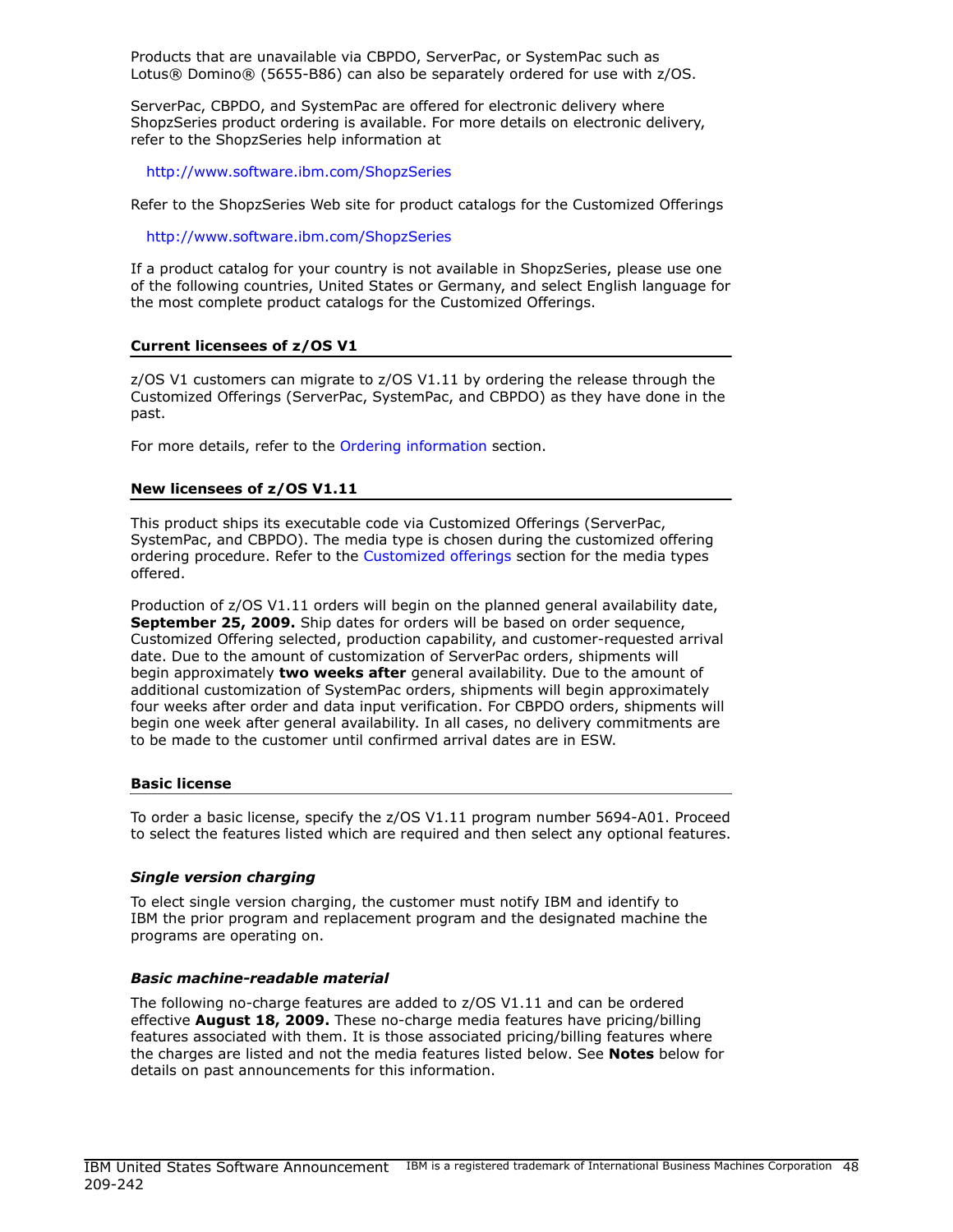Products that are unavailable via CBPDO, ServerPac, or SystemPac such as Lotus® Domino® (5655-B86) can also be separately ordered for use with z/OS.

ServerPac, CBPDO, and SystemPac are offered for electronic delivery where ShopzSeries product ordering is available. For more details on electronic delivery, refer to the ShopzSeries help information at

http://www.software.ibm.com/ShopzSeries

Refer to the ShopzSeries Web site for product catalogs for the Customized Offerings

http://www.software.ibm.com/ShopzSeries

If a product catalog for your country is not available in ShopzSeries, please use one of the following countries, United States or Germany, and select English language for the most complete product catalogs for the Customized Offerings.

## Current licensees of z/OS V1

z/OS V1 customers can migrate to z/OS V1.11 by ordering the release through the Customized Offerings (ServerPac, SystemPac, and CBPDO) as they have done in the past.

For more details, refer to the Ordering information section.

## New licensees of z/OS V1.11

This product ships its executable code via Customized Offerings (ServerPac, SystemPac, and CBPDO). The media type is chosen during the customized offering ordering procedure. Refer to the Customized offerings section for the media types offered.

Production of z/OS V1.11 orders will begin on the planned general availability date, **September 25, 2009.** Ship dates for orders will be based on order sequence, Customized Offering selected, production capability, and customer-requested arrival date. Due to the amount of customization of ServerPac orders, shipments will begin approximately **two weeks after** general availability. Due to the amount of additional customization of SystemPac orders, shipments will begin approximately four weeks after order and data input verification. For CBPDO orders, shipments will begin one week after general availability. In all cases, no delivery commitments are to be made to the customer until confirmed arrival dates are in ESW.

## Basic license

To order a basic license, specify the z/OS V1.11 program number 5694-A01. Proceed to select the features listed which are required and then select any optional features.

### *Single version charging*

To elect single version charging, the customer must notify IBM and identify to IBM the prior program and replacement program and the designated machine the programs are operating on.

### *Basic machine-readable material*

The following no-charge features are added to z/OS V1.11 and can be ordered effective **August 18, 2009.** These no-charge media features have pricing/billing features associated with them. It is those associated pricing/billing features where the charges are listed and not the media features listed below. See **Notes** below for details on past announcements for this information.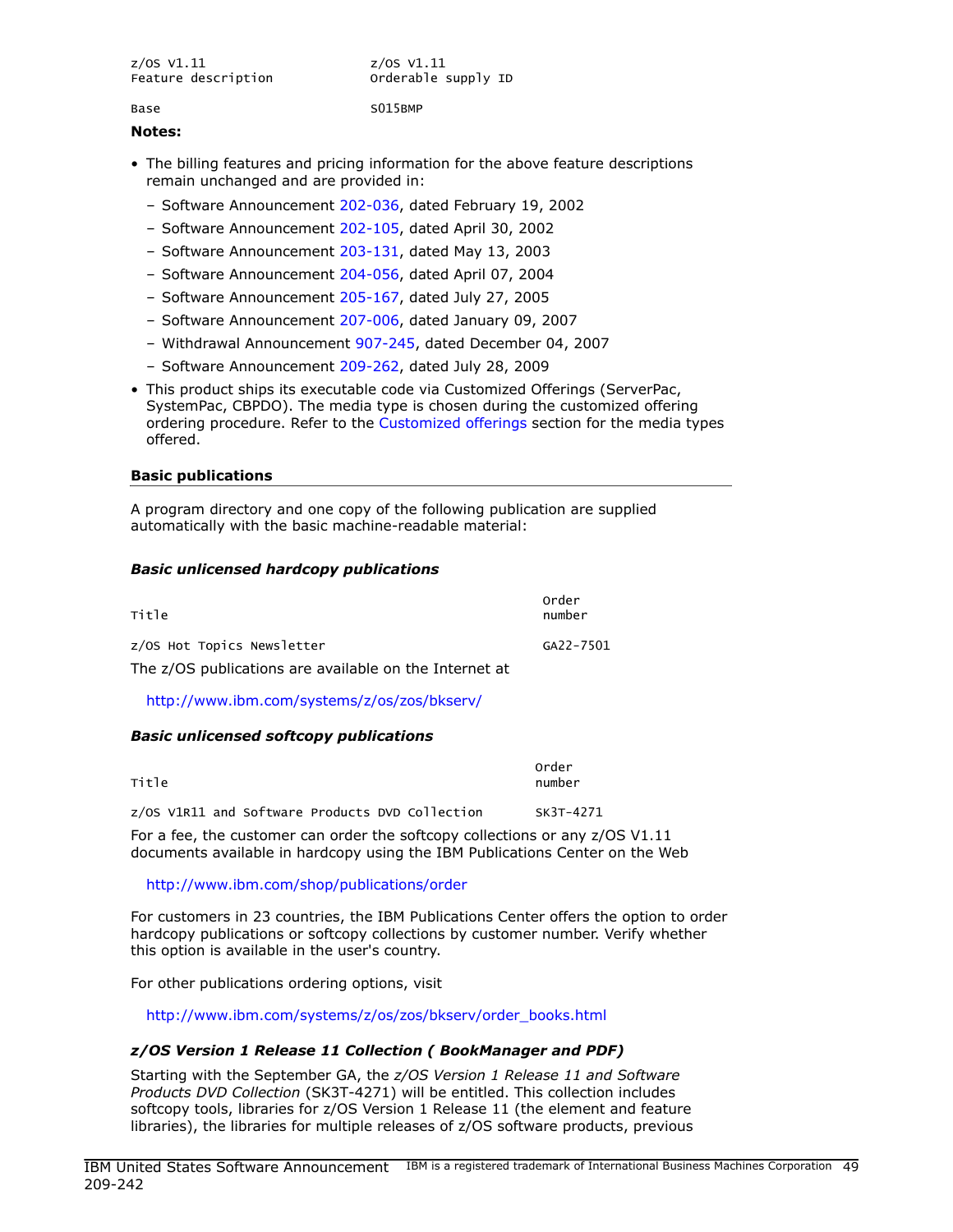| z/OS V1.11 Feature description | z/OS V1.11 Orderable supply ID |
| --- | --- |
| Base | S015BMP |

**Notes:**

- The billing features and pricing information for the above feature descriptions remain unchanged and are provided in:
  - Software Announcement 202-036, dated February 19, 2002
  - Software Announcement 202-105, dated April 30, 2002
  - Software Announcement 203-131, dated May 13, 2003
  - Software Announcement 204-056, dated April 07, 2004
  - Software Announcement 205-167, dated July 27, 2005
  - Software Announcement 207-006, dated January 09, 2007
  - Withdrawal Announcement 907-245, dated December 04, 2007
  - Software Announcement 209-262, dated July 28, 2009
- This product ships its executable code via Customized Offerings (ServerPac, SystemPac, CBPDO). The media type is chosen during the customized offering ordering procedure. Refer to the Customized offerings section for the media types offered.

## Basic publications

A program directory and one copy of the following publication are supplied automatically with the basic machine-readable material:

### *Basic unlicensed hardcopy publications*

| Title | Order number |
| --- | --- |
| z/OS Hot Topics Newsletter | GA22-7501 |

The z/OS publications are available on the Internet at

http://www.ibm.com/systems/z/os/zos/bkserv/

### *Basic unlicensed softcopy publications*

| Title | Order number |
| --- | --- |
| z/OS V1R11 and Software Products DVD Collection | SK3T-4271 |

For a fee, the customer can order the softcopy collections or any z/OS V1.11 documents available in hardcopy using the IBM Publications Center on the Web

http://www.ibm.com/shop/publications/order

For customers in 23 countries, the IBM Publications Center offers the option to order hardcopy publications or softcopy collections by customer number. Verify whether this option is available in the user's country.

For other publications ordering options, visit

http://www.ibm.com/systems/z/os/zos/bkserv/order_books.html

### *z/OS Version 1 Release 11 Collection ( BookManager and PDF)*

Starting with the September GA, the *z/OS Version 1 Release 11 and Software Products DVD Collection* (SK3T-4271) will be entitled. This collection includes softcopy tools, libraries for z/OS Version 1 Release 11 (the element and feature libraries), the libraries for multiple releases of z/OS software products, previous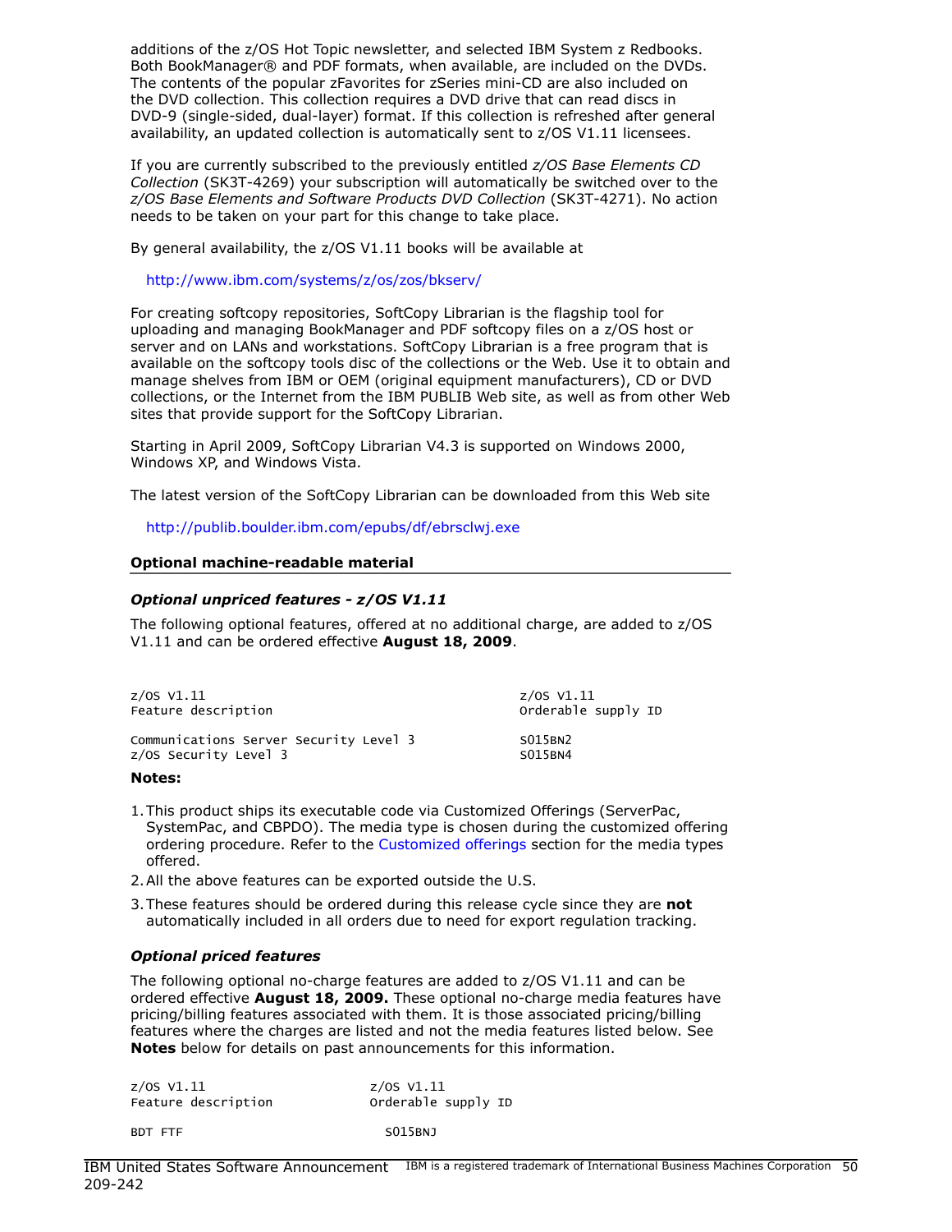additions of the z/OS Hot Topic newsletter, and selected IBM System z Redbooks. Both BookManager® and PDF formats, when available, are included on the DVDs. The contents of the popular zFavorites for zSeries mini-CD are also included on the DVD collection. This collection requires a DVD drive that can read discs in DVD-9 (single-sided, dual-layer) format. If this collection is refreshed after general availability, an updated collection is automatically sent to z/OS V1.11 licensees.

If you are currently subscribed to the previously entitled *z/OS Base Elements CD Collection* (SK3T-4269) your subscription will automatically be switched over to the *z/OS Base Elements and Software Products DVD Collection* (SK3T-4271). No action needs to be taken on your part for this change to take place.

By general availability, the z/OS V1.11 books will be available at

http://www.ibm.com/systems/z/os/zos/bkserv/

For creating softcopy repositories, SoftCopy Librarian is the flagship tool for uploading and managing BookManager and PDF softcopy files on a z/OS host or server and on LANs and workstations. SoftCopy Librarian is a free program that is available on the softcopy tools disc of the collections or the Web. Use it to obtain and manage shelves from IBM or OEM (original equipment manufacturers), CD or DVD collections, or the Internet from the IBM PUBLIB Web site, as well as from other Web sites that provide support for the SoftCopy Librarian.

Starting in April 2009, SoftCopy Librarian V4.3 is supported on Windows 2000, Windows XP, and Windows Vista.

The latest version of the SoftCopy Librarian can be downloaded from this Web site

http://publib.boulder.ibm.com/epubs/df/ebrsclwj.exe

## Optional machine-readable material

### *Optional unpriced features - z/OS V1.11*

The following optional features, offered at no additional charge, are added to z/OS V1.11 and can be ordered effective **August 18, 2009**.

```
z/OS V1.11                                   z/OS V1.11
Feature description                          Orderable supply ID

Communications Server Security Level 3       S015BN2
z/OS Security Level 3                        S015BN4
```

**Notes:**

1. This product ships its executable code via Customized Offerings (ServerPac, SystemPac, and CBPDO). The media type is chosen during the customized offering ordering procedure. Refer to the Customized offerings section for the media types offered.
2. All the above features can be exported outside the U.S.
3. These features should be ordered during this release cycle since they are **not** automatically included in all orders due to need for export regulation tracking.

### *Optional priced features*

The following optional no-charge features are added to z/OS V1.11 and can be ordered effective **August 18, 2009.** These optional no-charge media features have pricing/billing features associated with them. It is those associated pricing/billing features where the charges are listed and not the media features listed below. See **Notes** below for details on past announcements for this information.

```
z/OS V1.11                  z/OS V1.11
Feature description         Orderable supply ID

BDT FTF                       S015BNJ
```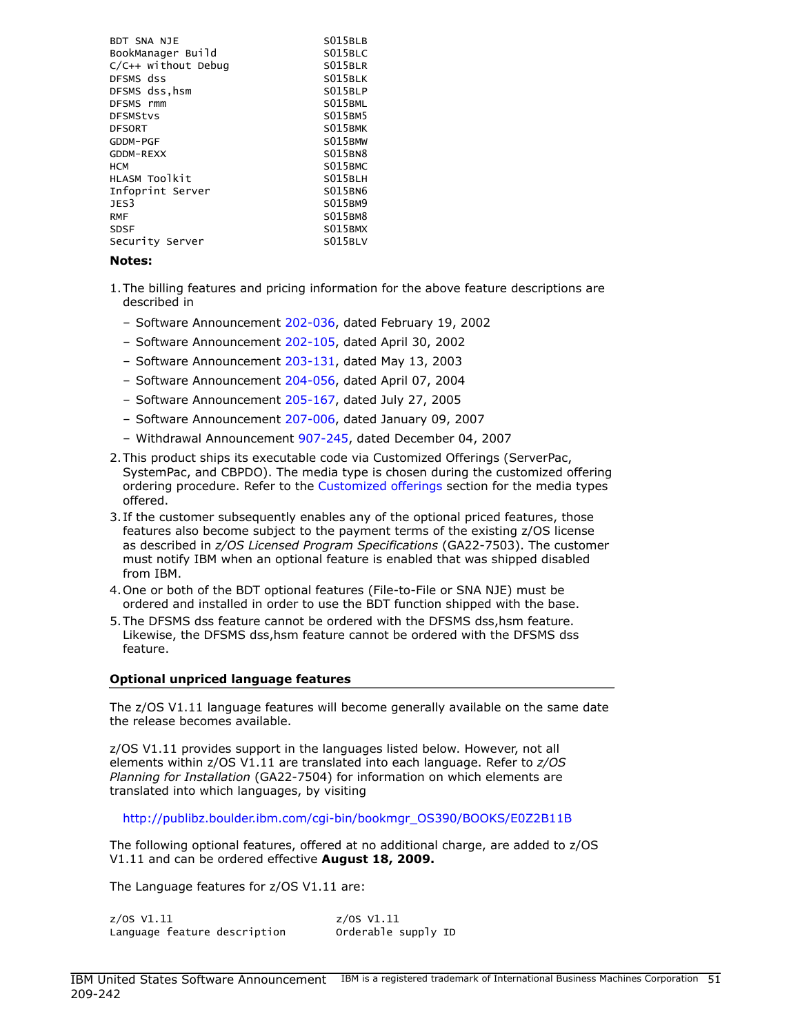```
BDT SNA NJE                        S015BLB
BookManager Build                  S015BLC
C/C++ without Debug                S015BLR
DFSMS dss                          S015BLK
DFSMS dss,hsm                      S015BLP
DFSMS rmm                          S015BML
DFSMStvs                           S015BM5
DFSORT                             S015BMK
GDDM-PGF                           S015BMW
GDDM-REXX                          S015BN8
HCM                                S015BMC
HLASM Toolkit                      S015BLH
Infoprint Server                   S015BN6
JES3                               S015BM9
RMF                                S015BM8
SDSF                               S015BMX
Security Server                    S015BLV
```

**Notes:**

1. The billing features and pricing information for the above feature descriptions are described in
   - Software Announcement 202-036, dated February 19, 2002
   - Software Announcement 202-105, dated April 30, 2002
   - Software Announcement 203-131, dated May 13, 2003
   - Software Announcement 204-056, dated April 07, 2004
   - Software Announcement 205-167, dated July 27, 2005
   - Software Announcement 207-006, dated January 09, 2007
   - Withdrawal Announcement 907-245, dated December 04, 2007
2. This product ships its executable code via Customized Offerings (ServerPac, SystemPac, and CBPDO). The media type is chosen during the customized offering ordering procedure. Refer to the Customized offerings section for the media types offered.
3. If the customer subsequently enables any of the optional priced features, those features also become subject to the payment terms of the existing z/OS license as described in *z/OS Licensed Program Specifications* (GA22-7503). The customer must notify IBM when an optional feature is enabled that was shipped disabled from IBM.
4. One or both of the BDT optional features (File-to-File or SNA NJE) must be ordered and installed in order to use the BDT function shipped with the base.
5. The DFSMS dss feature cannot be ordered with the DFSMS dss,hsm feature. Likewise, the DFSMS dss,hsm feature cannot be ordered with the DFSMS dss feature.

### Optional unpriced language features

The z/OS V1.11 language features will become generally available on the same date the release becomes available.

z/OS V1.11 provides support in the languages listed below. However, not all elements within z/OS V1.11 are translated into each language. Refer to *z/OS Planning for Installation* (GA22-7504) for information on which elements are translated into which languages, by visiting

http://publibz.boulder.ibm.com/cgi-bin/bookmgr_OS390/BOOKS/E0Z2B11B

The following optional features, offered at no additional charge, are added to z/OS V1.11 and can be ordered effective **August 18, 2009.**

The Language features for z/OS V1.11 are:

```
z/OS V1.11                         z/OS V1.11
Language feature description       Orderable supply ID
```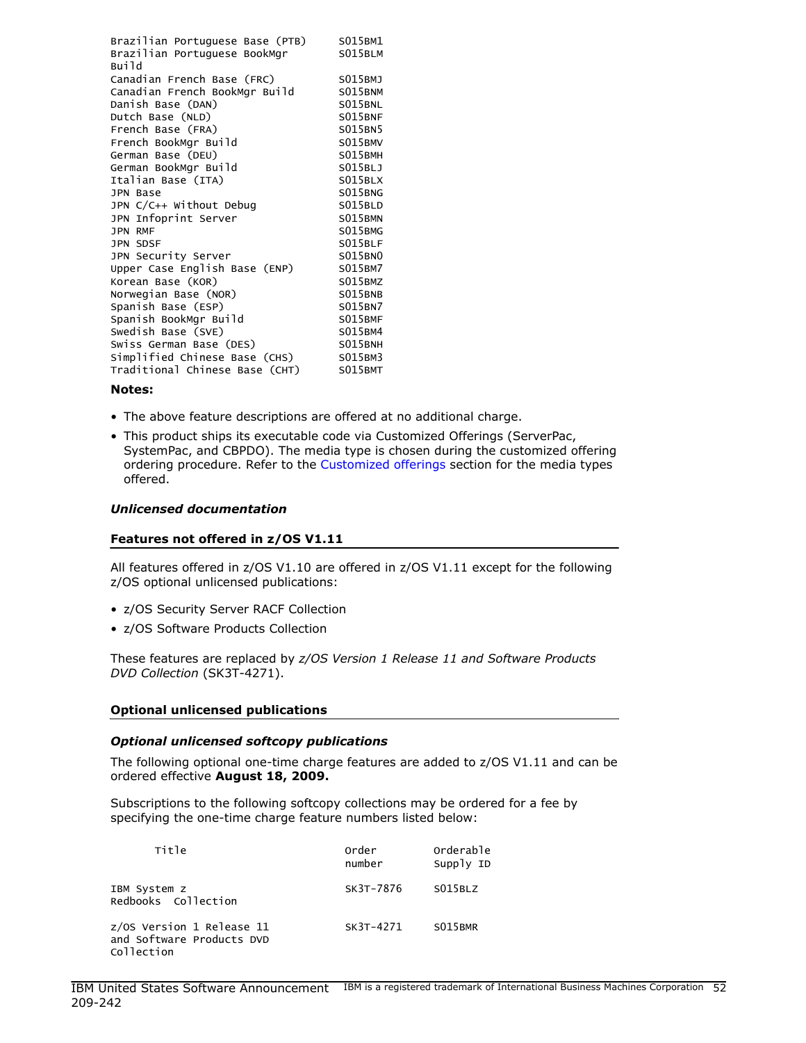| | |
|---|---|
| Brazilian Portuguese Base (PTB) | S015BM1 |
| Brazilian Portuguese BookMgr Build | S015BLM |
| Canadian French Base (FRC) | S015BMJ |
| Canadian French BookMgr Build | S015BNM |
| Danish Base (DAN) | S015BNL |
| Dutch Base (NLD) | S015BNF |
| French Base (FRA) | S015BN5 |
| French BookMgr Build | S015BMV |
| German Base (DEU) | S015BMH |
| German BookMgr Build | S015BLJ |
| Italian Base (ITA) | S015BLX |
| JPN Base | S015BNG |
| JPN C/C++ Without Debug | S015BLD |
| JPN Infoprint Server | S015BMN |
| JPN RMF | S015BMG |
| JPN SDSF | S015BLF |
| JPN Security Server | S015BN0 |
| Upper Case English Base (ENP) | S015BM7 |
| Korean Base (KOR) | S015BMZ |
| Norwegian Base (NOR) | S015BNB |
| Spanish Base (ESP) | S015BN7 |
| Spanish BookMgr Build | S015BMF |
| Swedish Base (SVE) | S015BM4 |
| Swiss German Base (DES) | S015BNH |
| Simplified Chinese Base (CHS) | S015BM3 |
| Traditional Chinese Base (CHT) | S015BMT |

**Notes:**

- The above feature descriptions are offered at no additional charge.
- This product ships its executable code via Customized Offerings (ServerPac, SystemPac, and CBPDO). The media type is chosen during the customized offering ordering procedure. Refer to the Customized offerings section for the media types offered.

***Unlicensed documentation***

**Features not offered in z/OS V1.11**

All features offered in z/OS V1.10 are offered in z/OS V1.11 except for the following z/OS optional unlicensed publications:

- z/OS Security Server RACF Collection
- z/OS Software Products Collection

These features are replaced by *z/OS Version 1 Release 11 and Software Products DVD Collection* (SK3T-4271).

**Optional unlicensed publications**

***Optional unlicensed softcopy publications***

The following optional one-time charge features are added to z/OS V1.11 and can be ordered effective **August 18, 2009.**

Subscriptions to the following softcopy collections may be ordered for a fee by specifying the one-time charge feature numbers listed below:

| Title | Order number | Orderable Supply ID |
|---|---|---|
| IBM System z Redbooks Collection | SK3T-7876 | S015BLZ |
| z/OS Version 1 Release 11 and Software Products DVD Collection | SK3T-4271 | S015BMR |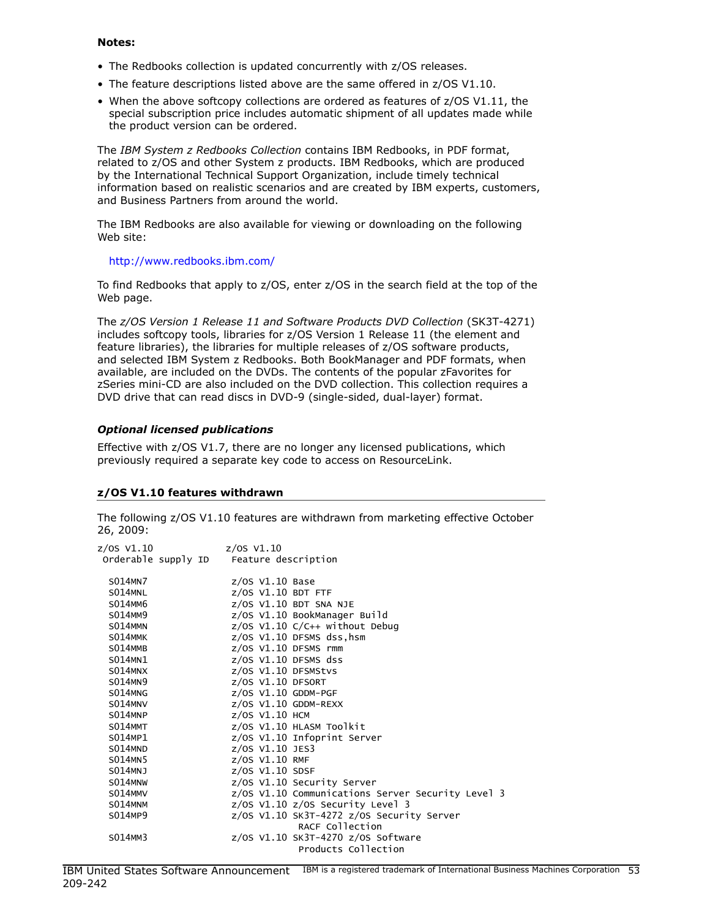**Notes:**

- The Redbooks collection is updated concurrently with z/OS releases.
- The feature descriptions listed above are the same offered in z/OS V1.10.
- When the above softcopy collections are ordered as features of z/OS V1.11, the special subscription price includes automatic shipment of all updates made while the product version can be ordered.

The *IBM System z Redbooks Collection* contains IBM Redbooks, in PDF format, related to z/OS and other System z products. IBM Redbooks, which are produced by the International Technical Support Organization, include timely technical information based on realistic scenarios and are created by IBM experts, customers, and Business Partners from around the world.

The IBM Redbooks are also available for viewing or downloading on the following Web site:

http://www.redbooks.ibm.com/

To find Redbooks that apply to z/OS, enter z/OS in the search field at the top of the Web page.

The *z/OS Version 1 Release 11 and Software Products DVD Collection* (SK3T-4271) includes softcopy tools, libraries for z/OS Version 1 Release 11 (the element and feature libraries), the libraries for multiple releases of z/OS software products, and selected IBM System z Redbooks. Both BookManager and PDF formats, when available, are included on the DVDs. The contents of the popular zFavorites for zSeries mini-CD are also included on the DVD collection. This collection requires a DVD drive that can read discs in DVD-9 (single-sided, dual-layer) format.

### *Optional licensed publications*

Effective with z/OS V1.7, there are no longer any licensed publications, which previously required a separate key code to access on ResourceLink.

## z/OS V1.10 features withdrawn

The following z/OS V1.10 features are withdrawn from marketing effective October 26, 2009:

```
z/OS V1.10             z/OS V1.10
 Orderable supply ID    Feature description

  S014MN7               z/OS V1.10 Base
  S014MNL               z/OS V1.10 BDT FTF
  S014MM6               z/OS V1.10 BDT SNA NJE
  S014MM9               z/OS V1.10 BookManager Build
  S014MMN               z/OS V1.10 C/C++ without Debug
  S014MMK               z/OS V1.10 DFSMS dss,hsm
  S014MMB               z/OS V1.10 DFSMS rmm
  S014MN1               z/OS V1.10 DFSMS dss
  S014MNX               z/OS V1.10 DFSMStvs
  S014MN9               z/OS V1.10 DFSORT
  S014MNG               z/OS V1.10 GDDM-PGF
  S014MNV               z/OS V1.10 GDDM-REXX
  S014MNP               z/OS V1.10 HCM
  S014MMT               z/OS V1.10 HLASM Toolkit
  S014MP1               z/OS V1.10 Infoprint Server
  S014MND               z/OS V1.10 JES3
  S014MN5               z/OS V1.10 RMF
  S014MNJ               z/OS V1.10 SDSF
  S014MNW               z/OS V1.10 Security Server
  S014MMV               z/OS V1.10 Communications Server Security Level 3
  S014MNM               z/OS V1.10 z/OS Security Level 3
  S014MP9               z/OS V1.10 SK3T-4272 z/OS Security Server
                                   RACF Collection
  S014MM3               z/OS V1.10 SK3T-4270 z/OS Software
                                   Products Collection
```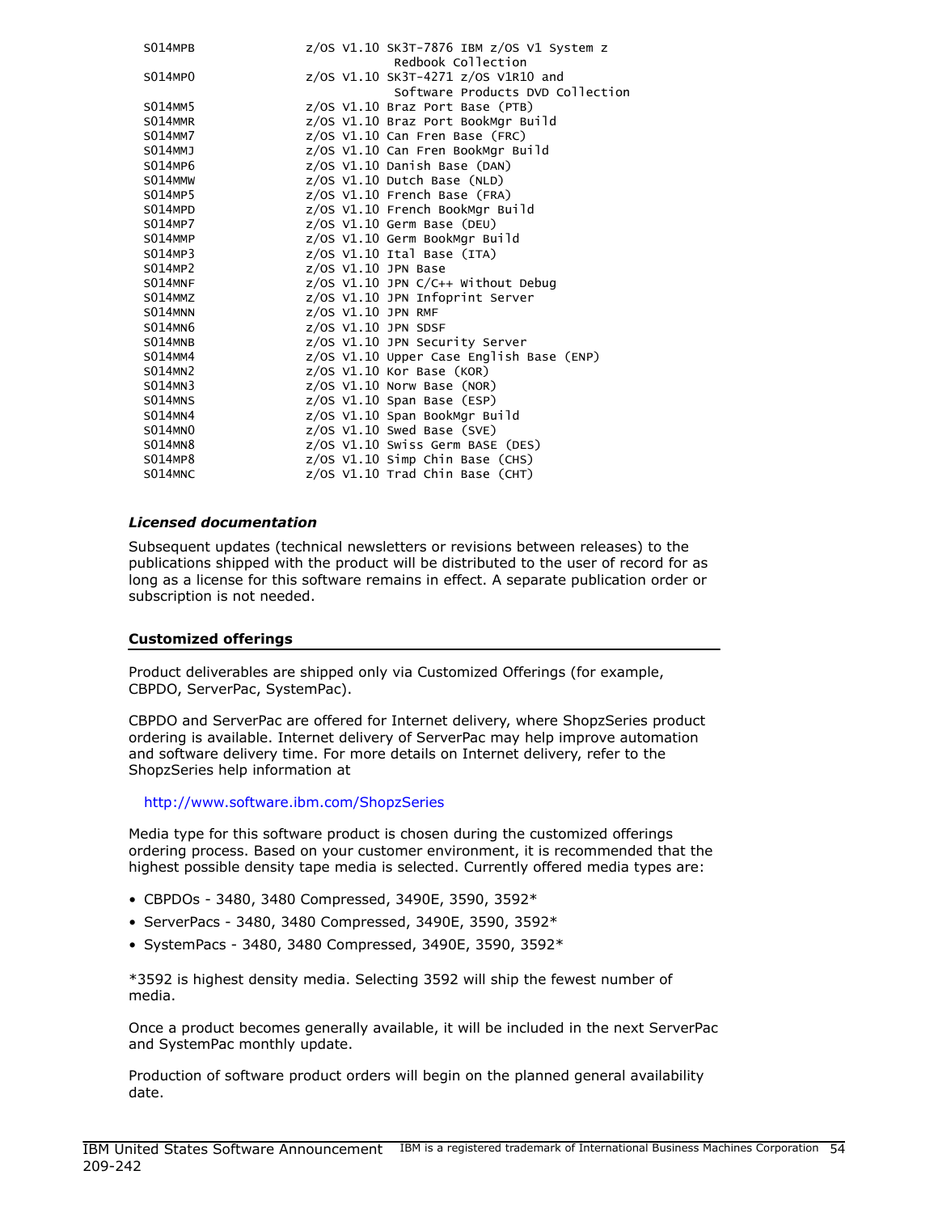```
S014MPB             z/OS V1.10 SK3T-7876 IBM z/OS V1 System z
                               Redbook Collection
S014MP0             z/OS V1.10 SK3T-4271 z/OS V1R10 and
                               Software Products DVD Collection
S014MM5             z/OS V1.10 Braz Port Base (PTB)
S014MMR             z/OS V1.10 Braz Port BookMgr Build
S014MM7             z/OS V1.10 Can Fren Base (FRC)
S014MMJ             z/OS V1.10 Can Fren BookMgr Build
S014MP6             z/OS V1.10 Danish Base (DAN)
S014MMW             z/OS V1.10 Dutch Base (NLD)
S014MP5             z/OS V1.10 French Base (FRA)
S014MPD             z/OS V1.10 French BookMgr Build
S014MP7             z/OS V1.10 Germ Base (DEU)
S014MMP             z/OS V1.10 Germ BookMgr Build
S014MP3             z/OS V1.10 Ital Base (ITA)
S014MP2             z/OS V1.10 JPN Base
S014MNF             z/OS V1.10 JPN C/C++ Without Debug
S014MMZ             z/OS V1.10 JPN Infoprint Server
S014MNN             z/OS V1.10 JPN RMF
S014MN6             z/OS V1.10 JPN SDSF
S014MNB             z/OS V1.10 JPN Security Server
S014MM4             z/OS V1.10 Upper Case English Base (ENP)
S014MN2             z/OS V1.10 Kor Base (KOR)
S014MN3             z/OS V1.10 Norw Base (NOR)
S014MNS             z/OS V1.10 Span Base (ESP)
S014MN4             z/OS V1.10 Span BookMgr Build
S014MN0             z/OS V1.10 Swed Base (SVE)
S014MN8             z/OS V1.10 Swiss Germ BASE (DES)
S014MP8             z/OS V1.10 Simp Chin Base (CHS)
S014MNC             z/OS V1.10 Trad Chin Base (CHT)
```

***Licensed documentation***

Subsequent updates (technical newsletters or revisions between releases) to the publications shipped with the product will be distributed to the user of record for as long as a license for this software remains in effect. A separate publication order or subscription is not needed.

## Customized offerings

Product deliverables are shipped only via Customized Offerings (for example, CBPDO, ServerPac, SystemPac).

CBPDO and ServerPac are offered for Internet delivery, where ShopzSeries product ordering is available. Internet delivery of ServerPac may help improve automation and software delivery time. For more details on Internet delivery, refer to the ShopzSeries help information at

http://www.software.ibm.com/ShopzSeries

Media type for this software product is chosen during the customized offerings ordering process. Based on your customer environment, it is recommended that the highest possible density tape media is selected. Currently offered media types are:

- CBPDOs - 3480, 3480 Compressed, 3490E, 3590, 3592*
- ServerPacs - 3480, 3480 Compressed, 3490E, 3590, 3592*
- SystemPacs - 3480, 3480 Compressed, 3490E, 3590, 3592*

*3592 is highest density media. Selecting 3592 will ship the fewest number of media.

Once a product becomes generally available, it will be included in the next ServerPac and SystemPac monthly update.

Production of software product orders will begin on the planned general availability date.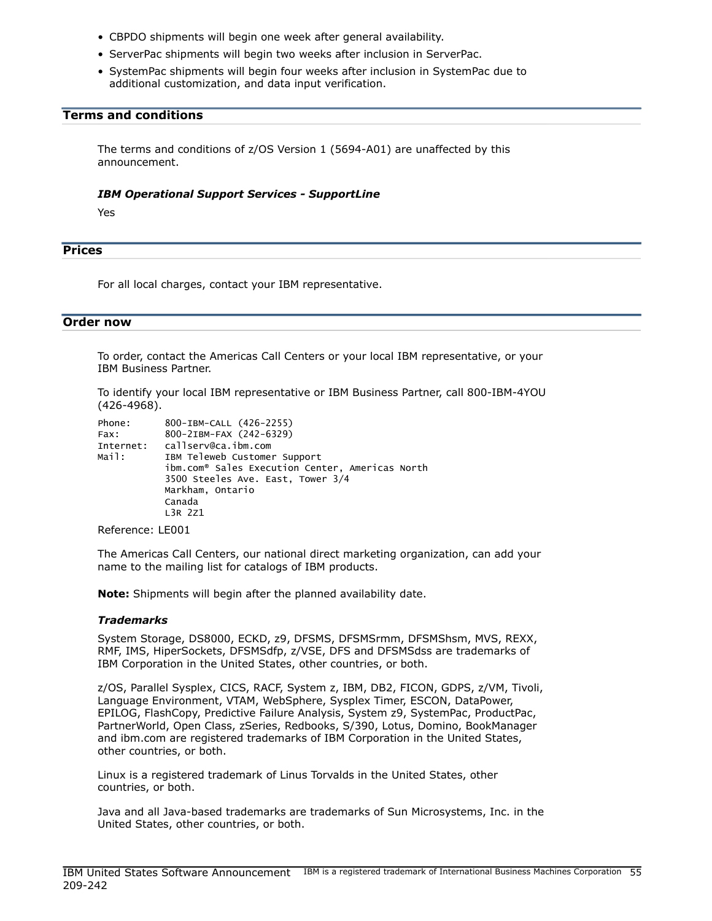- CBPDO shipments will begin one week after general availability.
- ServerPac shipments will begin two weeks after inclusion in ServerPac.
- SystemPac shipments will begin four weeks after inclusion in SystemPac due to additional customization, and data input verification.

## Terms and conditions

The terms and conditions of z/OS Version 1 (5694-A01) are unaffected by this announcement.

### *IBM Operational Support Services - SupportLine*

Yes

## Prices

For all local charges, contact your IBM representative.

## Order now

To order, contact the Americas Call Centers or your local IBM representative, or your IBM Business Partner.

To identify your local IBM representative or IBM Business Partner, call 800-IBM-4YOU (426-4968).

```
Phone:      800-IBM-CALL (426-2255)
Fax:        800-2IBM-FAX (242-6329)
Internet:   callserv@ca.ibm.com
Mail:       IBM Teleweb Customer Support
            ibm.com® Sales Execution Center, Americas North
            3500 Steeles Ave. East, Tower 3/4
            Markham, Ontario
            Canada
            L3R 2Z1
```

Reference: LE001

The Americas Call Centers, our national direct marketing organization, can add your name to the mailing list for catalogs of IBM products.

**Note:** Shipments will begin after the planned availability date.

### *Trademarks*

System Storage, DS8000, ECKD, z9, DFSMS, DFSMSrmm, DFSMShsm, MVS, REXX, RMF, IMS, HiperSockets, DFSMSdfp, z/VSE, DFS and DFSMSdss are trademarks of IBM Corporation in the United States, other countries, or both.

z/OS, Parallel Sysplex, CICS, RACF, System z, IBM, DB2, FICON, GDPS, z/VM, Tivoli, Language Environment, VTAM, WebSphere, Sysplex Timer, ESCON, DataPower, EPILOG, FlashCopy, Predictive Failure Analysis, System z9, SystemPac, ProductPac, PartnerWorld, Open Class, zSeries, Redbooks, S/390, Lotus, Domino, BookManager and ibm.com are registered trademarks of IBM Corporation in the United States, other countries, or both.

Linux is a registered trademark of Linus Torvalds in the United States, other countries, or both.

Java and all Java-based trademarks are trademarks of Sun Microsystems, Inc. in the United States, other countries, or both.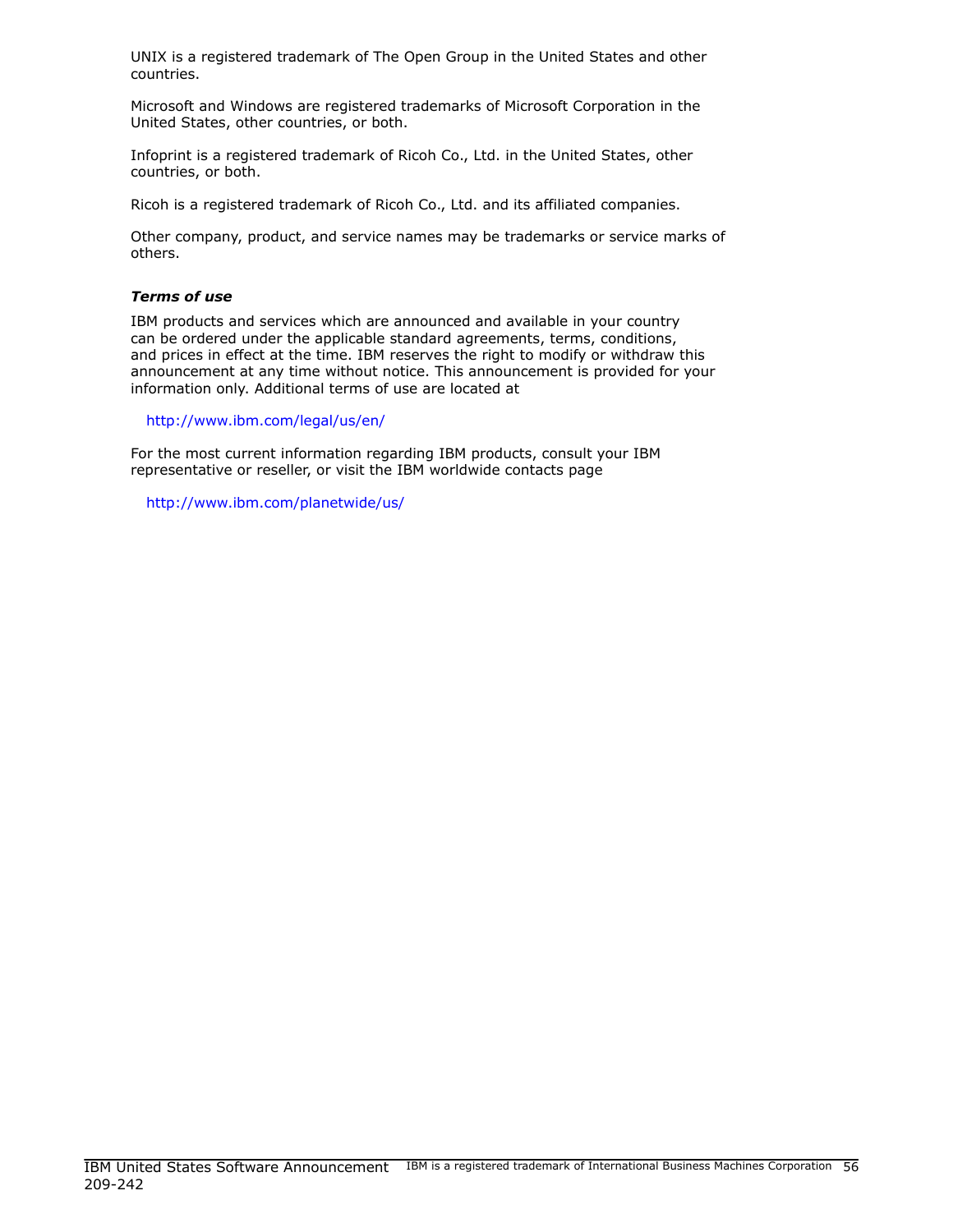UNIX is a registered trademark of The Open Group in the United States and other countries.

Microsoft and Windows are registered trademarks of Microsoft Corporation in the United States, other countries, or both.

Infoprint is a registered trademark of Ricoh Co., Ltd. in the United States, other countries, or both.

Ricoh is a registered trademark of Ricoh Co., Ltd. and its affiliated companies.

Other company, product, and service names may be trademarks or service marks of others.

***Terms of use***

IBM products and services which are announced and available in your country can be ordered under the applicable standard agreements, terms, conditions, and prices in effect at the time. IBM reserves the right to modify or withdraw this announcement at any time without notice. This announcement is provided for your information only. Additional terms of use are located at

http://www.ibm.com/legal/us/en/

For the most current information regarding IBM products, consult your IBM representative or reseller, or visit the IBM worldwide contacts page

http://www.ibm.com/planetwide/us/